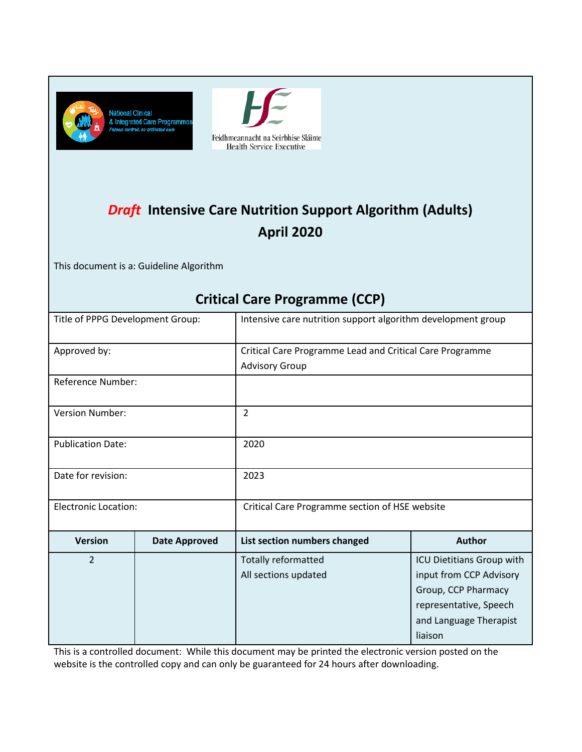# *Draft* Intensive Care Nutrition Support Algorithm (Adults)

## April 2020

This document is a: Guideline Algorithm

## Critical Care Programme (CCP)

| Title of PPPG Development Group: | Intensive care nutrition support algorithm development group |
|---|---|
| Approved by: | Critical Care Programme Lead and Critical Care Programme Advisory Group |
| Reference Number: | |
| Version Number: | 2 |
| Publication Date: | 2020 |
| Date for revision: | 2023 |
| Electronic Location: | Critical Care Programme section of HSE website |

| Version | Date Approved | List section numbers changed | Author |
|---|---|---|---|
| 2 | | Totally reformatted<br>All sections updated | ICU Dietitians Group with input from CCP Advisory Group, CCP Pharmacy representative, Speech and Language Therapist liaison |

This is a controlled document: While this document may be printed the electronic version posted on the website is the controlled copy and can only be guaranteed for 24 hours after downloading.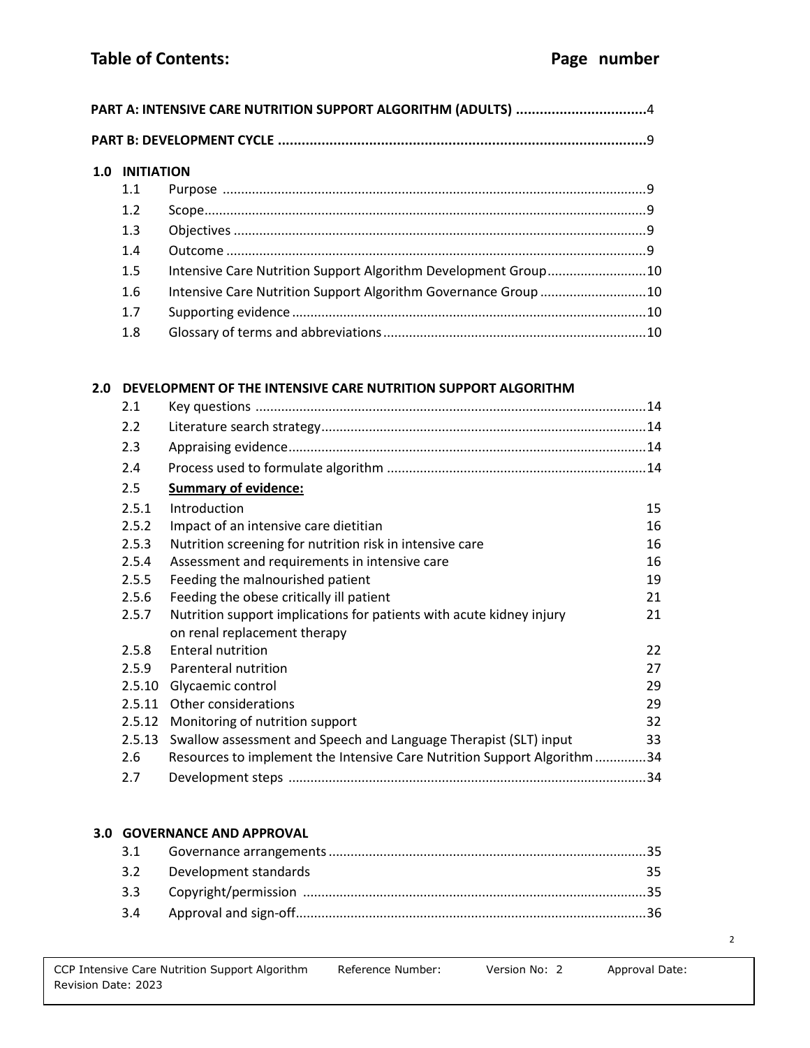## Table of Contents: Page number

**PART A: INTENSIVE CARE NUTRITION SUPPORT ALGORITHM (ADULTS)** .................................4

**PART B: DEVELOPMENT CYCLE** .............................................................................................9

**1.0 INITIATION**

| | | |
|---|---|---|
| 1.1 | Purpose | 9 |
| 1.2 | Scope | 9 |
| 1.3 | Objectives | 9 |
| 1.4 | Outcome | 9 |
| 1.5 | Intensive Care Nutrition Support Algorithm Development Group | 10 |
| 1.6 | Intensive Care Nutrition Support Algorithm Governance Group | 10 |
| 1.7 | Supporting evidence | 10 |
| 1.8 | Glossary of terms and abbreviations | 10 |

**2.0 DEVELOPMENT OF THE INTENSIVE CARE NUTRITION SUPPORT ALGORITHM**

| | | |
|---|---|---|
| 2.1 | Key questions | 14 |
| 2.2 | Literature search strategy | 14 |
| 2.3 | Appraising evidence | 14 |
| 2.4 | Process used to formulate algorithm | 14 |
| 2.5 | **Summary of evidence:** | |
| 2.5.1 | Introduction | 15 |
| 2.5.2 | Impact of an intensive care dietitian | 16 |
| 2.5.3 | Nutrition screening for nutrition risk in intensive care | 16 |
| 2.5.4 | Assessment and requirements in intensive care | 16 |
| 2.5.5 | Feeding the malnourished patient | 19 |
| 2.5.6 | Feeding the obese critically ill patient | 21 |
| 2.5.7 | Nutrition support implications for patients with acute kidney injury on renal replacement therapy | 21 |
| 2.5.8 | Enteral nutrition | 22 |
| 2.5.9 | Parenteral nutrition | 27 |
| 2.5.10 | Glycaemic control | 29 |
| 2.5.11 | Other considerations | 29 |
| 2.5.12 | Monitoring of nutrition support | 32 |
| 2.5.13 | Swallow assessment and Speech and Language Therapist (SLT) input | 33 |
| 2.6 | Resources to implement the Intensive Care Nutrition Support Algorithm | 34 |
| 2.7 | Development steps | 34 |

**3.0 GOVERNANCE AND APPROVAL**

| | | |
|---|---|---|
| 3.1 | Governance arrangements | 35 |
| 3.2 | Development standards | 35 |
| 3.3 | Copyright/permission | 35 |
| 3.4 | Approval and sign-off | 36 |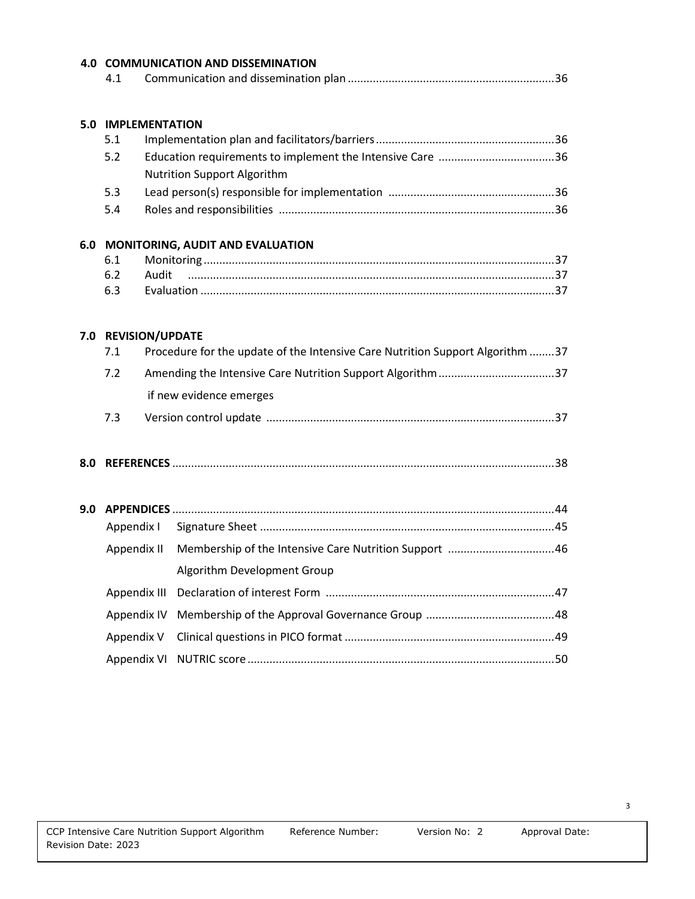**4.0 COMMUNICATION AND DISSEMINATION**

4.1 Communication and dissemination plan ....................................................................36

**5.0 IMPLEMENTATION**

5.1 Implementation plan and facilitators/barriers ..........................................................36

5.2 Education requirements to implement the Intensive Care Nutrition Support Algorithm ......................................36

5.3 Lead person(s) responsible for implementation ......................................................36

5.4 Roles and responsibilities ........................................................................................36

**6.0 MONITORING, AUDIT AND EVALUATION**

6.1 Monitoring ................................................................................................................37

6.2 Audit .......................................................................................................................37

6.3 Evaluation .................................................................................................................37

**7.0 REVISION/UPDATE**

7.1 Procedure for the update of the Intensive Care Nutrition Support Algorithm ........37

7.2 Amending the Intensive Care Nutrition Support Algorithm if new evidence emerges .....................................37

7.3 Version control update ............................................................................................37

**8.0 REFERENCES** .........................................................................................................38

**9.0 APPENDICES** .........................................................................................................44

Appendix I Signature Sheet ..............................................................................................45

Appendix II Membership of the Intensive Care Nutrition Support Algorithm Development Group ..................................46

Appendix III Declaration of interest Form ........................................................................47

Appendix IV Membership of the Approval Governance Group .........................................48

Appendix V Clinical questions in PICO format ..................................................................49

Appendix VI NUTRIC score ................................................................................................50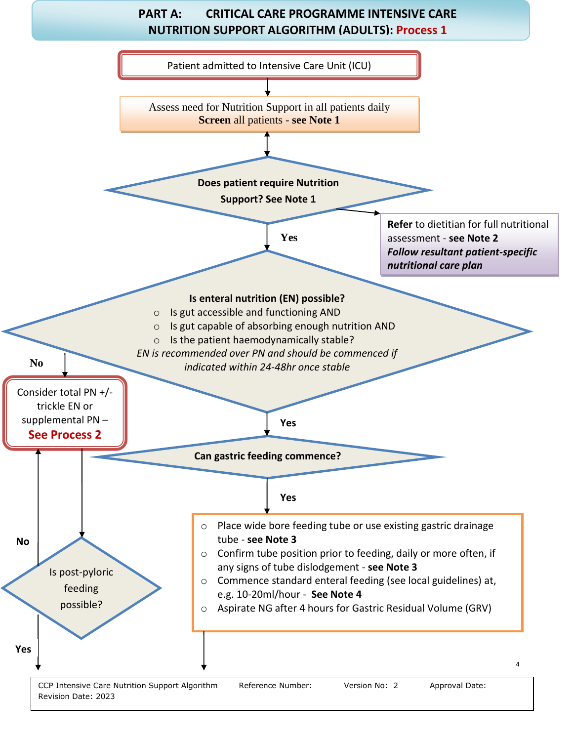## PART A: CRITICAL CARE PROGRAMME INTENSIVE CARE NUTRITION SUPPORT ALGORITHM (ADULTS): Process 1

Patient admitted to Intensive Care Unit (ICU)

↓

Assess need for Nutrition Support in all patients daily
**Screen** all patients - **see Note 1**

↕

**Does patient require Nutrition Support? See Note 1**

→ **Refer** to dietitian for full nutritional assessment - **see Note 2**
***Follow resultant patient-specific nutritional care plan***

**Yes** ↓

**Is enteral nutrition (EN) possible?**

- Is gut accessible and functioning AND
- Is gut capable of absorbing enough nutrition AND
- Is the patient haemodynamically stable?

*EN is recommended over PN and should be commenced if indicated within 24-48hr once stable*

**No** → Consider total PN +/- trickle EN or supplemental PN – **See Process 2**

**Yes** ↓

**Can gastric feeding commence?**

**No** → **Is post-pyloric feeding possible?**

- **No** → Consider total PN +/- trickle EN or supplemental PN – **See Process 2**
- **Yes** ↓

**Yes** ↓

- Place wide bore feeding tube or use existing gastric drainage tube - **see Note 3**
- Confirm tube position prior to feeding, daily or more often, if any signs of tube dislodgement - **see Note 3**
- Commence standard enteral feeding (see local guidelines) at, e.g. 10-20ml/hour - **See Note 4**
- Aspirate NG after 4 hours for Gastric Residual Volume (GRV)

↓

| CCP Intensive Care Nutrition Support Algorithm | Reference Number: | Version No: 2 | Approval Date: |
|---|---|---|---|
| Revision Date: 2023 | | | |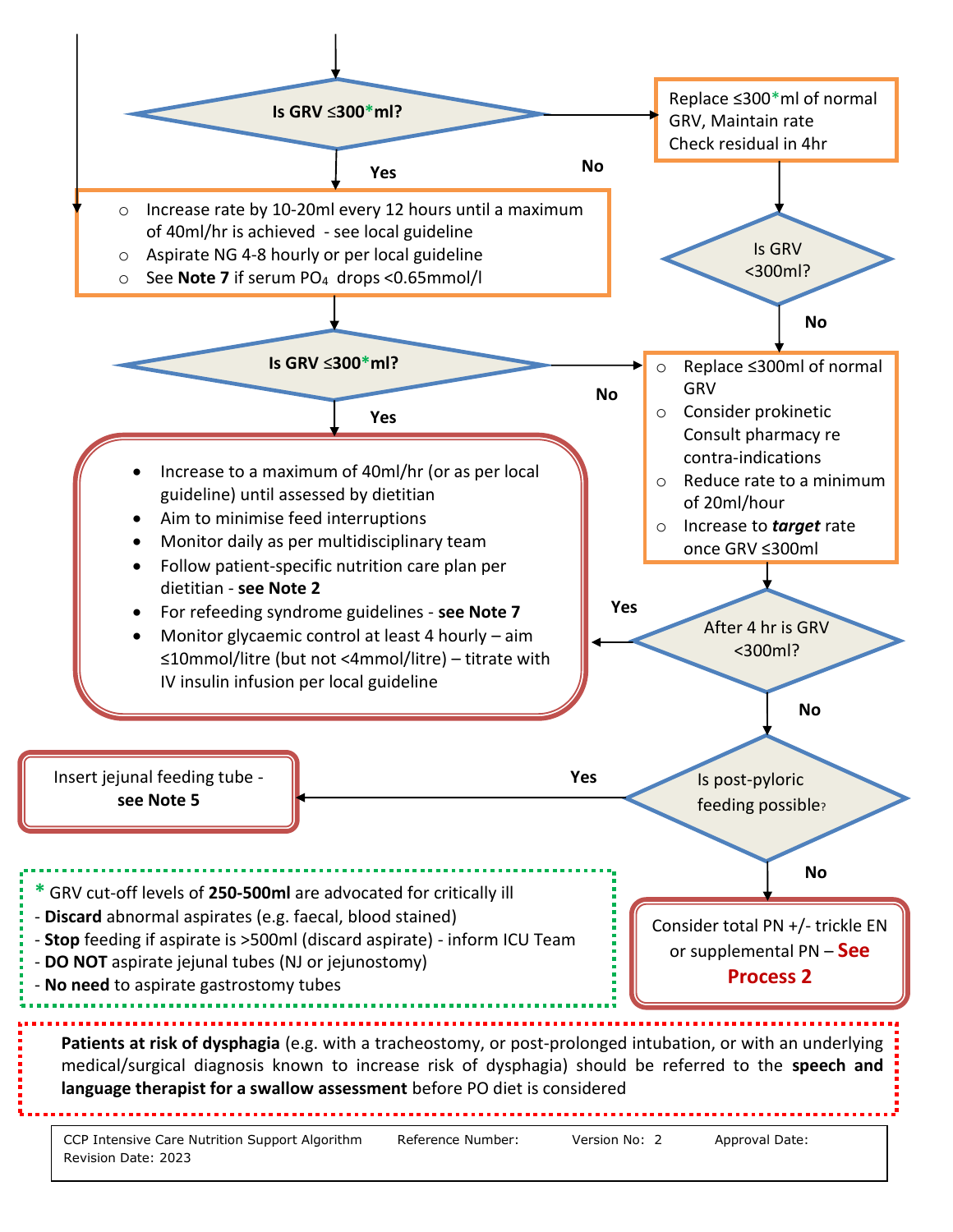**Is GRV ≤300\*ml?**

- **No** → Replace ≤300\*ml of normal GRV, Maintain rate. Check residual in 4hr
- **Yes** →

- Increase rate by 10-20ml every 12 hours until a maximum of 40ml/hr is achieved - see local guideline
- Aspirate NG 4-8 hourly or per local guideline
- See **Note 7** if serum $PO_4$ drops <0.65mmol/l

**Is GRV ≤300\*ml?**

- **Yes** →
  - Increase to a maximum of 40ml/hr (or as per local guideline) until assessed by dietitian
  - Aim to minimise feed interruptions
  - Monitor daily as per multidisciplinary team
  - Follow patient-specific nutrition care plan per dietitian - **see Note 2**
  - For refeeding syndrome guidelines - **see Note 7**
  - Monitor glycaemic control at least 4 hourly – aim ≤10mmol/litre (but not <4mmol/litre) – titrate with IV insulin infusion per local guideline
- **No** →

**Is GRV <300ml?** (after checking residual in 4hr)

- **No** →

- Replace ≤300ml of normal GRV
- Consider prokinetic Consult pharmacy re contra-indications
- Reduce rate to a minimum of 20ml/hour
- Increase to ***target*** rate once GRV ≤300ml

**After 4 hr is GRV <300ml?**

- **Yes** → (to the box above: Increase to a maximum of 40ml/hr...)
- **No** →

**Is post-pyloric feeding possible?**

- **Yes** → Insert jejunal feeding tube - **see Note 5**
- **No** → Consider total PN +/- trickle EN or supplemental PN – **See Process 2**

\* GRV cut-off levels of **250-500ml** are advocated for critically ill
- **Discard** abnormal aspirates (e.g. faecal, blood stained)
- **Stop** feeding if aspirate is >500ml (discard aspirate) - inform ICU Team
- **DO NOT** aspirate jejunal tubes (NJ or jejunostomy)
- **No need** to aspirate gastrostomy tubes

**Patients at risk of dysphagia** (e.g. with a tracheostomy, or post-prolonged intubation, or with an underlying medical/surgical diagnosis known to increase risk of dysphagia) should be referred to the **speech and language therapist for a swallow assessment** before PO diet is considered

| CCP Intensive Care Nutrition Support Algorithm | Reference Number: | Version No: 2 | Approval Date: |
|---|---|---|---|
| Revision Date: 2023 | | | |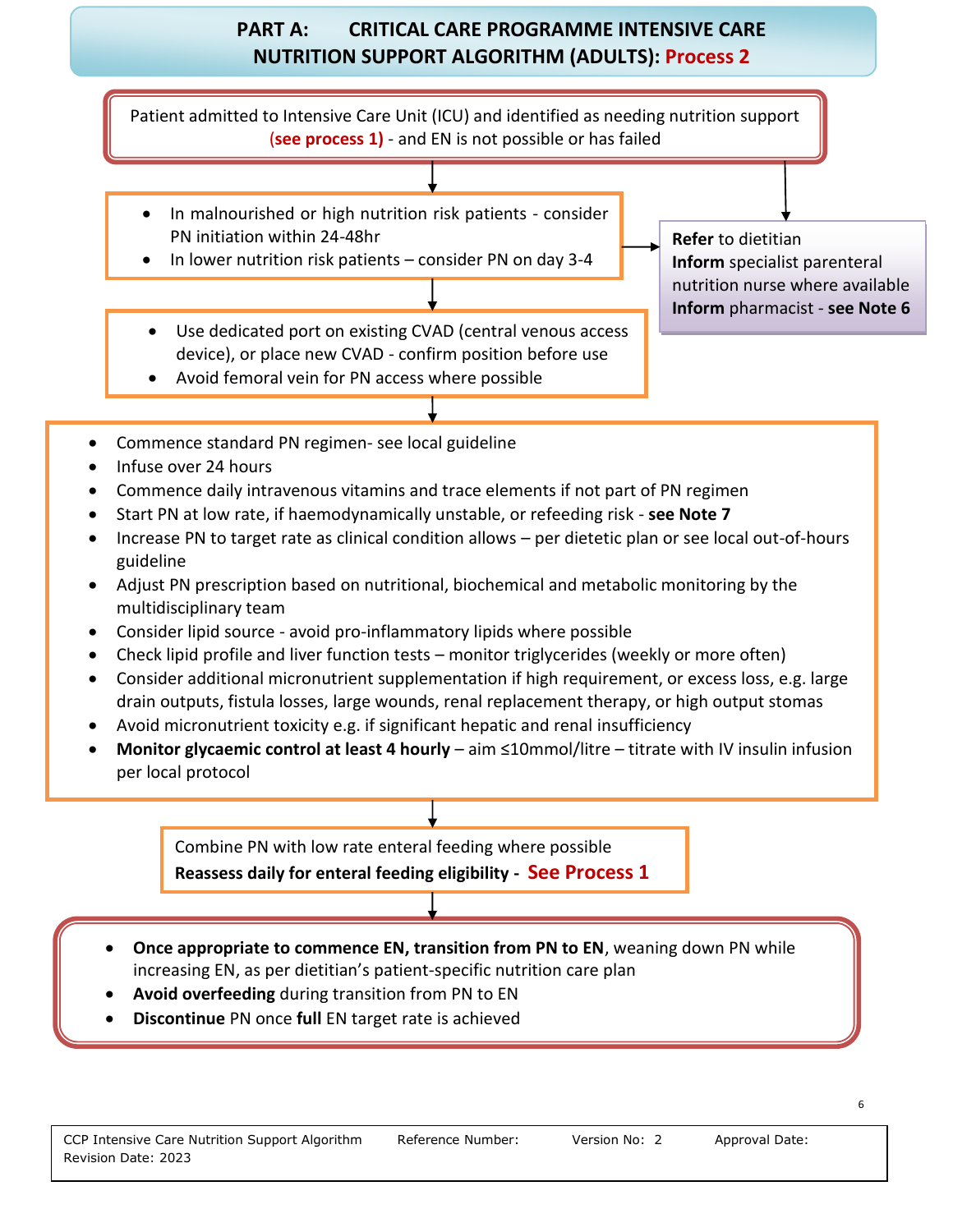# PART A: CRITICAL CARE PROGRAMME INTENSIVE CARE NUTRITION SUPPORT ALGORITHM (ADULTS): Process 2

Patient admitted to Intensive Care Unit (ICU) and identified as needing nutrition support **(see process 1)** - and EN is not possible or has failed

- In malnourished or high nutrition risk patients - consider PN initiation within 24-48hr
- In lower nutrition risk patients – consider PN on day 3-4

**Refer** to dietitian
**Inform** specialist parenteral nutrition nurse where available
**Inform** pharmacist - **see Note 6**

- Use dedicated port on existing CVAD (central venous access device), or place new CVAD - confirm position before use
- Avoid femoral vein for PN access where possible

- Commence standard PN regimen- see local guideline
- Infuse over 24 hours
- Commence daily intravenous vitamins and trace elements if not part of PN regimen
- Start PN at low rate, if haemodynamically unstable, or refeeding risk - **see Note 7**
- Increase PN to target rate as clinical condition allows – per dietetic plan or see local out-of-hours guideline
- Adjust PN prescription based on nutritional, biochemical and metabolic monitoring by the multidisciplinary team
- Consider lipid source - avoid pro-inflammatory lipids where possible
- Check lipid profile and liver function tests – monitor triglycerides (weekly or more often)
- Consider additional micronutrient supplementation if high requirement, or excess loss, e.g. large drain outputs, fistula losses, large wounds, renal replacement therapy, or high output stomas
- Avoid micronutrient toxicity e.g. if significant hepatic and renal insufficiency
- **Monitor glycaemic control at least 4 hourly** – aim ≤10mmol/litre – titrate with IV insulin infusion per local protocol

Combine PN with low rate enteral feeding where possible
**Reassess daily for enteral feeding eligibility - See Process 1**

- **Once appropriate to commence EN, transition from PN to EN**, weaning down PN while increasing EN, as per dietitian's patient-specific nutrition care plan
- **Avoid overfeeding** during transition from PN to EN
- **Discontinue** PN once **full** EN target rate is achieved

| CCP Intensive Care Nutrition Support Algorithm | Reference Number: | Version No: 2 | Approval Date: |
|---|---|---|---|
| Revision Date: 2023 | | | |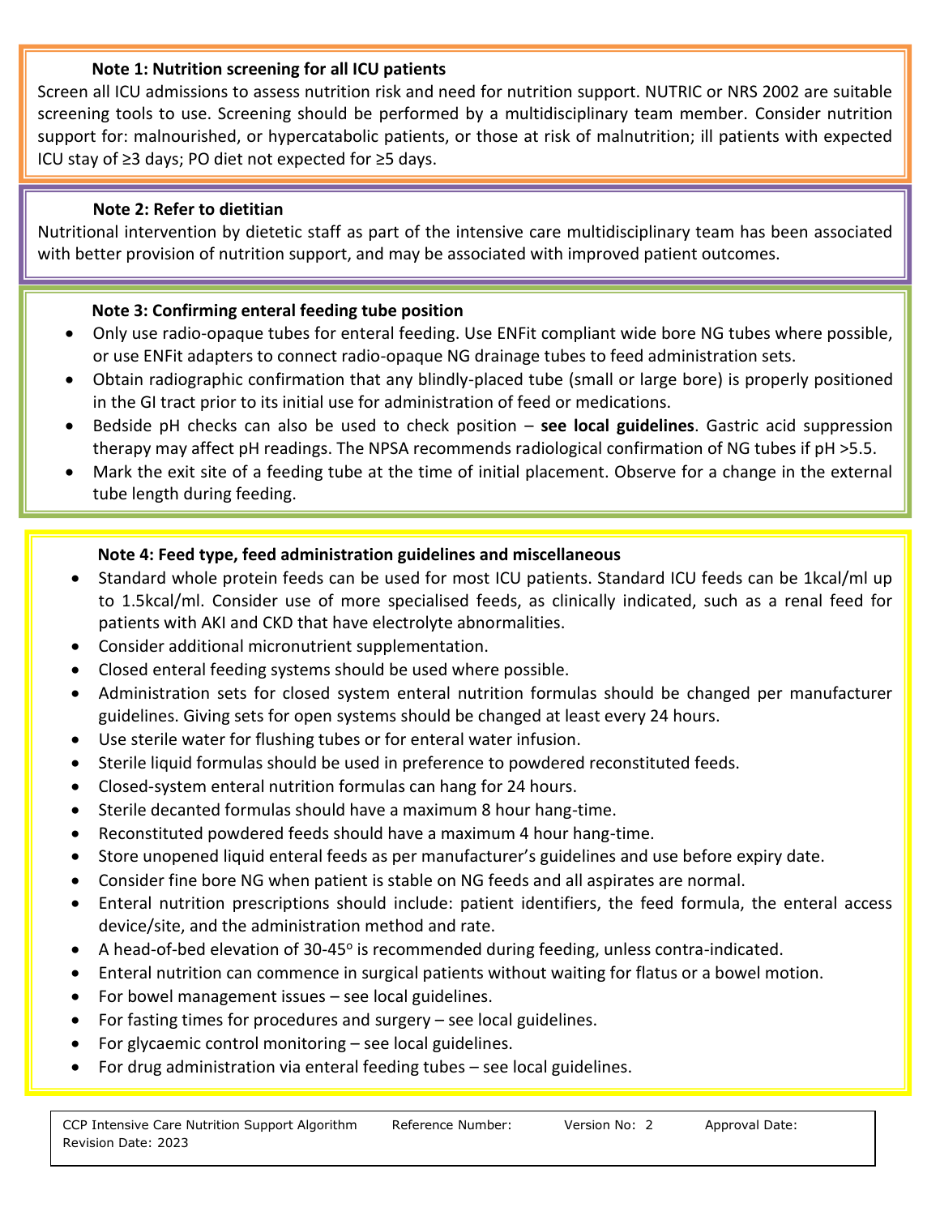### Note 1: Nutrition screening for all ICU patients

Screen all ICU admissions to assess nutrition risk and need for nutrition support. NUTRIC or NRS 2002 are suitable screening tools to use. Screening should be performed by a multidisciplinary team member. Consider nutrition support for: malnourished, or hypercatabolic patients, or those at risk of malnutrition; ill patients with expected ICU stay of ≥3 days; PO diet not expected for ≥5 days.

### Note 2: Refer to dietitian

Nutritional intervention by dietetic staff as part of the intensive care multidisciplinary team has been associated with better provision of nutrition support, and may be associated with improved patient outcomes.

### Note 3: Confirming enteral feeding tube position

- Only use radio-opaque tubes for enteral feeding. Use ENFit compliant wide bore NG tubes where possible, or use ENFit adapters to connect radio-opaque NG drainage tubes to feed administration sets.
- Obtain radiographic confirmation that any blindly-placed tube (small or large bore) is properly positioned in the GI tract prior to its initial use for administration of feed or medications.
- Bedside pH checks can also be used to check position – **see local guidelines**. Gastric acid suppression therapy may affect pH readings. The NPSA recommends radiological confirmation of NG tubes if pH >5.5.
- Mark the exit site of a feeding tube at the time of initial placement. Observe for a change in the external tube length during feeding.

### Note 4: Feed type, feed administration guidelines and miscellaneous

- Standard whole protein feeds can be used for most ICU patients. Standard ICU feeds can be 1kcal/ml up to 1.5kcal/ml. Consider use of more specialised feeds, as clinically indicated, such as a renal feed for patients with AKI and CKD that have electrolyte abnormalities.
- Consider additional micronutrient supplementation.
- Closed enteral feeding systems should be used where possible.
- Administration sets for closed system enteral nutrition formulas should be changed per manufacturer guidelines. Giving sets for open systems should be changed at least every 24 hours.
- Use sterile water for flushing tubes or for enteral water infusion.
- Sterile liquid formulas should be used in preference to powdered reconstituted feeds.
- Closed-system enteral nutrition formulas can hang for 24 hours.
- Sterile decanted formulas should have a maximum 8 hour hang-time.
- Reconstituted powdered feeds should have a maximum 4 hour hang-time.
- Store unopened liquid enteral feeds as per manufacturer's guidelines and use before expiry date.
- Consider fine bore NG when patient is stable on NG feeds and all aspirates are normal.
- Enteral nutrition prescriptions should include: patient identifiers, the feed formula, the enteral access device/site, and the administration method and rate.
- A head-of-bed elevation of 30-45$^{o}$ is recommended during feeding, unless contra-indicated.
- Enteral nutrition can commence in surgical patients without waiting for flatus or a bowel motion.
- For bowel management issues – see local guidelines.
- For fasting times for procedures and surgery – see local guidelines.
- For glycaemic control monitoring – see local guidelines.
- For drug administration via enteral feeding tubes – see local guidelines.

| CCP Intensive Care Nutrition Support Algorithm | Reference Number: | Version No: 2 | Approval Date: |
|---|---|---|---|
| Revision Date: 2023 | | | |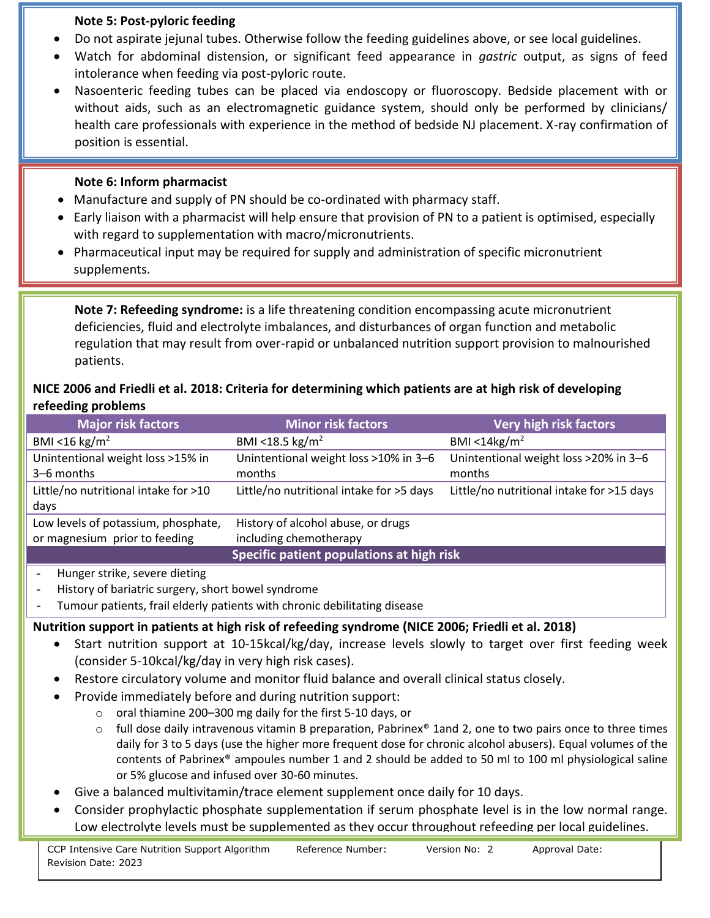**Note 5: Post-pyloric feeding**

- Do not aspirate jejunal tubes. Otherwise follow the feeding guidelines above, or see local guidelines.
- Watch for abdominal distension, or significant feed appearance in *gastric* output, as signs of feed intolerance when feeding via post-pyloric route.
- Nasoenteric feeding tubes can be placed via endoscopy or fluoroscopy. Bedside placement with or without aids, such as an electromagnetic guidance system, should only be performed by clinicians/ health care professionals with experience in the method of bedside NJ placement. X-ray confirmation of position is essential.

**Note 6: Inform pharmacist**

- Manufacture and supply of PN should be co-ordinated with pharmacy staff.
- Early liaison with a pharmacist will help ensure that provision of PN to a patient is optimised, especially with regard to supplementation with macro/micronutrients.
- Pharmaceutical input may be required for supply and administration of specific micronutrient supplements.

**Note 7: Refeeding syndrome:** is a life threatening condition encompassing acute micronutrient deficiencies, fluid and electrolyte imbalances, and disturbances of organ function and metabolic regulation that may result from over-rapid or unbalanced nutrition support provision to malnourished patients.

**NICE 2006 and Friedli et al. 2018: Criteria for determining which patients are at high risk of developing refeeding problems**

| Major risk factors | Minor risk factors | Very high risk factors |
|---|---|---|
| BMI <16 kg/m$^2$ | BMI <18.5 kg/m$^2$ | BMI <14kg/m$^2$ |
| Unintentional weight loss >15% in 3–6 months | Unintentional weight loss >10% in 3–6 months | Unintentional weight loss >20% in 3–6 months |
| Little/no nutritional intake for >10 days | Little/no nutritional intake for >5 days | Little/no nutritional intake for >15 days |
| Low levels of potassium, phosphate, or magnesium prior to feeding | History of alcohol abuse, or drugs including chemotherapy | |
| **Specific patient populations at high risk** | | |
| - Hunger strike, severe dieting<br>- History of bariatric surgery, short bowel syndrome<br>- Tumour patients, frail elderly patients with chronic debilitating disease | | |

**Nutrition support in patients at high risk of refeeding syndrome (NICE 2006; Friedli et al. 2018)**

- Start nutrition support at 10-15kcal/kg/day, increase levels slowly to target over first feeding week (consider 5-10kcal/kg/day in very high risk cases).
- Restore circulatory volume and monitor fluid balance and overall clinical status closely.
- Provide immediately before and during nutrition support:
  - oral thiamine 200–300 mg daily for the first 5-10 days, or
  - full dose daily intravenous vitamin B preparation, Pabrinex® 1and 2, one to two pairs once to three times daily for 3 to 5 days (use the higher more frequent dose for chronic alcohol abusers). Equal volumes of the contents of Pabrinex® ampoules number 1 and 2 should be added to 50 ml to 100 ml physiological saline or 5% glucose and infused over 30-60 minutes.
- Give a balanced multivitamin/trace element supplement once daily for 10 days.
- Consider prophylactic phosphate supplementation if serum phosphate level is in the low normal range. Low electrolyte levels must be supplemented as they occur throughout refeeding per local guidelines.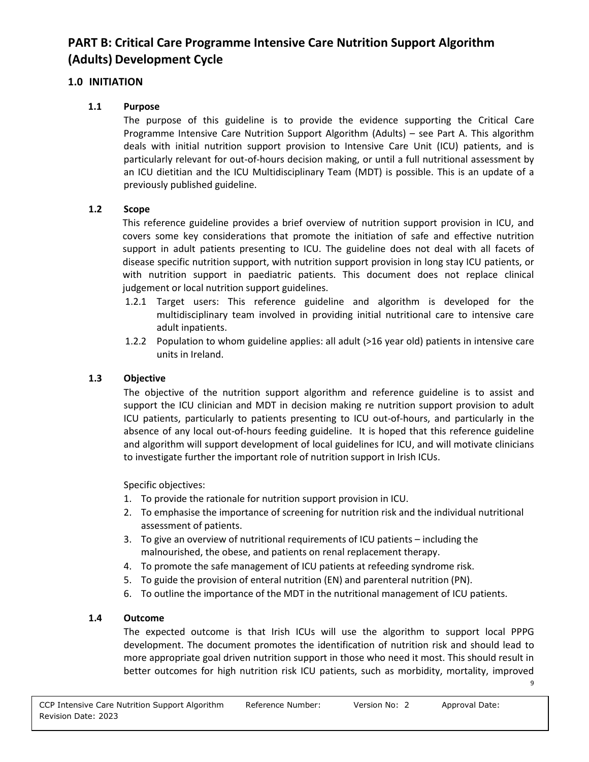# PART B: Critical Care Programme Intensive Care Nutrition Support Algorithm (Adults) Development Cycle

## 1.0 INITIATION

### 1.1 Purpose

The purpose of this guideline is to provide the evidence supporting the Critical Care Programme Intensive Care Nutrition Support Algorithm (Adults) – see Part A. This algorithm deals with initial nutrition support provision to Intensive Care Unit (ICU) patients, and is particularly relevant for out-of-hours decision making, or until a full nutritional assessment by an ICU dietitian and the ICU Multidisciplinary Team (MDT) is possible. This is an update of a previously published guideline.

### 1.2 Scope

This reference guideline provides a brief overview of nutrition support provision in ICU, and covers some key considerations that promote the initiation of safe and effective nutrition support in adult patients presenting to ICU. The guideline does not deal with all facets of disease specific nutrition support, with nutrition support provision in long stay ICU patients, or with nutrition support in paediatric patients. This document does not replace clinical judgement or local nutrition support guidelines.

1.2.1 Target users: This reference guideline and algorithm is developed for the multidisciplinary team involved in providing initial nutritional care to intensive care adult inpatients.

1.2.2 Population to whom guideline applies: all adult (>16 year old) patients in intensive care units in Ireland.

### 1.3 Objective

The objective of the nutrition support algorithm and reference guideline is to assist and support the ICU clinician and MDT in decision making re nutrition support provision to adult ICU patients, particularly to patients presenting to ICU out-of-hours, and particularly in the absence of any local out-of-hours feeding guideline. It is hoped that this reference guideline and algorithm will support development of local guidelines for ICU, and will motivate clinicians to investigate further the important role of nutrition support in Irish ICUs.

Specific objectives:

1. To provide the rationale for nutrition support provision in ICU.
2. To emphasise the importance of screening for nutrition risk and the individual nutritional assessment of patients.
3. To give an overview of nutritional requirements of ICU patients – including the malnourished, the obese, and patients on renal replacement therapy.
4. To promote the safe management of ICU patients at refeeding syndrome risk.
5. To guide the provision of enteral nutrition (EN) and parenteral nutrition (PN).
6. To outline the importance of the MDT in the nutritional management of ICU patients.

### 1.4 Outcome

The expected outcome is that Irish ICUs will use the algorithm to support local PPPG development. The document promotes the identification of nutrition risk and should lead to more appropriate goal driven nutrition support in those who need it most. This should result in better outcomes for high nutrition risk ICU patients, such as morbidity, mortality, improved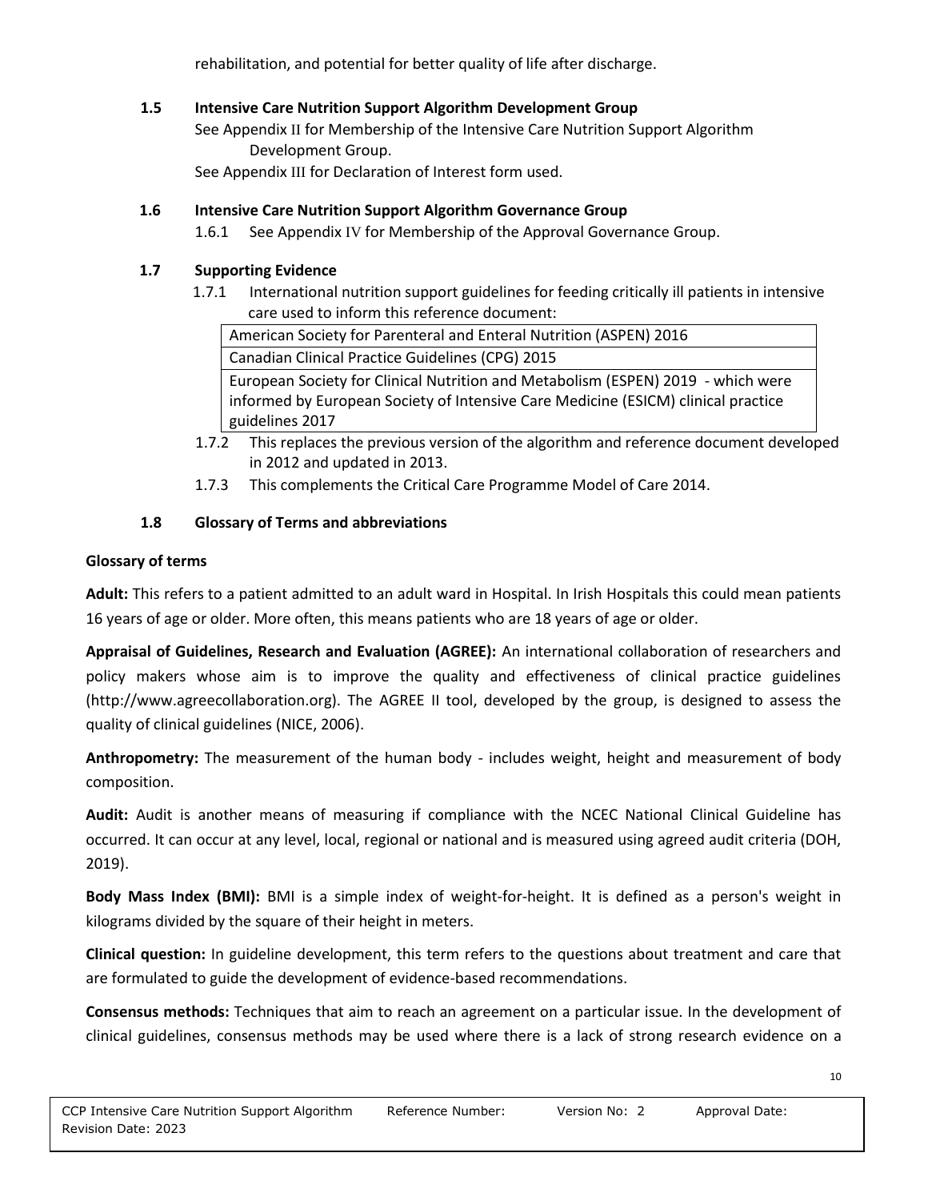rehabilitation, and potential for better quality of life after discharge.

### 1.5 Intensive Care Nutrition Support Algorithm Development Group

See Appendix II for Membership of the Intensive Care Nutrition Support Algorithm Development Group.

See Appendix III for Declaration of Interest form used.

### 1.6 Intensive Care Nutrition Support Algorithm Governance Group

1.6.1 See Appendix IV for Membership of the Approval Governance Group.

### 1.7 Supporting Evidence

1.7.1 International nutrition support guidelines for feeding critically ill patients in intensive care used to inform this reference document:

| American Society for Parenteral and Enteral Nutrition (ASPEN) 2016 |
|---|
| Canadian Clinical Practice Guidelines (CPG) 2015 |
| European Society for Clinical Nutrition and Metabolism (ESPEN) 2019 - which were informed by European Society of Intensive Care Medicine (ESICM) clinical practice guidelines 2017 |

1.7.2 This replaces the previous version of the algorithm and reference document developed in 2012 and updated in 2013.

1.7.3 This complements the Critical Care Programme Model of Care 2014.

### 1.8 Glossary of Terms and abbreviations

**Glossary of terms**

**Adult:** This refers to a patient admitted to an adult ward in Hospital. In Irish Hospitals this could mean patients 16 years of age or older. More often, this means patients who are 18 years of age or older.

**Appraisal of Guidelines, Research and Evaluation (AGREE):** An international collaboration of researchers and policy makers whose aim is to improve the quality and effectiveness of clinical practice guidelines (http://www.agreecollaboration.org). The AGREE II tool, developed by the group, is designed to assess the quality of clinical guidelines (NICE, 2006).

**Anthropometry:** The measurement of the human body - includes weight, height and measurement of body composition.

**Audit:** Audit is another means of measuring if compliance with the NCEC National Clinical Guideline has occurred. It can occur at any level, local, regional or national and is measured using agreed audit criteria (DOH, 2019).

**Body Mass Index (BMI):** BMI is a simple index of weight-for-height. It is defined as a person's weight in kilograms divided by the square of their height in meters.

**Clinical question:** In guideline development, this term refers to the questions about treatment and care that are formulated to guide the development of evidence-based recommendations.

**Consensus methods:** Techniques that aim to reach an agreement on a particular issue. In the development of clinical guidelines, consensus methods may be used where there is a lack of strong research evidence on a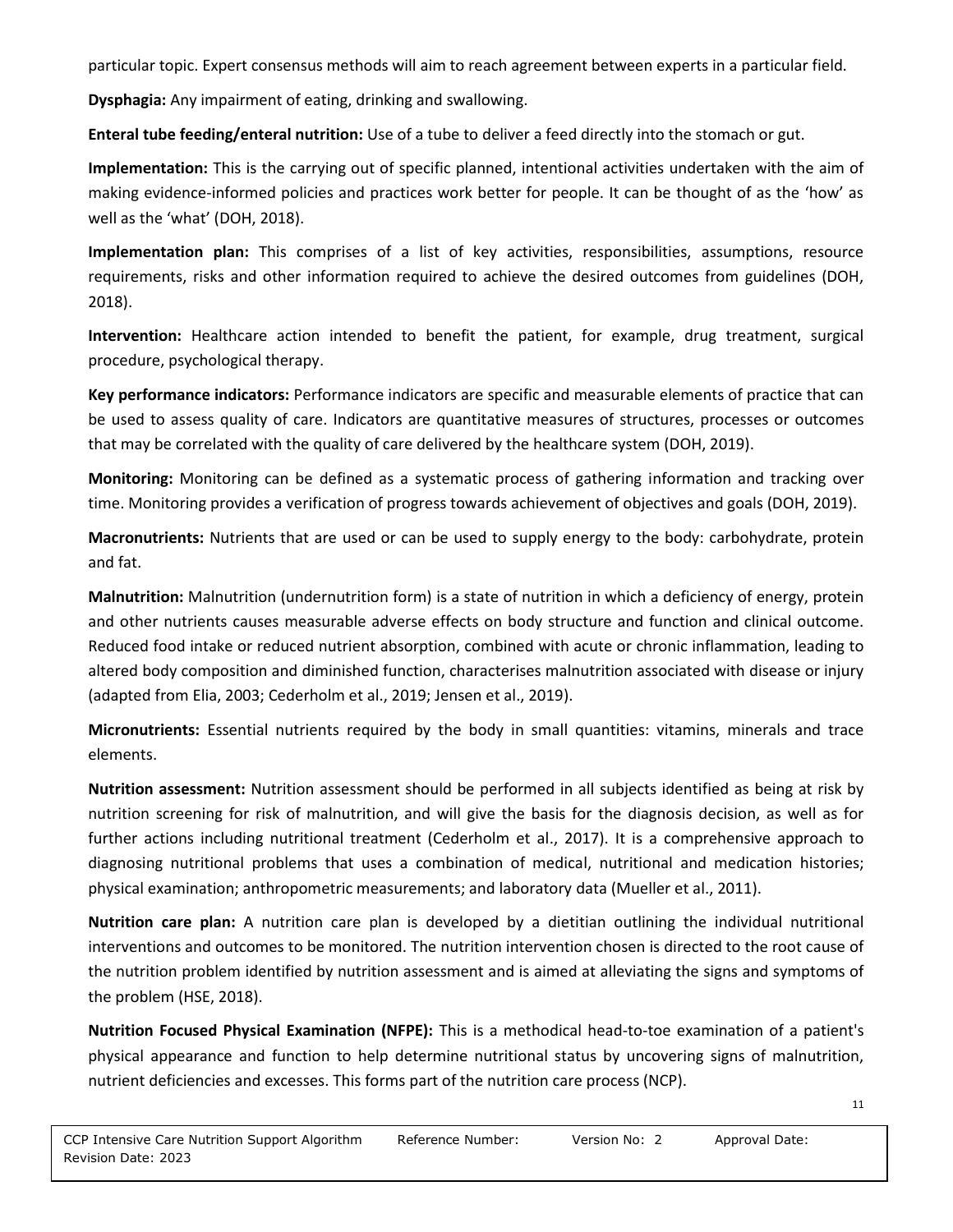particular topic. Expert consensus methods will aim to reach agreement between experts in a particular field.

**Dysphagia:** Any impairment of eating, drinking and swallowing.

**Enteral tube feeding/enteral nutrition:** Use of a tube to deliver a feed directly into the stomach or gut.

**Implementation:** This is the carrying out of specific planned, intentional activities undertaken with the aim of making evidence-informed policies and practices work better for people. It can be thought of as the 'how' as well as the 'what' (DOH, 2018).

**Implementation plan:** This comprises of a list of key activities, responsibilities, assumptions, resource requirements, risks and other information required to achieve the desired outcomes from guidelines (DOH, 2018).

**Intervention:** Healthcare action intended to benefit the patient, for example, drug treatment, surgical procedure, psychological therapy.

**Key performance indicators:** Performance indicators are specific and measurable elements of practice that can be used to assess quality of care. Indicators are quantitative measures of structures, processes or outcomes that may be correlated with the quality of care delivered by the healthcare system (DOH, 2019).

**Monitoring:** Monitoring can be defined as a systematic process of gathering information and tracking over time. Monitoring provides a verification of progress towards achievement of objectives and goals (DOH, 2019).

**Macronutrients:** Nutrients that are used or can be used to supply energy to the body: carbohydrate, protein and fat.

**Malnutrition:** Malnutrition (undernutrition form) is a state of nutrition in which a deficiency of energy, protein and other nutrients causes measurable adverse effects on body structure and function and clinical outcome. Reduced food intake or reduced nutrient absorption, combined with acute or chronic inflammation, leading to altered body composition and diminished function, characterises malnutrition associated with disease or injury (adapted from Elia, 2003; Cederholm et al., 2019; Jensen et al., 2019).

**Micronutrients:** Essential nutrients required by the body in small quantities: vitamins, minerals and trace elements.

**Nutrition assessment:** Nutrition assessment should be performed in all subjects identified as being at risk by nutrition screening for risk of malnutrition, and will give the basis for the diagnosis decision, as well as for further actions including nutritional treatment (Cederholm et al., 2017). It is a comprehensive approach to diagnosing nutritional problems that uses a combination of medical, nutritional and medication histories; physical examination; anthropometric measurements; and laboratory data (Mueller et al., 2011).

**Nutrition care plan:** A nutrition care plan is developed by a dietitian outlining the individual nutritional interventions and outcomes to be monitored. The nutrition intervention chosen is directed to the root cause of the nutrition problem identified by nutrition assessment and is aimed at alleviating the signs and symptoms of the problem (HSE, 2018).

**Nutrition Focused Physical Examination (NFPE):** This is a methodical head-to-toe examination of a patient's physical appearance and function to help determine nutritional status by uncovering signs of malnutrition, nutrient deficiencies and excesses. This forms part of the nutrition care process (NCP).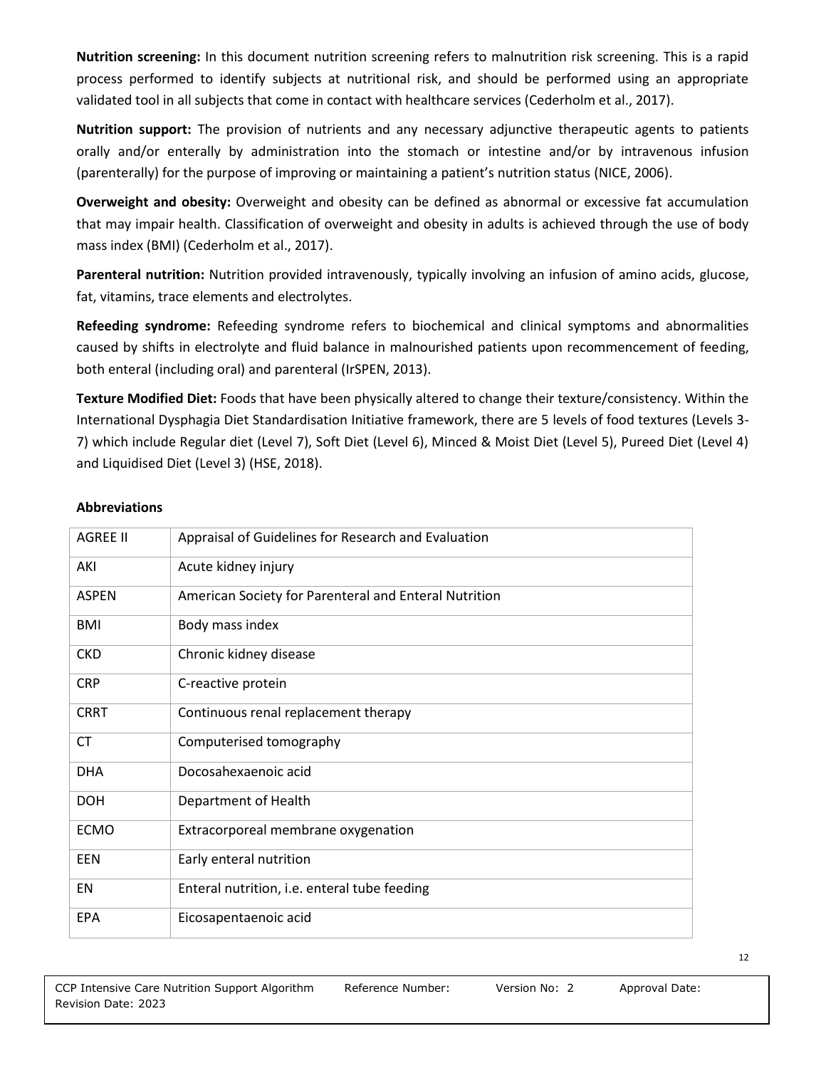**Nutrition screening:** In this document nutrition screening refers to malnutrition risk screening. This is a rapid process performed to identify subjects at nutritional risk, and should be performed using an appropriate validated tool in all subjects that come in contact with healthcare services (Cederholm et al., 2017).

**Nutrition support:** The provision of nutrients and any necessary adjunctive therapeutic agents to patients orally and/or enterally by administration into the stomach or intestine and/or by intravenous infusion (parenterally) for the purpose of improving or maintaining a patient's nutrition status (NICE, 2006).

**Overweight and obesity:** Overweight and obesity can be defined as abnormal or excessive fat accumulation that may impair health. Classification of overweight and obesity in adults is achieved through the use of body mass index (BMI) (Cederholm et al., 2017).

**Parenteral nutrition:** Nutrition provided intravenously, typically involving an infusion of amino acids, glucose, fat, vitamins, trace elements and electrolytes.

**Refeeding syndrome:** Refeeding syndrome refers to biochemical and clinical symptoms and abnormalities caused by shifts in electrolyte and fluid balance in malnourished patients upon recommencement of feeding, both enteral (including oral) and parenteral (IrSPEN, 2013).

**Texture Modified Diet:** Foods that have been physically altered to change their texture/consistency. Within the International Dysphagia Diet Standardisation Initiative framework, there are 5 levels of food textures (Levels 3-7) which include Regular diet (Level 7), Soft Diet (Level 6), Minced & Moist Diet (Level 5), Pureed Diet (Level 4) and Liquidised Diet (Level 3) (HSE, 2018).

**Abbreviations**

| | |
|---|---|
| AGREE II | Appraisal of Guidelines for Research and Evaluation |
| AKI | Acute kidney injury |
| ASPEN | American Society for Parenteral and Enteral Nutrition |
| BMI | Body mass index |
| CKD | Chronic kidney disease |
| CRP | C-reactive protein |
| CRRT | Continuous renal replacement therapy |
| CT | Computerised tomography |
| DHA | Docosahexaenoic acid |
| DOH | Department of Health |
| ECMO | Extracorporeal membrane oxygenation |
| EEN | Early enteral nutrition |
| EN | Enteral nutrition, i.e. enteral tube feeding |
| EPA | Eicosapentaenoic acid |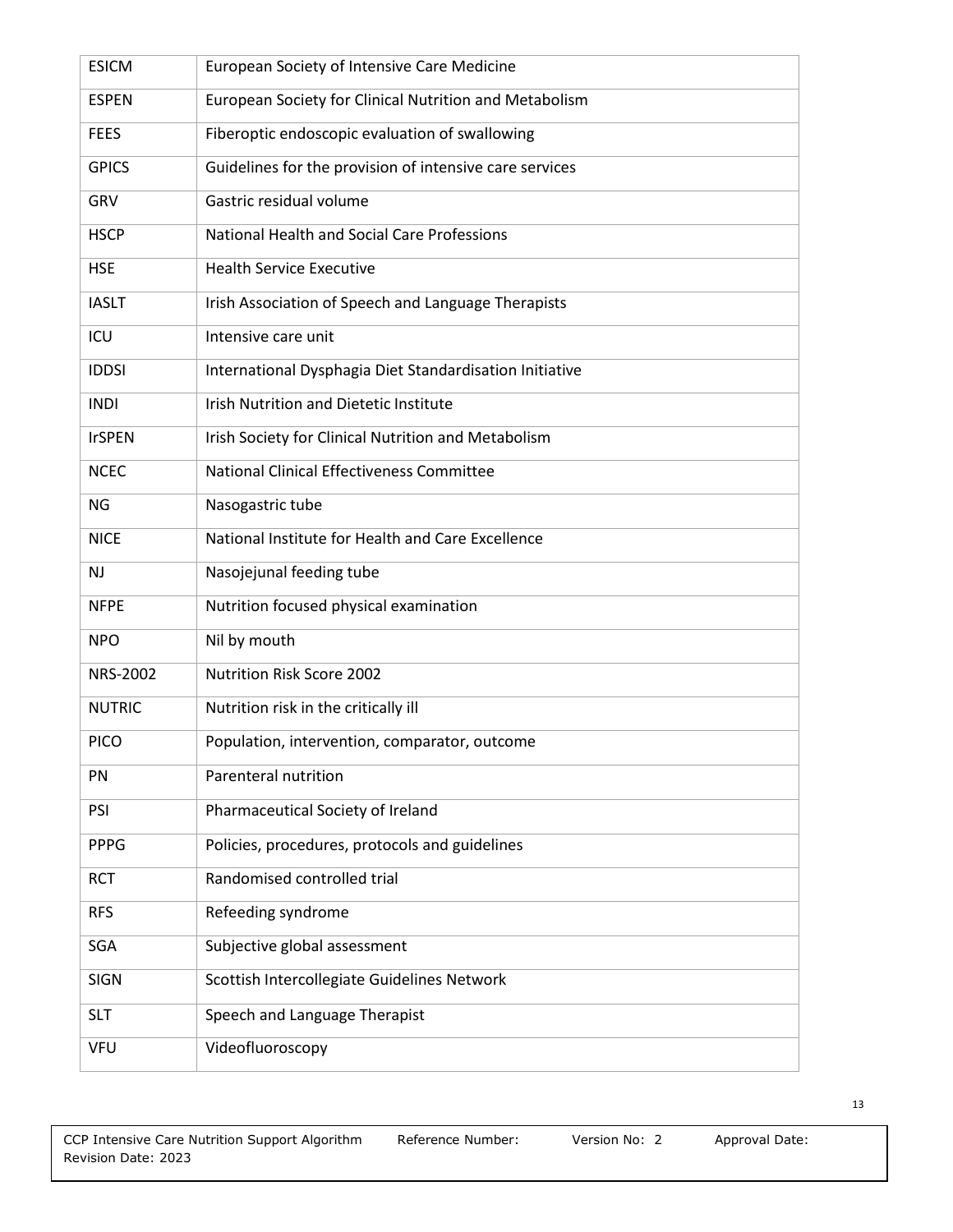| ESICM | European Society of Intensive Care Medicine |
| --- | --- |
| ESPEN | European Society for Clinical Nutrition and Metabolism |
| FEES | Fiberoptic endoscopic evaluation of swallowing |
| GPICS | Guidelines for the provision of intensive care services |
| GRV | Gastric residual volume |
| HSCP | National Health and Social Care Professions |
| HSE | Health Service Executive |
| IASLT | Irish Association of Speech and Language Therapists |
| ICU | Intensive care unit |
| IDDSI | International Dysphagia Diet Standardisation Initiative |
| INDI | Irish Nutrition and Dietetic Institute |
| IrSPEN | Irish Society for Clinical Nutrition and Metabolism |
| NCEC | National Clinical Effectiveness Committee |
| NG | Nasogastric tube |
| NICE | National Institute for Health and Care Excellence |
| NJ | Nasojejunal feeding tube |
| NFPE | Nutrition focused physical examination |
| NPO | Nil by mouth |
| NRS-2002 | Nutrition Risk Score 2002 |
| NUTRIC | Nutrition risk in the critically ill |
| PICO | Population, intervention, comparator, outcome |
| PN | Parenteral nutrition |
| PSI | Pharmaceutical Society of Ireland |
| PPPG | Policies, procedures, protocols and guidelines |
| RCT | Randomised controlled trial |
| RFS | Refeeding syndrome |
| SGA | Subjective global assessment |
| SIGN | Scottish Intercollegiate Guidelines Network |
| SLT | Speech and Language Therapist |
| VFU | Videofluoroscopy |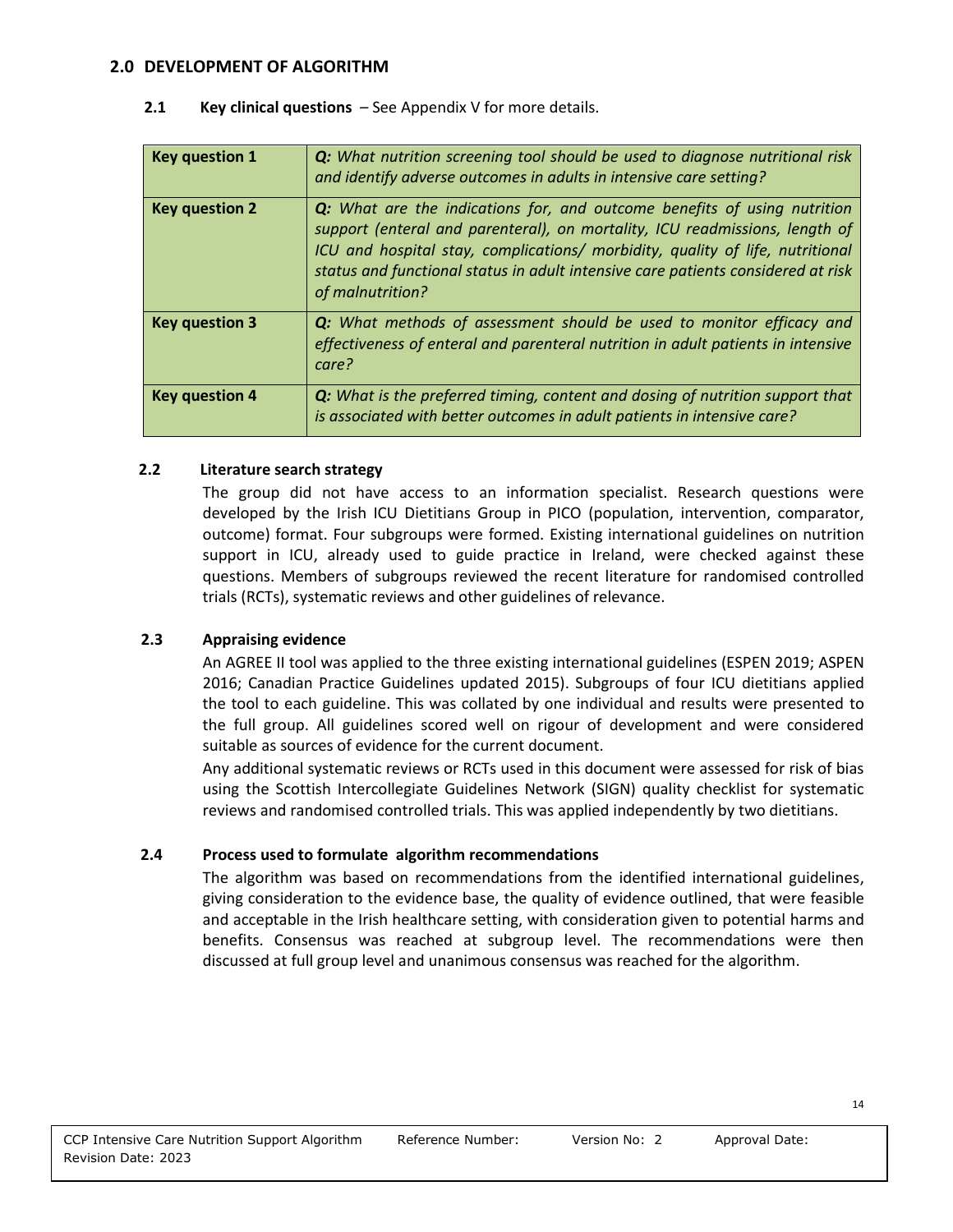## 2.0 DEVELOPMENT OF ALGORITHM

### 2.1 Key clinical questions – See Appendix V for more details.

| | |
|---|---|
| **Key question 1** | ***Q:*** *What nutrition screening tool should be used to diagnose nutritional risk and identify adverse outcomes in adults in intensive care setting?* |
| **Key question 2** | ***Q:*** *What are the indications for, and outcome benefits of using nutrition support (enteral and parenteral), on mortality, ICU readmissions, length of ICU and hospital stay, complications/ morbidity, quality of life, nutritional status and functional status in adult intensive care patients considered at risk of malnutrition?* |
| **Key question 3** | ***Q:*** *What methods of assessment should be used to monitor efficacy and effectiveness of enteral and parenteral nutrition in adult patients in intensive care?* |
| **Key question 4** | ***Q:*** *What is the preferred timing, content and dosing of nutrition support that is associated with better outcomes in adult patients in intensive care?* |

### 2.2 Literature search strategy

The group did not have access to an information specialist. Research questions were developed by the Irish ICU Dietitians Group in PICO (population, intervention, comparator, outcome) format. Four subgroups were formed. Existing international guidelines on nutrition support in ICU, already used to guide practice in Ireland, were checked against these questions. Members of subgroups reviewed the recent literature for randomised controlled trials (RCTs), systematic reviews and other guidelines of relevance.

### 2.3 Appraising evidence

An AGREE II tool was applied to the three existing international guidelines (ESPEN 2019; ASPEN 2016; Canadian Practice Guidelines updated 2015). Subgroups of four ICU dietitians applied the tool to each guideline. This was collated by one individual and results were presented to the full group. All guidelines scored well on rigour of development and were considered suitable as sources of evidence for the current document.

Any additional systematic reviews or RCTs used in this document were assessed for risk of bias using the Scottish Intercollegiate Guidelines Network (SIGN) quality checklist for systematic reviews and randomised controlled trials. This was applied independently by two dietitians.

### 2.4 Process used to formulate algorithm recommendations

The algorithm was based on recommendations from the identified international guidelines, giving consideration to the evidence base, the quality of evidence outlined, that were feasible and acceptable in the Irish healthcare setting, with consideration given to potential harms and benefits. Consensus was reached at subgroup level. The recommendations were then discussed at full group level and unanimous consensus was reached for the algorithm.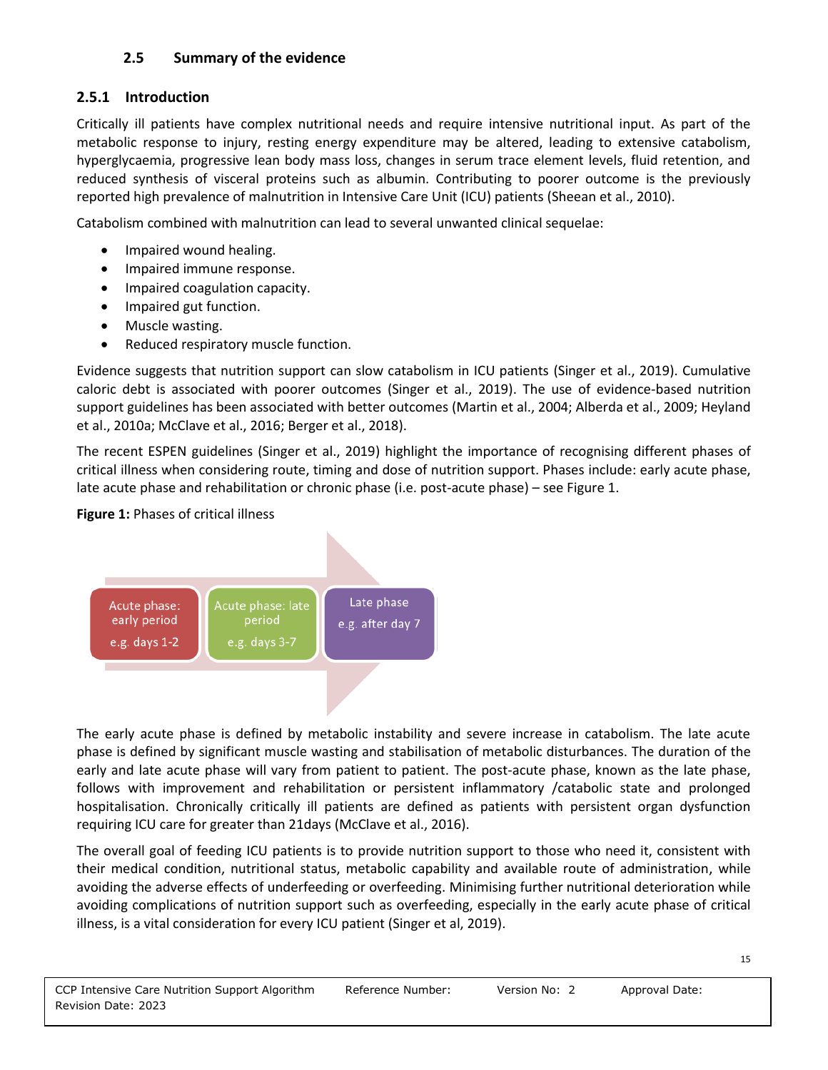### 2.5 Summary of the evidence

#### 2.5.1 Introduction

Critically ill patients have complex nutritional needs and require intensive nutritional input. As part of the metabolic response to injury, resting energy expenditure may be altered, leading to extensive catabolism, hyperglycaemia, progressive lean body mass loss, changes in serum trace element levels, fluid retention, and reduced synthesis of visceral proteins such as albumin. Contributing to poorer outcome is the previously reported high prevalence of malnutrition in Intensive Care Unit (ICU) patients (Sheean et al., 2010).

Catabolism combined with malnutrition can lead to several unwanted clinical sequelae:

- Impaired wound healing.
- Impaired immune response.
- Impaired coagulation capacity.
- Impaired gut function.
- Muscle wasting.
- Reduced respiratory muscle function.

Evidence suggests that nutrition support can slow catabolism in ICU patients (Singer et al., 2019). Cumulative caloric debt is associated with poorer outcomes (Singer et al., 2019). The use of evidence-based nutrition support guidelines has been associated with better outcomes (Martin et al., 2004; Alberda et al., 2009; Heyland et al., 2010a; McClave et al., 2016; Berger et al., 2018).

The recent ESPEN guidelines (Singer et al., 2019) highlight the importance of recognising different phases of critical illness when considering route, timing and dose of nutrition support. Phases include: early acute phase, late acute phase and rehabilitation or chronic phase (i.e. post-acute phase) – see Figure 1.

**Figure 1:** Phases of critical illness

Acute phase: early period e.g. days 1-2 → Acute phase: late period e.g. days 3-7 → Late phase e.g. after day 7

The early acute phase is defined by metabolic instability and severe increase in catabolism. The late acute phase is defined by significant muscle wasting and stabilisation of metabolic disturbances. The duration of the early and late acute phase will vary from patient to patient. The post-acute phase, known as the late phase, follows with improvement and rehabilitation or persistent inflammatory /catabolic state and prolonged hospitalisation. Chronically critically ill patients are defined as patients with persistent organ dysfunction requiring ICU care for greater than 21days (McClave et al., 2016).

The overall goal of feeding ICU patients is to provide nutrition support to those who need it, consistent with their medical condition, nutritional status, metabolic capability and available route of administration, while avoiding the adverse effects of underfeeding or overfeeding. Minimising further nutritional deterioration while avoiding complications of nutrition support such as overfeeding, especially in the early acute phase of critical illness, is a vital consideration for every ICU patient (Singer et al, 2019).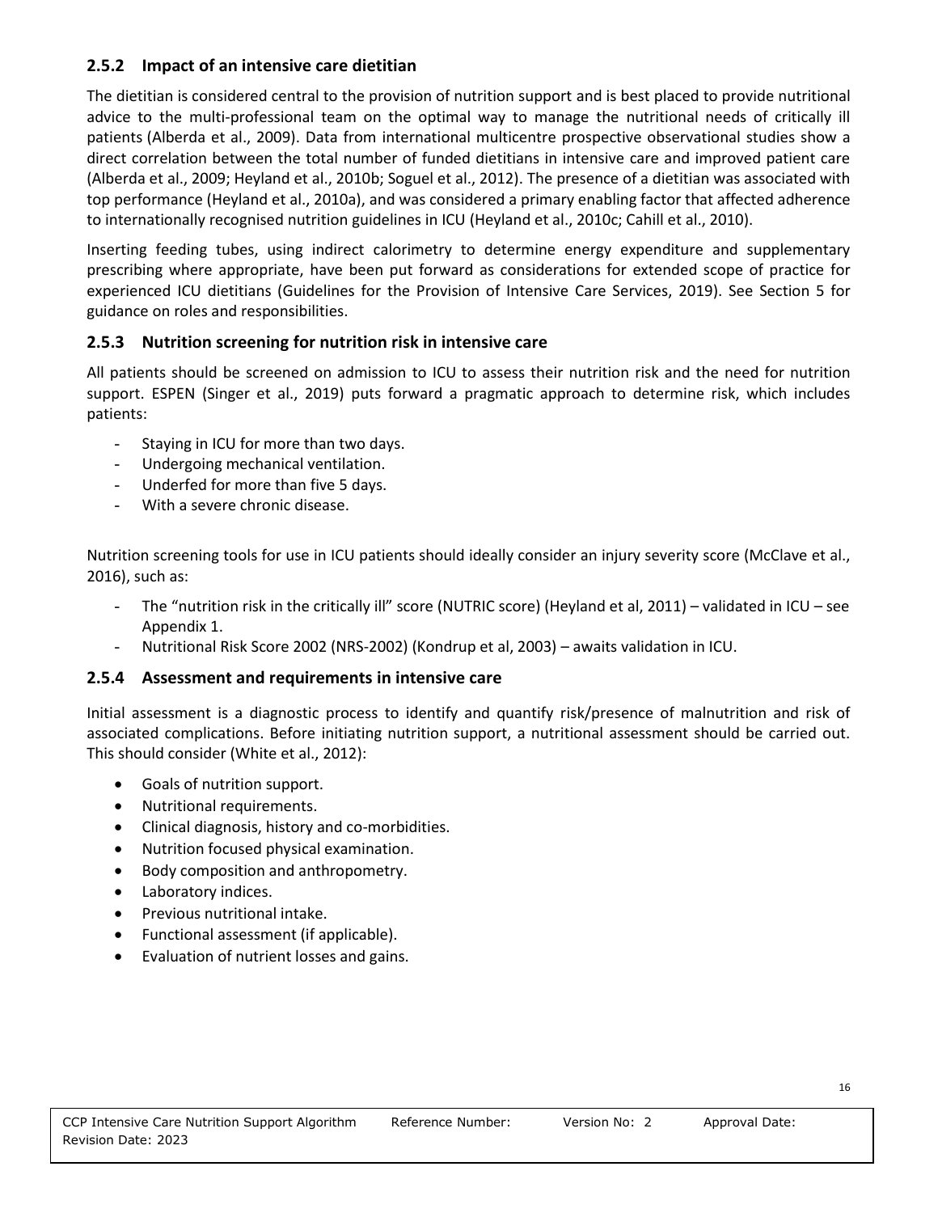### 2.5.2 Impact of an intensive care dietitian

The dietitian is considered central to the provision of nutrition support and is best placed to provide nutritional advice to the multi-professional team on the optimal way to manage the nutritional needs of critically ill patients (Alberda et al., 2009). Data from international multicentre prospective observational studies show a direct correlation between the total number of funded dietitians in intensive care and improved patient care (Alberda et al., 2009; Heyland et al., 2010b; Soguel et al., 2012). The presence of a dietitian was associated with top performance (Heyland et al., 2010a), and was considered a primary enabling factor that affected adherence to internationally recognised nutrition guidelines in ICU (Heyland et al., 2010c; Cahill et al., 2010).

Inserting feeding tubes, using indirect calorimetry to determine energy expenditure and supplementary prescribing where appropriate, have been put forward as considerations for extended scope of practice for experienced ICU dietitians (Guidelines for the Provision of Intensive Care Services, 2019). See Section 5 for guidance on roles and responsibilities.

### 2.5.3 Nutrition screening for nutrition risk in intensive care

All patients should be screened on admission to ICU to assess their nutrition risk and the need for nutrition support. ESPEN (Singer et al., 2019) puts forward a pragmatic approach to determine risk, which includes patients:

- Staying in ICU for more than two days.
- Undergoing mechanical ventilation.
- Underfed for more than five 5 days.
- With a severe chronic disease.

Nutrition screening tools for use in ICU patients should ideally consider an injury severity score (McClave et al., 2016), such as:

- The "nutrition risk in the critically ill" score (NUTRIC score) (Heyland et al, 2011) – validated in ICU – see Appendix 1.
- Nutritional Risk Score 2002 (NRS-2002) (Kondrup et al, 2003) – awaits validation in ICU.

### 2.5.4 Assessment and requirements in intensive care

Initial assessment is a diagnostic process to identify and quantify risk/presence of malnutrition and risk of associated complications. Before initiating nutrition support, a nutritional assessment should be carried out. This should consider (White et al., 2012):

- Goals of nutrition support.
- Nutritional requirements.
- Clinical diagnosis, history and co-morbidities.
- Nutrition focused physical examination.
- Body composition and anthropometry.
- Laboratory indices.
- Previous nutritional intake.
- Functional assessment (if applicable).
- Evaluation of nutrient losses and gains.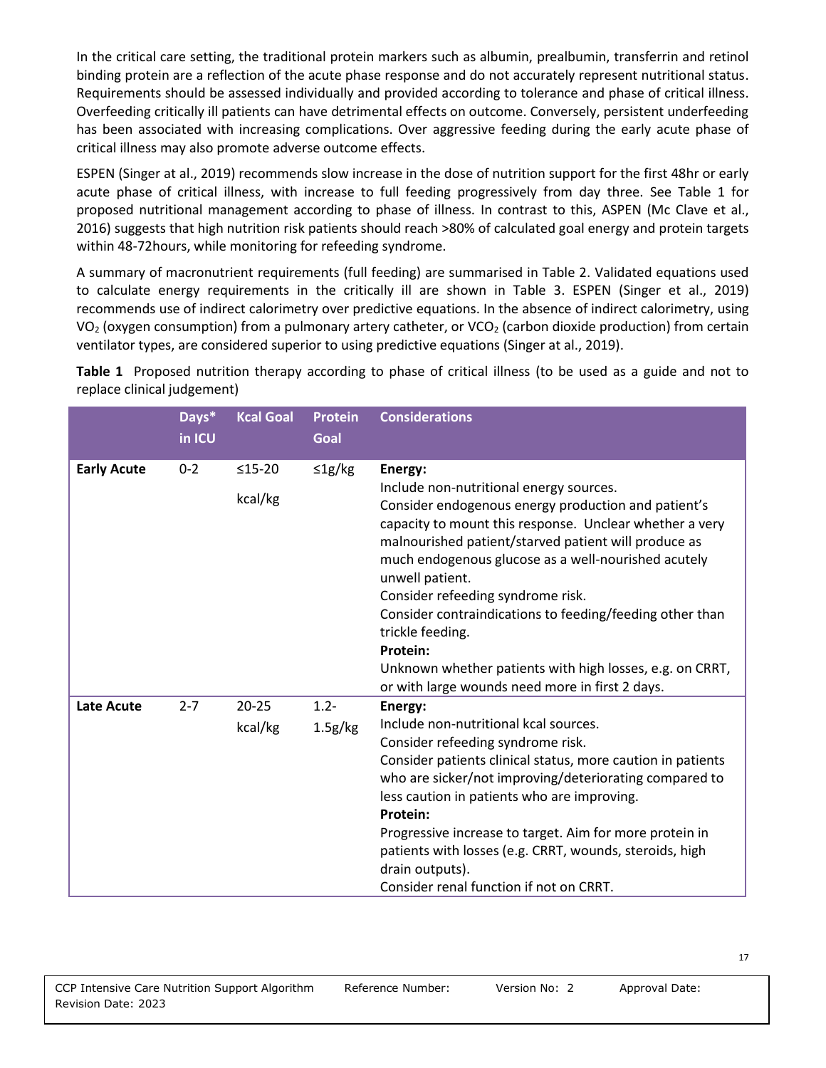In the critical care setting, the traditional protein markers such as albumin, prealbumin, transferrin and retinol binding protein are a reflection of the acute phase response and do not accurately represent nutritional status. Requirements should be assessed individually and provided according to tolerance and phase of critical illness. Overfeeding critically ill patients can have detrimental effects on outcome. Conversely, persistent underfeeding has been associated with increasing complications. Over aggressive feeding during the early acute phase of critical illness may also promote adverse outcome effects.

ESPEN (Singer at al., 2019) recommends slow increase in the dose of nutrition support for the first 48hr or early acute phase of critical illness, with increase to full feeding progressively from day three. See Table 1 for proposed nutritional management according to phase of illness. In contrast to this, ASPEN (Mc Clave et al., 2016) suggests that high nutrition risk patients should reach >80% of calculated goal energy and protein targets within 48-72hours, while monitoring for refeeding syndrome.

A summary of macronutrient requirements (full feeding) are summarised in Table 2. Validated equations used to calculate energy requirements in the critically ill are shown in Table 3. ESPEN (Singer et al., 2019) recommends use of indirect calorimetry over predictive equations. In the absence of indirect calorimetry, using $VO_2$ (oxygen consumption) from a pulmonary artery catheter, or $VCO_2$ (carbon dioxide production) from certain ventilator types, are considered superior to using predictive equations (Singer at al., 2019).

**Table 1** Proposed nutrition therapy according to phase of critical illness (to be used as a guide and not to replace clinical judgement)

| | Days* in ICU | Kcal Goal | Protein Goal | Considerations |
|---|---|---|---|---|
| **Early Acute** | 0-2 | ≤15-20 kcal/kg | ≤1g/kg | **Energy:**<br>Include non-nutritional energy sources.<br>Consider endogenous energy production and patient's capacity to mount this response. Unclear whether a very malnourished patient/starved patient will produce as much endogenous glucose as a well-nourished acutely unwell patient.<br>Consider refeeding syndrome risk.<br>Consider contraindications to feeding/feeding other than trickle feeding.<br>**Protein:**<br>Unknown whether patients with high losses, e.g. on CRRT, or with large wounds need more in first 2 days. |
| **Late Acute** | 2-7 | 20-25 kcal/kg | 1.2-1.5g/kg | **Energy:**<br>Include non-nutritional kcal sources.<br>Consider refeeding syndrome risk.<br>Consider patients clinical status, more caution in patients who are sicker/not improving/deteriorating compared to less caution in patients who are improving.<br>**Protein:**<br>Progressive increase to target. Aim for more protein in patients with losses (e.g. CRRT, wounds, steroids, high drain outputs).<br>Consider renal function if not on CRRT. |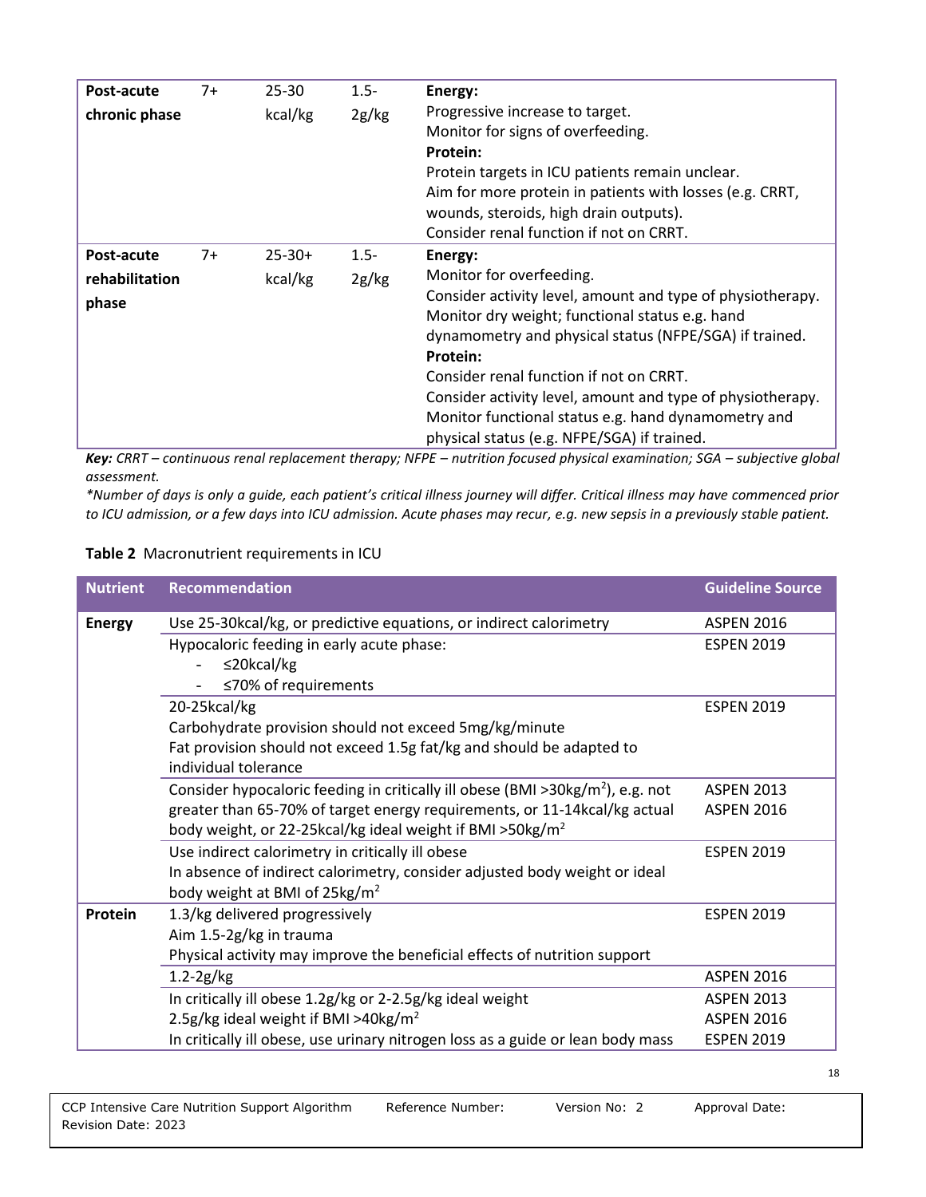| | | | | |
|---|---|---|---|---|
| **Post-acute chronic phase** | 7+ | 25-30 kcal/kg | 1.5-2g/kg | **Energy:**<br>Progressive increase to target.<br>Monitor for signs of overfeeding.<br>**Protein:**<br>Protein targets in ICU patients remain unclear.<br>Aim for more protein in patients with losses (e.g. CRRT, wounds, steroids, high drain outputs).<br>Consider renal function if not on CRRT. |
| **Post-acute rehabilitation phase** | 7+ | 25-30+ kcal/kg | 1.5-2g/kg | **Energy:**<br>Monitor for overfeeding.<br>Consider activity level, amount and type of physiotherapy.<br>Monitor dry weight; functional status e.g. hand dynamometry and physical status (NFPE/SGA) if trained.<br>**Protein:**<br>Consider renal function if not on CRRT.<br>Consider activity level, amount and type of physiotherapy.<br>Monitor functional status e.g. hand dynamometry and physical status (e.g. NFPE/SGA) if trained. |

***Key:*** *CRRT – continuous renal replacement therapy; NFPE – nutrition focused physical examination; SGA – subjective global assessment.*

*\*Number of days is only a guide, each patient's critical illness journey will differ. Critical illness may have commenced prior to ICU admission, or a few days into ICU admission. Acute phases may recur, e.g. new sepsis in a previously stable patient.*

**Table 2** Macronutrient requirements in ICU

| Nutrient | Recommendation | Guideline Source |
|---|---|---|
| **Energy** | Use 25-30kcal/kg, or predictive equations, or indirect calorimetry | ASPEN 2016 |
| | Hypocaloric feeding in early acute phase:<br>- ≤20kcal/kg<br>- ≤70% of requirements | ESPEN 2019 |
| | 20-25kcal/kg<br>Carbohydrate provision should not exceed 5mg/kg/minute<br>Fat provision should not exceed 1.5g fat/kg and should be adapted to individual tolerance | ESPEN 2019 |
| | Consider hypocaloric feeding in critically ill obese (BMI >30kg/m$^2$), e.g. not greater than 65-70% of target energy requirements, or 11-14kcal/kg actual body weight, or 22-25kcal/kg ideal weight if BMI >50kg/m$^2$ | ASPEN 2013<br>ASPEN 2016 |
| | Use indirect calorimetry in critically ill obese<br>In absence of indirect calorimetry, consider adjusted body weight or ideal body weight at BMI of 25kg/m$^2$ | ESPEN 2019 |
| **Protein** | 1.3/kg delivered progressively<br>Aim 1.5-2g/kg in trauma<br>Physical activity may improve the beneficial effects of nutrition support | ESPEN 2019 |
| | 1.2-2g/kg | ASPEN 2016 |
| | In critically ill obese 1.2g/kg or 2-2.5g/kg ideal weight<br>2.5g/kg ideal weight if BMI >40kg/m$^2$<br>In critically ill obese, use urinary nitrogen loss as a guide or lean body mass | ASPEN 2013<br>ASPEN 2016<br>ESPEN 2019 |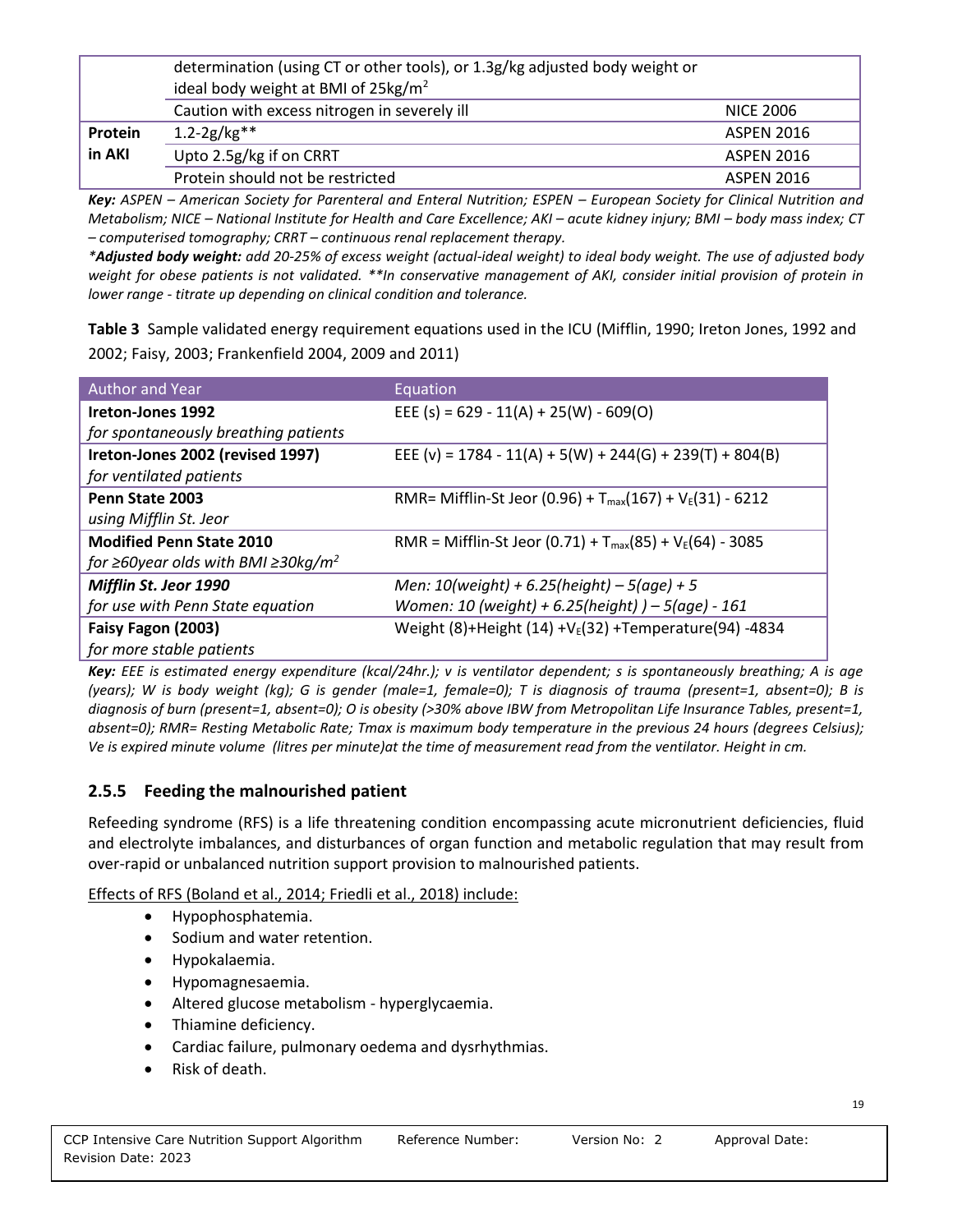| | | |
|---|---|---|
| | determination (using CT or other tools), or 1.3g/kg adjusted body weight or ideal body weight at BMI of 25kg/m$^2$ | |
| | Caution with excess nitrogen in severely ill | NICE 2006 |
| **Protein in AKI** | 1.2-2g/kg** | ASPEN 2016 |
| | Upto 2.5g/kg if on CRRT | ASPEN 2016 |
| | Protein should not be restricted | ASPEN 2016 |

***Key:*** *ASPEN – American Society for Parenteral and Enteral Nutrition; ESPEN – European Society for Clinical Nutrition and Metabolism; NICE – National Institute for Health and Care Excellence; AKI – acute kidney injury; BMI – body mass index; CT – computerised tomography; CRRT – continuous renal replacement therapy.*

**\*Adjusted body weight:** *add 20-25% of excess weight (actual-ideal weight) to ideal body weight. The use of adjusted body weight for obese patients is not validated. \*\*In conservative management of AKI, consider initial provision of protein in lower range - titrate up depending on clinical condition and tolerance.*

**Table 3** Sample validated energy requirement equations used in the ICU (Mifflin, 1990; Ireton Jones, 1992 and 2002; Faisy, 2003; Frankenfield 2004, 2009 and 2011)

| Author and Year | Equation |
|---|---|
| **Ireton-Jones 1992** *for spontaneously breathing patients* | EEE (s) = 629 - 11(A) + 25(W) - 609(O) |
| **Ireton-Jones 2002 (revised 1997)** *for ventilated patients* | EEE (v) = 1784 - 11(A) + 5(W) + 244(G) + 239(T) + 804(B) |
| **Penn State 2003** *using Mifflin St. Jeor* | RMR= Mifflin-St Jeor (0.96) + $T_{max}$(167) + $V_E$(31) - 6212 |
| **Modified Penn State 2010** *for ≥60year olds with BMI ≥30kg/m$^2$* | RMR = Mifflin-St Jeor (0.71) + $T_{max}$(85) + $V_E$(64) - 3085 |
| ***Mifflin St. Jeor 1990*** *for use with Penn State equation* | *Men: 10(weight) + 6.25(height) – 5(age) + 5* <br> *Women: 10 (weight) + 6.25(height) ) – 5(age) - 161* |
| **Faisy Fagon (2003)** *for more stable patients* | Weight (8)+Height (14) +$V_E$(32) +Temperature(94) -4834 |

***Key:*** *EEE is estimated energy expenditure (kcal/24hr.); v is ventilator dependent; s is spontaneously breathing; A is age (years); W is body weight (kg); G is gender (male=1, female=0); T is diagnosis of trauma (present=1, absent=0); B is diagnosis of burn (present=1, absent=0); O is obesity (>30% above IBW from Metropolitan Life Insurance Tables, present=1, absent=0); RMR= Resting Metabolic Rate; Tmax is maximum body temperature in the previous 24 hours (degrees Celsius); Ve is expired minute volume (litres per minute)at the time of measurement read from the ventilator. Height in cm.*

### 2.5.5 Feeding the malnourished patient

Refeeding syndrome (RFS) is a life threatening condition encompassing acute micronutrient deficiencies, fluid and electrolyte imbalances, and disturbances of organ function and metabolic regulation that may result from over-rapid or unbalanced nutrition support provision to malnourished patients.

Effects of RFS (Boland et al., 2014; Friedli et al., 2018) include:

- Hypophosphatemia.
- Sodium and water retention.
- Hypokalaemia.
- Hypomagnesaemia.
- Altered glucose metabolism - hyperglycaemia.
- Thiamine deficiency.
- Cardiac failure, pulmonary oedema and dysrhythmias.
- Risk of death.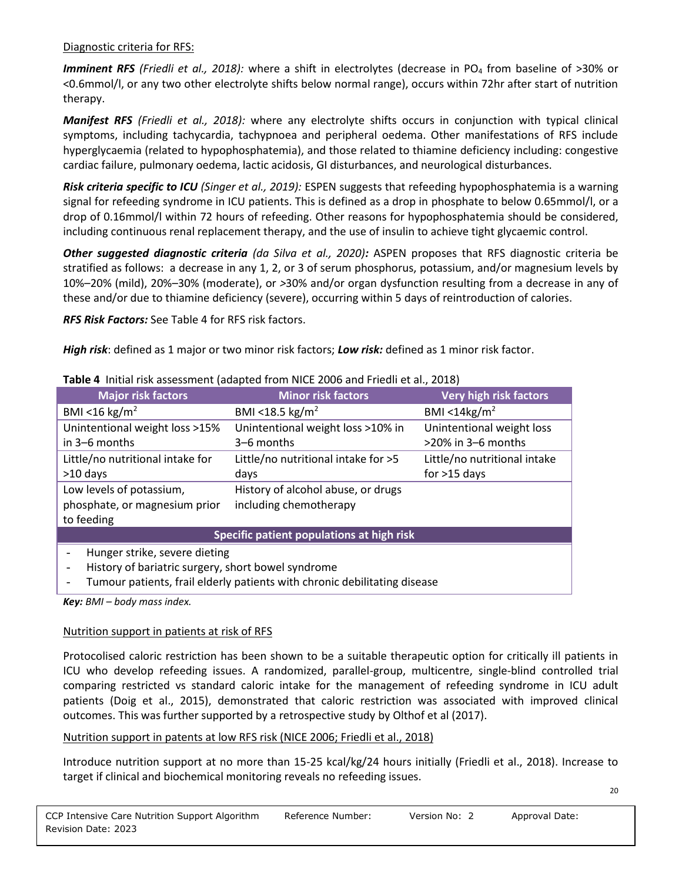Diagnostic criteria for RFS:

***Imminent RFS*** *(Friedli et al., 2018):* where a shift in electrolytes (decrease in $PO_4$ from baseline of >30% or <0.6mmol/l, or any two other electrolyte shifts below normal range), occurs within 72hr after start of nutrition therapy.

***Manifest RFS*** *(Friedli et al., 2018):* where any electrolyte shifts occurs in conjunction with typical clinical symptoms, including tachycardia, tachypnoea and peripheral oedema. Other manifestations of RFS include hyperglycaemia (related to hypophosphatemia), and those related to thiamine deficiency including: congestive cardiac failure, pulmonary oedema, lactic acidosis, GI disturbances, and neurological disturbances.

***Risk criteria specific to ICU*** *(Singer et al., 2019):* ESPEN suggests that refeeding hypophosphatemia is a warning signal for refeeding syndrome in ICU patients. This is defined as a drop in phosphate to below 0.65mmol/l, or a drop of 0.16mmol/l within 72 hours of refeeding. Other reasons for hypophosphatemia should be considered, including continuous renal replacement therapy, and the use of insulin to achieve tight glycaemic control.

***Other suggested diagnostic criteria*** *(da Silva et al., 2020)***:** ASPEN proposes that RFS diagnostic criteria be stratified as follows: a decrease in any 1, 2, or 3 of serum phosphorus, potassium, and/or magnesium levels by 10%–20% (mild), 20%–30% (moderate), or >30% and/or organ dysfunction resulting from a decrease in any of these and/or due to thiamine deficiency (severe), occurring within 5 days of reintroduction of calories.

***RFS Risk Factors:*** See Table 4 for RFS risk factors.

***High risk***: defined as 1 major or two minor risk factors; ***Low risk:*** defined as 1 minor risk factor.

**Table 4** Initial risk assessment (adapted from NICE 2006 and Friedli et al., 2018)

| Major risk factors | Minor risk factors | Very high risk factors |
|---|---|---|
| BMI <16 $kg/m^2$ | BMI <18.5 $kg/m^2$ | BMI <14$kg/m^2$ |
| Unintentional weight loss >15% in 3–6 months | Unintentional weight loss >10% in 3–6 months | Unintentional weight loss >20% in 3–6 months |
| Little/no nutritional intake for >10 days | Little/no nutritional intake for >5 days | Little/no nutritional intake for >15 days |
| Low levels of potassium, phosphate, or magnesium prior to feeding | History of alcohol abuse, or drugs including chemotherapy | |
| **Specific patient populations at high risk** | | |
| - Hunger strike, severe dieting<br>- History of bariatric surgery, short bowel syndrome<br>- Tumour patients, frail elderly patients with chronic debilitating disease | | |

***Key:*** *BMI – body mass index.*

Nutrition support in patients at risk of RFS

Protocolised caloric restriction has been shown to be a suitable therapeutic option for critically ill patients in ICU who develop refeeding issues. A randomized, parallel-group, multicentre, single-blind controlled trial comparing restricted vs standard caloric intake for the management of refeeding syndrome in ICU adult patients (Doig et al., 2015), demonstrated that caloric restriction was associated with improved clinical outcomes. This was further supported by a retrospective study by Olthof et al (2017).

Nutrition support in patents at low RFS risk (NICE 2006; Friedli et al., 2018)

Introduce nutrition support at no more than 15-25 kcal/kg/24 hours initially (Friedli et al., 2018). Increase to target if clinical and biochemical monitoring reveals no refeeding issues.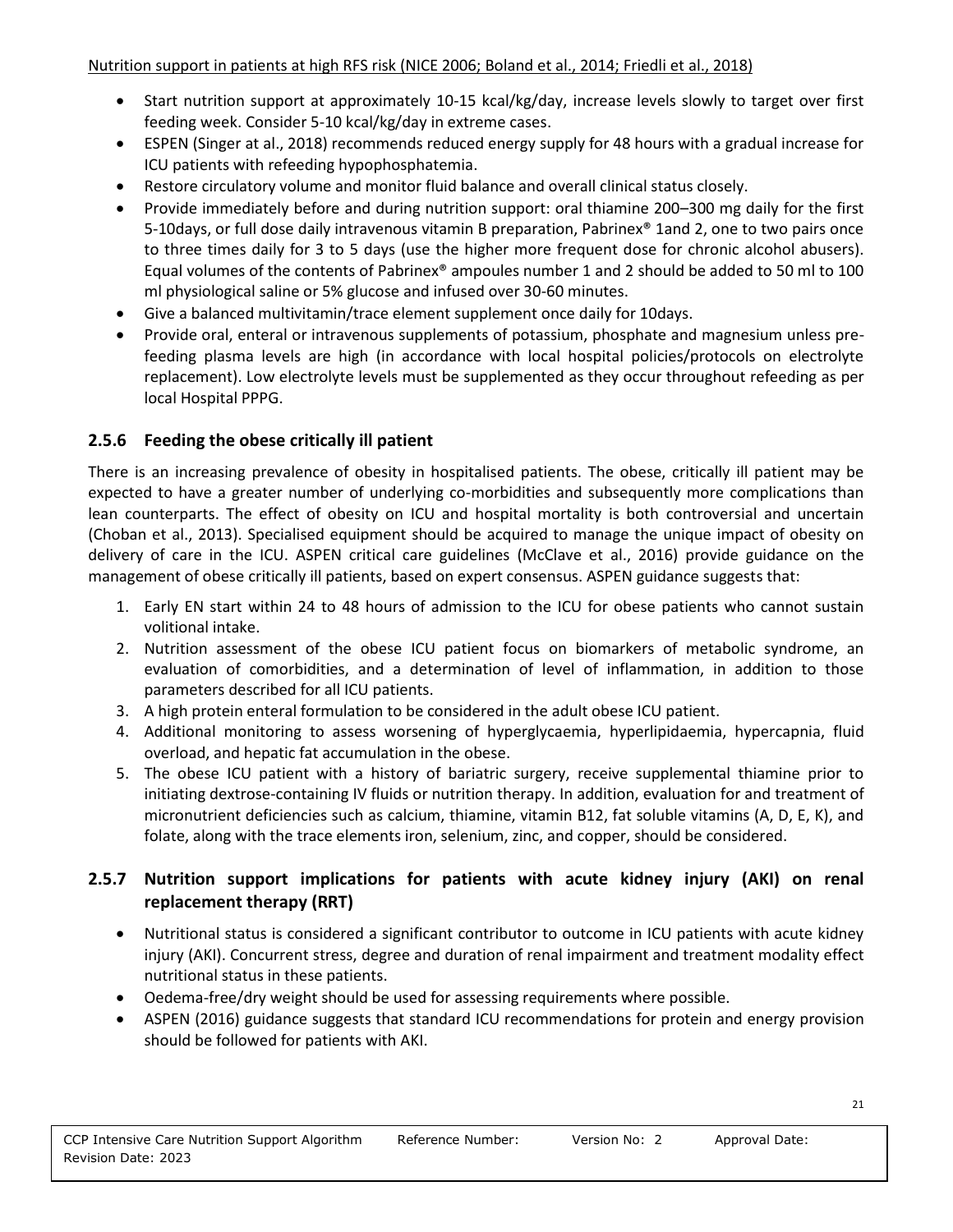Nutrition support in patients at high RFS risk (NICE 2006; Boland et al., 2014; Friedli et al., 2018)

- Start nutrition support at approximately 10-15 kcal/kg/day, increase levels slowly to target over first feeding week. Consider 5-10 kcal/kg/day in extreme cases.
- ESPEN (Singer at al., 2018) recommends reduced energy supply for 48 hours with a gradual increase for ICU patients with refeeding hypophosphatemia.
- Restore circulatory volume and monitor fluid balance and overall clinical status closely.
- Provide immediately before and during nutrition support: oral thiamine 200–300 mg daily for the first 5-10days, or full dose daily intravenous vitamin B preparation, Pabrinex® 1and 2, one to two pairs once to three times daily for 3 to 5 days (use the higher more frequent dose for chronic alcohol abusers). Equal volumes of the contents of Pabrinex® ampoules number 1 and 2 should be added to 50 ml to 100 ml physiological saline or 5% glucose and infused over 30-60 minutes.
- Give a balanced multivitamin/trace element supplement once daily for 10days.
- Provide oral, enteral or intravenous supplements of potassium, phosphate and magnesium unless pre-feeding plasma levels are high (in accordance with local hospital policies/protocols on electrolyte replacement). Low electrolyte levels must be supplemented as they occur throughout refeeding as per local Hospital PPPG.

### 2.5.6 Feeding the obese critically ill patient

There is an increasing prevalence of obesity in hospitalised patients. The obese, critically ill patient may be expected to have a greater number of underlying co-morbidities and subsequently more complications than lean counterparts. The effect of obesity on ICU and hospital mortality is both controversial and uncertain (Choban et al., 2013). Specialised equipment should be acquired to manage the unique impact of obesity on delivery of care in the ICU. ASPEN critical care guidelines (McClave et al., 2016) provide guidance on the management of obese critically ill patients, based on expert consensus. ASPEN guidance suggests that:

1. Early EN start within 24 to 48 hours of admission to the ICU for obese patients who cannot sustain volitional intake.
2. Nutrition assessment of the obese ICU patient focus on biomarkers of metabolic syndrome, an evaluation of comorbidities, and a determination of level of inflammation, in addition to those parameters described for all ICU patients.
3. A high protein enteral formulation to be considered in the adult obese ICU patient.
4. Additional monitoring to assess worsening of hyperglycaemia, hyperlipidaemia, hypercapnia, fluid overload, and hepatic fat accumulation in the obese.
5. The obese ICU patient with a history of bariatric surgery, receive supplemental thiamine prior to initiating dextrose-containing IV fluids or nutrition therapy. In addition, evaluation for and treatment of micronutrient deficiencies such as calcium, thiamine, vitamin B12, fat soluble vitamins (A, D, E, K), and folate, along with the trace elements iron, selenium, zinc, and copper, should be considered.

### 2.5.7 Nutrition support implications for patients with acute kidney injury (AKI) on renal replacement therapy (RRT)

- Nutritional status is considered a significant contributor to outcome in ICU patients with acute kidney injury (AKI). Concurrent stress, degree and duration of renal impairment and treatment modality effect nutritional status in these patients.
- Oedema-free/dry weight should be used for assessing requirements where possible.
- ASPEN (2016) guidance suggests that standard ICU recommendations for protein and energy provision should be followed for patients with AKI.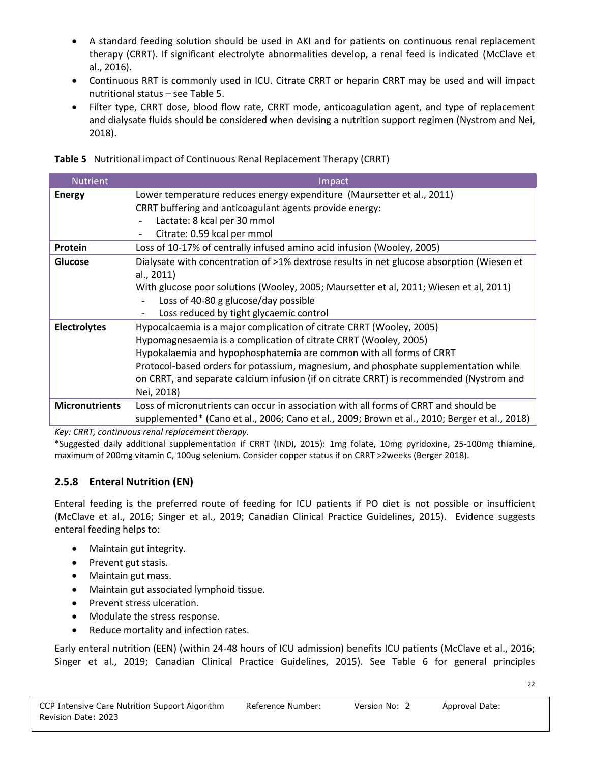- A standard feeding solution should be used in AKI and for patients on continuous renal replacement therapy (CRRT). If significant electrolyte abnormalities develop, a renal feed is indicated (McClave et al., 2016).
- Continuous RRT is commonly used in ICU. Citrate CRRT or heparin CRRT may be used and will impact nutritional status – see Table 5.
- Filter type, CRRT dose, blood flow rate, CRRT mode, anticoagulation agent, and type of replacement and dialysate fluids should be considered when devising a nutrition support regimen (Nystrom and Nei, 2018).

**Table 5** Nutritional impact of Continuous Renal Replacement Therapy (CRRT)

| Nutrient | Impact |
|---|---|
| **Energy** | Lower temperature reduces energy expenditure (Maursetter et al., 2011)<br>CRRT buffering and anticoagulant agents provide energy:<br>- Lactate: 8 kcal per 30 mmol<br>- Citrate: 0.59 kcal per mmol |
| **Protein** | Loss of 10-17% of centrally infused amino acid infusion (Wooley, 2005) |
| **Glucose** | Dialysate with concentration of >1% dextrose results in net glucose absorption (Wiesen et al., 2011)<br>With glucose poor solutions (Wooley, 2005; Maursetter et al, 2011; Wiesen et al, 2011)<br>- Loss of 40-80 g glucose/day possible<br>- Loss reduced by tight glycaemic control |
| **Electrolytes** | Hypocalcaemia is a major complication of citrate CRRT (Wooley, 2005)<br>Hypomagnesaemia is a complication of citrate CRRT (Wooley, 2005)<br>Hypokalaemia and hypophosphatemia are common with all forms of CRRT<br>Protocol-based orders for potassium, magnesium, and phosphate supplementation while on CRRT, and separate calcium infusion (if on citrate CRRT) is recommended (Nystrom and Nei, 2018) |
| **Micronutrients** | Loss of micronutrients can occur in association with all forms of CRRT and should be supplemented* (Cano et al., 2006; Cano et al., 2009; Brown et al., 2010; Berger et al., 2018) |

*Key: CRRT, continuous renal replacement therapy.*

*Suggested daily additional supplementation if CRRT (INDI, 2015): 1mg folate, 10mg pyridoxine, 25-100mg thiamine, maximum of 200mg vitamin C, 100ug selenium. Consider copper status if on CRRT >2weeks (Berger 2018).

### 2.5.8 Enteral Nutrition (EN)

Enteral feeding is the preferred route of feeding for ICU patients if PO diet is not possible or insufficient (McClave et al., 2016; Singer et al., 2019; Canadian Clinical Practice Guidelines, 2015). Evidence suggests enteral feeding helps to:

- Maintain gut integrity.
- Prevent gut stasis.
- Maintain gut mass.
- Maintain gut associated lymphoid tissue.
- Prevent stress ulceration.
- Modulate the stress response.
- Reduce mortality and infection rates.

Early enteral nutrition (EEN) (within 24-48 hours of ICU admission) benefits ICU patients (McClave et al., 2016; Singer et al., 2019; Canadian Clinical Practice Guidelines, 2015). See Table 6 for general principles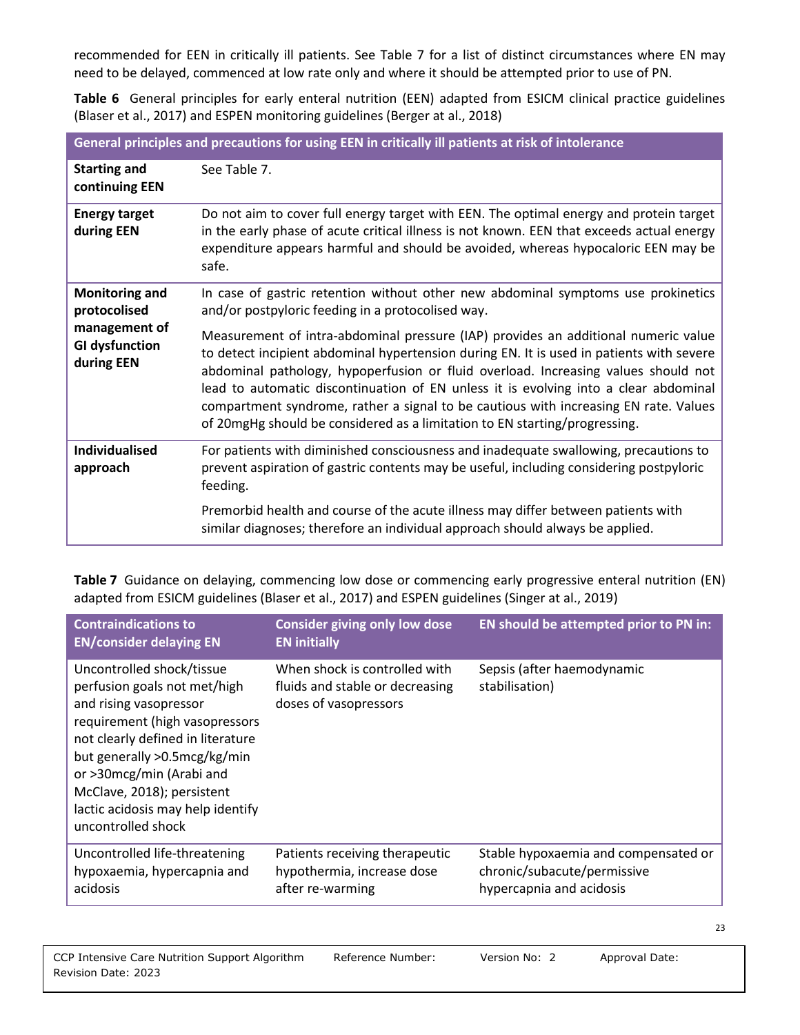recommended for EEN in critically ill patients. See Table 7 for a list of distinct circumstances where EN may need to be delayed, commenced at low rate only and where it should be attempted prior to use of PN.

**Table 6** General principles for early enteral nutrition (EEN) adapted from ESICM clinical practice guidelines (Blaser et al., 2017) and ESPEN monitoring guidelines (Berger at al., 2018)

| General principles and precautions for using EEN in critically ill patients at risk of intolerance | |
|---|---|
| **Starting and continuing EEN** | See Table 7. |
| **Energy target during EEN** | Do not aim to cover full energy target with EEN. The optimal energy and protein target in the early phase of acute critical illness is not known. EEN that exceeds actual energy expenditure appears harmful and should be avoided, whereas hypocaloric EEN may be safe. |
| **Monitoring and protocolised management of GI dysfunction during EEN** | In case of gastric retention without other new abdominal symptoms use prokinetics and/or postpyloric feeding in a protocolised way.<br><br>Measurement of intra-abdominal pressure (IAP) provides an additional numeric value to detect incipient abdominal hypertension during EN. It is used in patients with severe abdominal pathology, hypoperfusion or fluid overload. Increasing values should not lead to automatic discontinuation of EN unless it is evolving into a clear abdominal compartment syndrome, rather a signal to be cautious with increasing EN rate. Values of 20mgHg should be considered as a limitation to EN starting/progressing. |
| **Individualised approach** | For patients with diminished consciousness and inadequate swallowing, precautions to prevent aspiration of gastric contents may be useful, including considering postpyloric feeding.<br><br>Premorbid health and course of the acute illness may differ between patients with similar diagnoses; therefore an individual approach should always be applied. |

**Table 7** Guidance on delaying, commencing low dose or commencing early progressive enteral nutrition (EN) adapted from ESICM guidelines (Blaser et al., 2017) and ESPEN guidelines (Singer at al., 2019)

| Contraindications to EN/consider delaying EN | Consider giving only low dose EN initially | EN should be attempted prior to PN in: |
|---|---|---|
| Uncontrolled shock/tissue perfusion goals not met/high and rising vasopressor requirement (high vasopressors not clearly defined in literature but generally >0.5mcg/kg/min or >30mcg/min (Arabi and McClave, 2018); persistent lactic acidosis may help identify uncontrolled shock | When shock is controlled with fluids and stable or decreasing doses of vasopressors | Sepsis (after haemodynamic stabilisation) |
| Uncontrolled life-threatening hypoxaemia, hypercapnia and acidosis | Patients receiving therapeutic hypothermia, increase dose after re-warming | Stable hypoxaemia and compensated or chronic/subacute/permissive hypercapnia and acidosis |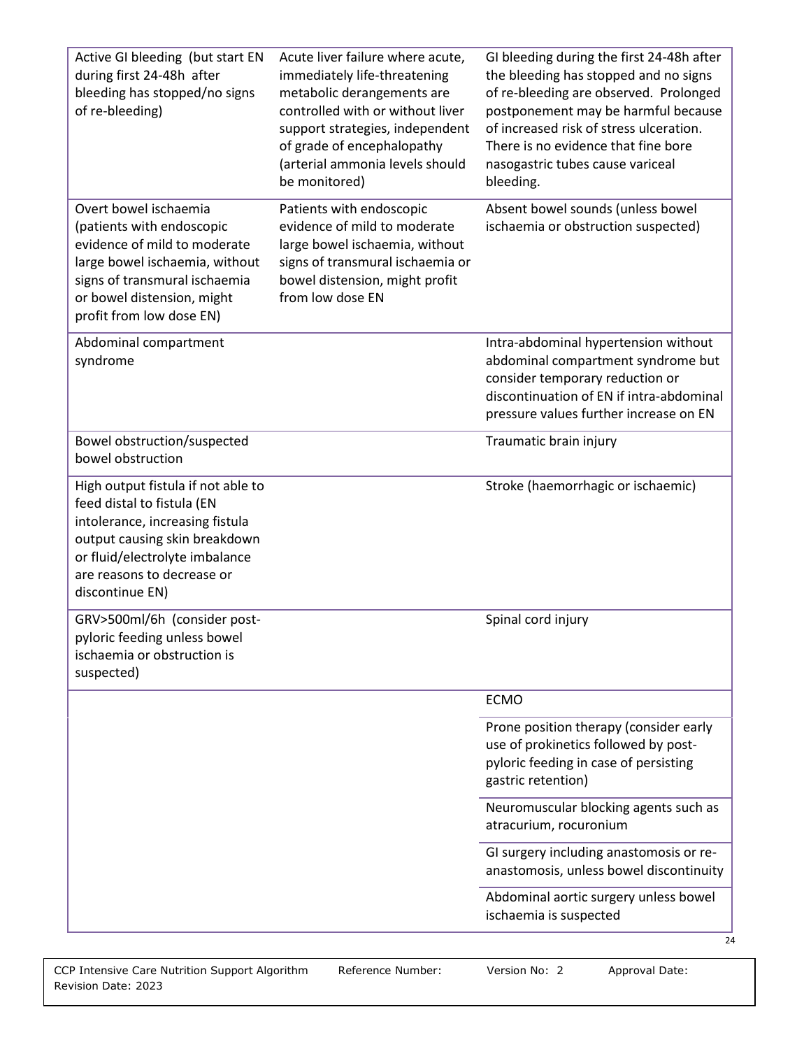| | | |
|---|---|---|
| Active GI bleeding (but start EN during first 24-48h after bleeding has stopped/no signs of re-bleeding) | Acute liver failure where acute, immediately life-threatening metabolic derangements are controlled with or without liver support strategies, independent of grade of encephalopathy (arterial ammonia levels should be monitored) | GI bleeding during the first 24-48h after the bleeding has stopped and no signs of re-bleeding are observed. Prolonged postponement may be harmful because of increased risk of stress ulceration. There is no evidence that fine bore nasogastric tubes cause variceal bleeding. |
| Overt bowel ischaemia (patients with endoscopic evidence of mild to moderate large bowel ischaemia, without signs of transmural ischaemia or bowel distension, might profit from low dose EN) | Patients with endoscopic evidence of mild to moderate large bowel ischaemia, without signs of transmural ischaemia or bowel distension, might profit from low dose EN | Absent bowel sounds (unless bowel ischaemia or obstruction suspected) |
| Abdominal compartment syndrome | | Intra-abdominal hypertension without abdominal compartment syndrome but consider temporary reduction or discontinuation of EN if intra-abdominal pressure values further increase on EN |
| Bowel obstruction/suspected bowel obstruction | | Traumatic brain injury |
| High output fistula if not able to feed distal to fistula (EN intolerance, increasing fistula output causing skin breakdown or fluid/electrolyte imbalance are reasons to decrease or discontinue EN) | | Stroke (haemorrhagic or ischaemic) |
| GRV>500ml/6h (consider post-pyloric feeding unless bowel ischaemia or obstruction is suspected) | | Spinal cord injury |
| | | ECMO |
| | | Prone position therapy (consider early use of prokinetics followed by post-pyloric feeding in case of persisting gastric retention) |
| | | Neuromuscular blocking agents such as atracurium, rocuronium |
| | | GI surgery including anastomosis or re-anastomosis, unless bowel discontinuity |
| | | Abdominal aortic surgery unless bowel ischaemia is suspected |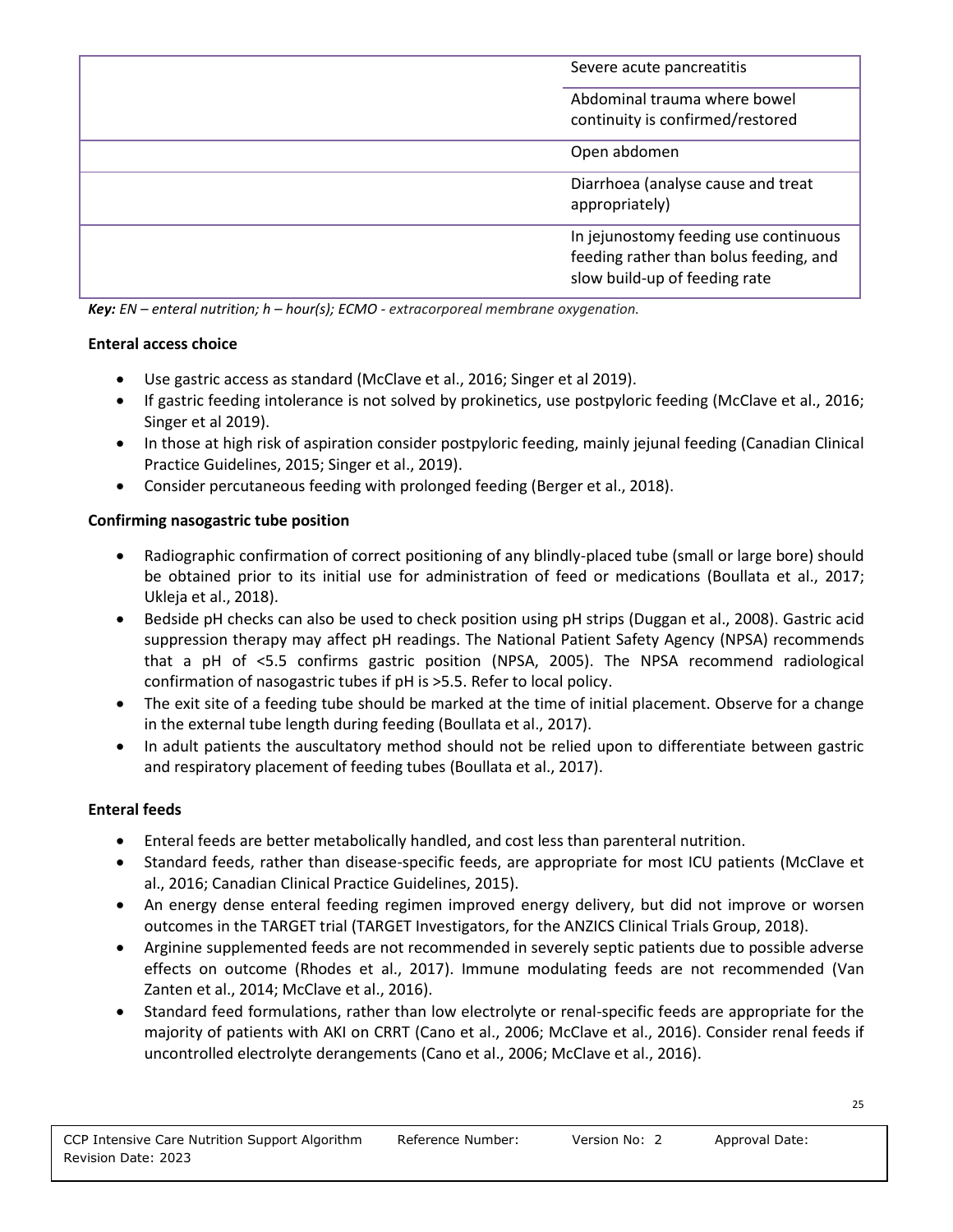| | |
|---|---|
| | Severe acute pancreatitis |
| | Abdominal trauma where bowel continuity is confirmed/restored |
| | Open abdomen |
| | Diarrhoea (analyse cause and treat appropriately) |
| | In jejunostomy feeding use continuous feeding rather than bolus feeding, and slow build-up of feeding rate |

***Key:** EN – enteral nutrition; h – hour(s); ECMO - extracorporeal membrane oxygenation.*

**Enteral access choice**

- Use gastric access as standard (McClave et al., 2016; Singer et al 2019).
- If gastric feeding intolerance is not solved by prokinetics, use postpyloric feeding (McClave et al., 2016; Singer et al 2019).
- In those at high risk of aspiration consider postpyloric feeding, mainly jejunal feeding (Canadian Clinical Practice Guidelines, 2015; Singer et al., 2019).
- Consider percutaneous feeding with prolonged feeding (Berger et al., 2018).

**Confirming nasogastric tube position**

- Radiographic confirmation of correct positioning of any blindly-placed tube (small or large bore) should be obtained prior to its initial use for administration of feed or medications (Boullata et al., 2017; Ukleja et al., 2018).
- Bedside pH checks can also be used to check position using pH strips (Duggan et al., 2008). Gastric acid suppression therapy may affect pH readings. The National Patient Safety Agency (NPSA) recommends that a pH of <5.5 confirms gastric position (NPSA, 2005). The NPSA recommend radiological confirmation of nasogastric tubes if pH is >5.5. Refer to local policy.
- The exit site of a feeding tube should be marked at the time of initial placement. Observe for a change in the external tube length during feeding (Boullata et al., 2017).
- In adult patients the auscultatory method should not be relied upon to differentiate between gastric and respiratory placement of feeding tubes (Boullata et al., 2017).

**Enteral feeds**

- Enteral feeds are better metabolically handled, and cost less than parenteral nutrition.
- Standard feeds, rather than disease-specific feeds, are appropriate for most ICU patients (McClave et al., 2016; Canadian Clinical Practice Guidelines, 2015).
- An energy dense enteral feeding regimen improved energy delivery, but did not improve or worsen outcomes in the TARGET trial (TARGET Investigators, for the ANZICS Clinical Trials Group, 2018).
- Arginine supplemented feeds are not recommended in severely septic patients due to possible adverse effects on outcome (Rhodes et al., 2017). Immune modulating feeds are not recommended (Van Zanten et al., 2014; McClave et al., 2016).
- Standard feed formulations, rather than low electrolyte or renal-specific feeds are appropriate for the majority of patients with AKI on CRRT (Cano et al., 2006; McClave et al., 2016). Consider renal feeds if uncontrolled electrolyte derangements (Cano et al., 2006; McClave et al., 2016).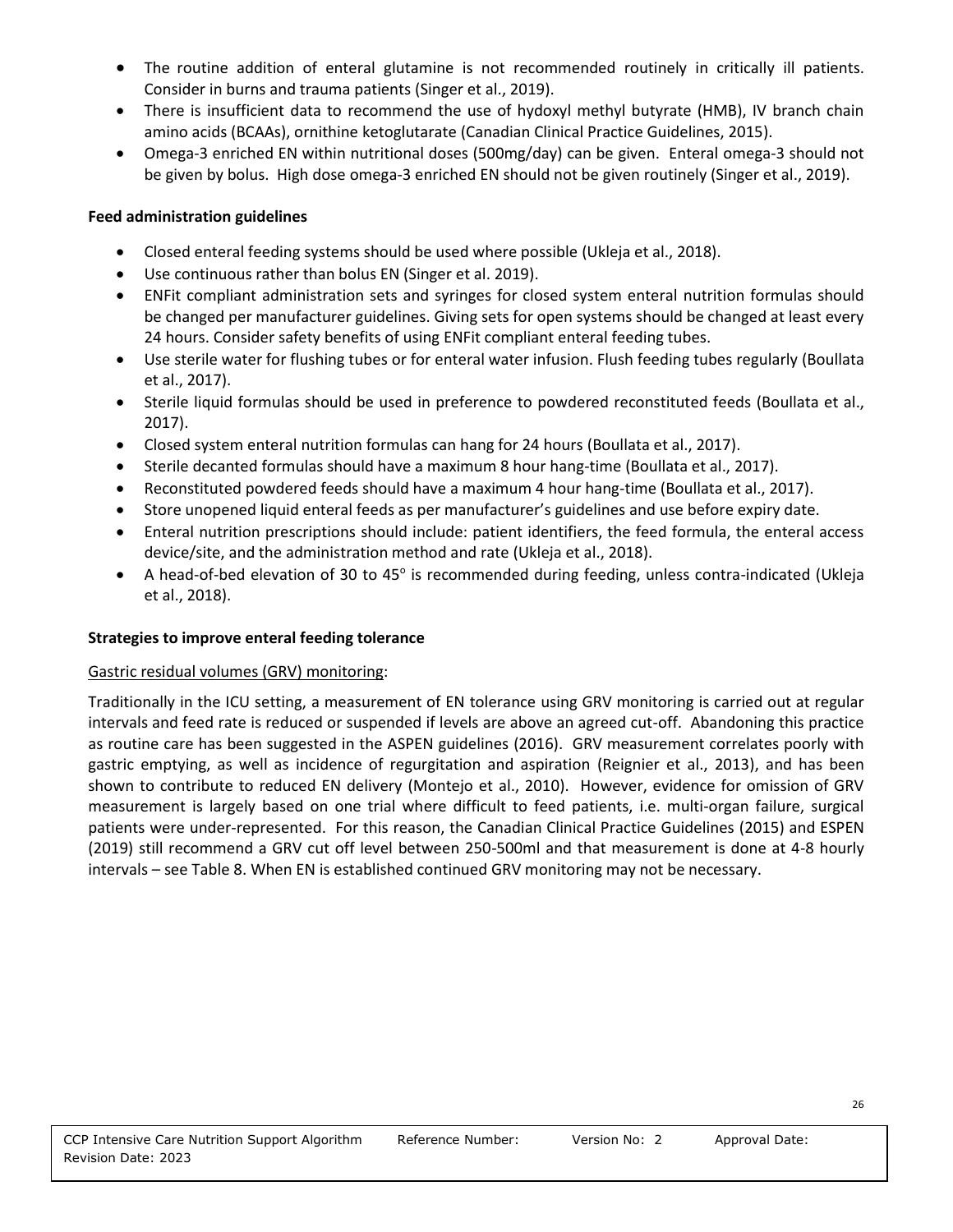- The routine addition of enteral glutamine is not recommended routinely in critically ill patients. Consider in burns and trauma patients (Singer et al., 2019).
- There is insufficient data to recommend the use of hydoxyl methyl butyrate (HMB), IV branch chain amino acids (BCAAs), ornithine ketoglutarate (Canadian Clinical Practice Guidelines, 2015).
- Omega-3 enriched EN within nutritional doses (500mg/day) can be given. Enteral omega-3 should not be given by bolus. High dose omega-3 enriched EN should not be given routinely (Singer et al., 2019).

**Feed administration guidelines**

- Closed enteral feeding systems should be used where possible (Ukleja et al., 2018).
- Use continuous rather than bolus EN (Singer et al. 2019).
- ENFit compliant administration sets and syringes for closed system enteral nutrition formulas should be changed per manufacturer guidelines. Giving sets for open systems should be changed at least every 24 hours. Consider safety benefits of using ENFit compliant enteral feeding tubes.
- Use sterile water for flushing tubes or for enteral water infusion. Flush feeding tubes regularly (Boullata et al., 2017).
- Sterile liquid formulas should be used in preference to powdered reconstituted feeds (Boullata et al., 2017).
- Closed system enteral nutrition formulas can hang for 24 hours (Boullata et al., 2017).
- Sterile decanted formulas should have a maximum 8 hour hang-time (Boullata et al., 2017).
- Reconstituted powdered feeds should have a maximum 4 hour hang-time (Boullata et al., 2017).
- Store unopened liquid enteral feeds as per manufacturer's guidelines and use before expiry date.
- Enteral nutrition prescriptions should include: patient identifiers, the feed formula, the enteral access device/site, and the administration method and rate (Ukleja et al., 2018).
- A head-of-bed elevation of 30 to 45° is recommended during feeding, unless contra-indicated (Ukleja et al., 2018).

**Strategies to improve enteral feeding tolerance**

Gastric residual volumes (GRV) monitoring:

Traditionally in the ICU setting, a measurement of EN tolerance using GRV monitoring is carried out at regular intervals and feed rate is reduced or suspended if levels are above an agreed cut-off. Abandoning this practice as routine care has been suggested in the ASPEN guidelines (2016). GRV measurement correlates poorly with gastric emptying, as well as incidence of regurgitation and aspiration (Reignier et al., 2013), and has been shown to contribute to reduced EN delivery (Montejo et al., 2010). However, evidence for omission of GRV measurement is largely based on one trial where difficult to feed patients, i.e. multi-organ failure, surgical patients were under-represented. For this reason, the Canadian Clinical Practice Guidelines (2015) and ESPEN (2019) still recommend a GRV cut off level between 250-500ml and that measurement is done at 4-8 hourly intervals – see Table 8. When EN is established continued GRV monitoring may not be necessary.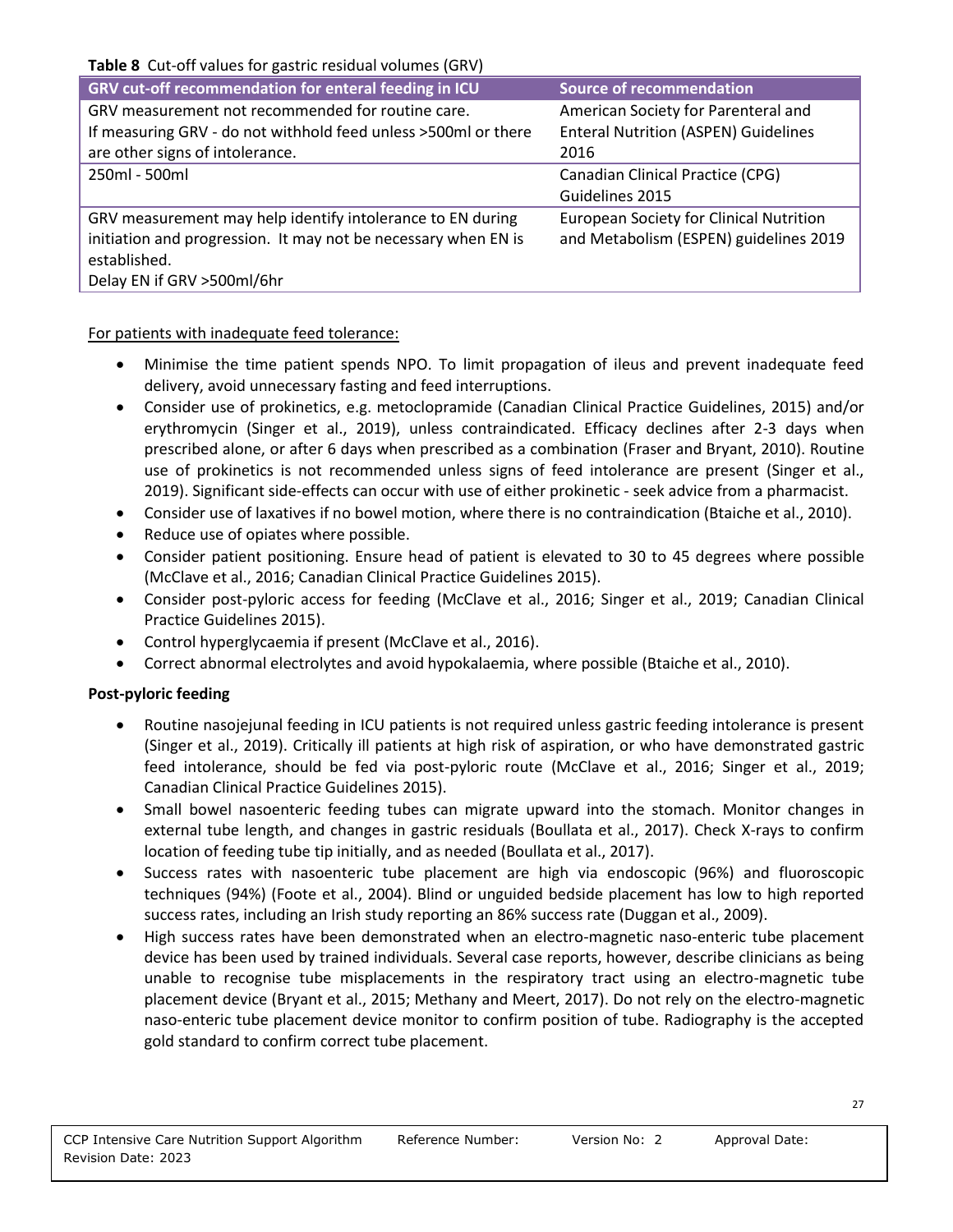**Table 8** Cut-off values for gastric residual volumes (GRV)

| GRV cut-off recommendation for enteral feeding in ICU | Source of recommendation |
| --- | --- |
| GRV measurement not recommended for routine care.<br>If measuring GRV - do not withhold feed unless >500ml or there are other signs of intolerance. | American Society for Parenteral and Enteral Nutrition (ASPEN) Guidelines 2016 |
| 250ml - 500ml | Canadian Clinical Practice (CPG) Guidelines 2015 |
| GRV measurement may help identify intolerance to EN during initiation and progression. It may not be necessary when EN is established.<br>Delay EN if GRV >500ml/6hr | European Society for Clinical Nutrition and Metabolism (ESPEN) guidelines 2019 |

For patients with inadequate feed tolerance:

- Minimise the time patient spends NPO. To limit propagation of ileus and prevent inadequate feed delivery, avoid unnecessary fasting and feed interruptions.
- Consider use of prokinetics, e.g. metoclopramide (Canadian Clinical Practice Guidelines, 2015) and/or erythromycin (Singer et al., 2019), unless contraindicated. Efficacy declines after 2-3 days when prescribed alone, or after 6 days when prescribed as a combination (Fraser and Bryant, 2010). Routine use of prokinetics is not recommended unless signs of feed intolerance are present (Singer et al., 2019). Significant side-effects can occur with use of either prokinetic - seek advice from a pharmacist.
- Consider use of laxatives if no bowel motion, where there is no contraindication (Btaiche et al., 2010).
- Reduce use of opiates where possible.
- Consider patient positioning. Ensure head of patient is elevated to 30 to 45 degrees where possible (McClave et al., 2016; Canadian Clinical Practice Guidelines 2015).
- Consider post-pyloric access for feeding (McClave et al., 2016; Singer et al., 2019; Canadian Clinical Practice Guidelines 2015).
- Control hyperglycaemia if present (McClave et al., 2016).
- Correct abnormal electrolytes and avoid hypokalaemia, where possible (Btaiche et al., 2010).

**Post-pyloric feeding**

- Routine nasojejunal feeding in ICU patients is not required unless gastric feeding intolerance is present (Singer et al., 2019). Critically ill patients at high risk of aspiration, or who have demonstrated gastric feed intolerance, should be fed via post-pyloric route (McClave et al., 2016; Singer et al., 2019; Canadian Clinical Practice Guidelines 2015).
- Small bowel nasoenteric feeding tubes can migrate upward into the stomach. Monitor changes in external tube length, and changes in gastric residuals (Boullata et al., 2017). Check X-rays to confirm location of feeding tube tip initially, and as needed (Boullata et al., 2017).
- Success rates with nasoenteric tube placement are high via endoscopic (96%) and fluoroscopic techniques (94%) (Foote et al., 2004). Blind or unguided bedside placement has low to high reported success rates, including an Irish study reporting an 86% success rate (Duggan et al., 2009).
- High success rates have been demonstrated when an electro-magnetic naso-enteric tube placement device has been used by trained individuals. Several case reports, however, describe clinicians as being unable to recognise tube misplacements in the respiratory tract using an electro-magnetic tube placement device (Bryant et al., 2015; Methany and Meert, 2017). Do not rely on the electro-magnetic naso-enteric tube placement device monitor to confirm position of tube. Radiography is the accepted gold standard to confirm correct tube placement.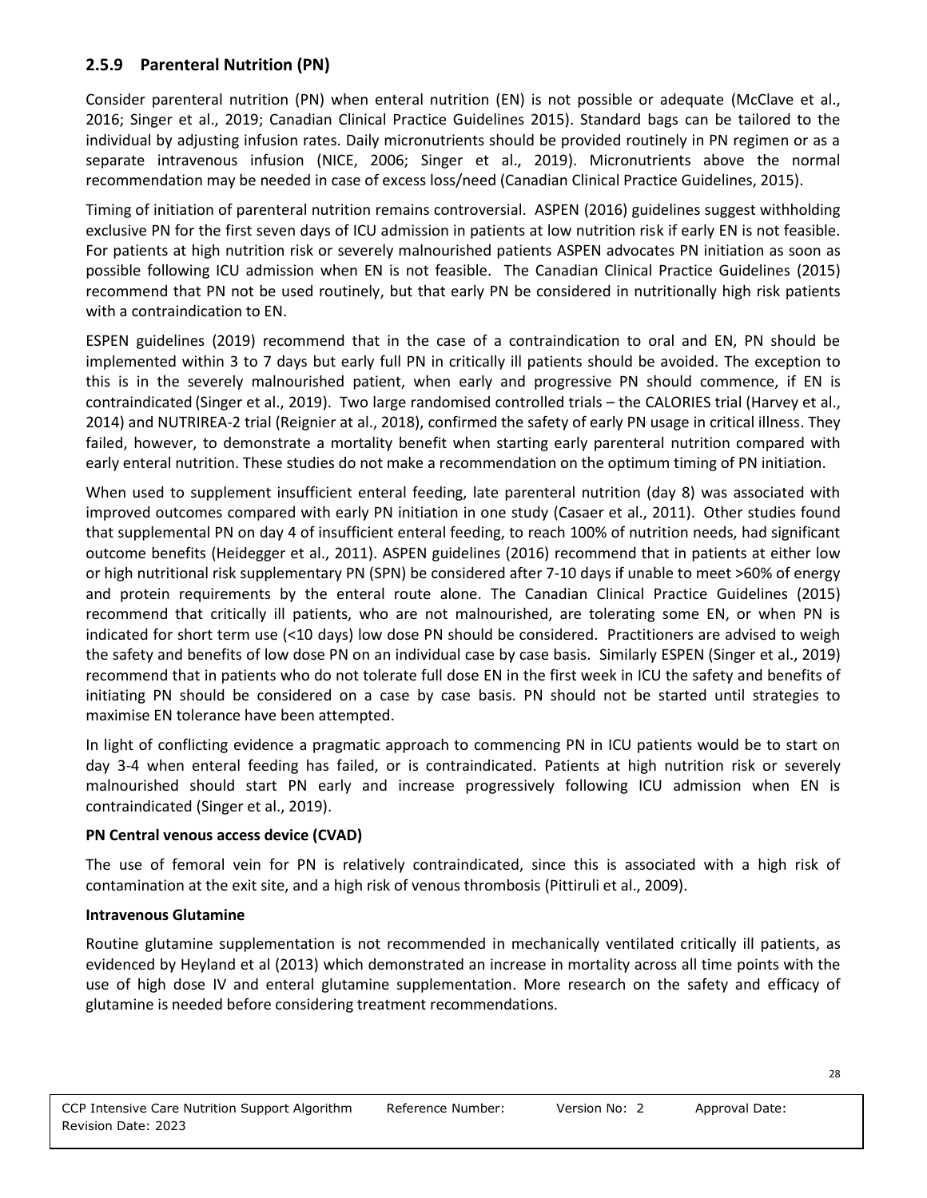### 2.5.9 Parenteral Nutrition (PN)

Consider parenteral nutrition (PN) when enteral nutrition (EN) is not possible or adequate (McClave et al., 2016; Singer et al., 2019; Canadian Clinical Practice Guidelines 2015). Standard bags can be tailored to the individual by adjusting infusion rates. Daily micronutrients should be provided routinely in PN regimen or as a separate intravenous infusion (NICE, 2006; Singer et al., 2019). Micronutrients above the normal recommendation may be needed in case of excess loss/need (Canadian Clinical Practice Guidelines, 2015).

Timing of initiation of parenteral nutrition remains controversial. ASPEN (2016) guidelines suggest withholding exclusive PN for the first seven days of ICU admission in patients at low nutrition risk if early EN is not feasible. For patients at high nutrition risk or severely malnourished patients ASPEN advocates PN initiation as soon as possible following ICU admission when EN is not feasible. The Canadian Clinical Practice Guidelines (2015) recommend that PN not be used routinely, but that early PN be considered in nutritionally high risk patients with a contraindication to EN.

ESPEN guidelines (2019) recommend that in the case of a contraindication to oral and EN, PN should be implemented within 3 to 7 days but early full PN in critically ill patients should be avoided. The exception to this is in the severely malnourished patient, when early and progressive PN should commence, if EN is contraindicated (Singer et al., 2019). Two large randomised controlled trials – the CALORIES trial (Harvey et al., 2014) and NUTRIREA-2 trial (Reignier at al., 2018), confirmed the safety of early PN usage in critical illness. They failed, however, to demonstrate a mortality benefit when starting early parenteral nutrition compared with early enteral nutrition. These studies do not make a recommendation on the optimum timing of PN initiation.

When used to supplement insufficient enteral feeding, late parenteral nutrition (day 8) was associated with improved outcomes compared with early PN initiation in one study (Casaer et al., 2011). Other studies found that supplemental PN on day 4 of insufficient enteral feeding, to reach 100% of nutrition needs, had significant outcome benefits (Heidegger et al., 2011). ASPEN guidelines (2016) recommend that in patients at either low or high nutritional risk supplementary PN (SPN) be considered after 7-10 days if unable to meet >60% of energy and protein requirements by the enteral route alone. The Canadian Clinical Practice Guidelines (2015) recommend that critically ill patients, who are not malnourished, are tolerating some EN, or when PN is indicated for short term use (<10 days) low dose PN should be considered. Practitioners are advised to weigh the safety and benefits of low dose PN on an individual case by case basis. Similarly ESPEN (Singer et al., 2019) recommend that in patients who do not tolerate full dose EN in the first week in ICU the safety and benefits of initiating PN should be considered on a case by case basis. PN should not be started until strategies to maximise EN tolerance have been attempted.

In light of conflicting evidence a pragmatic approach to commencing PN in ICU patients would be to start on day 3-4 when enteral feeding has failed, or is contraindicated. Patients at high nutrition risk or severely malnourished should start PN early and increase progressively following ICU admission when EN is contraindicated (Singer et al., 2019).

**PN Central venous access device (CVAD)**

The use of femoral vein for PN is relatively contraindicated, since this is associated with a high risk of contamination at the exit site, and a high risk of venous thrombosis (Pittiruli et al., 2009).

**Intravenous Glutamine**

Routine glutamine supplementation is not recommended in mechanically ventilated critically ill patients, as evidenced by Heyland et al (2013) which demonstrated an increase in mortality across all time points with the use of high dose IV and enteral glutamine supplementation. More research on the safety and efficacy of glutamine is needed before considering treatment recommendations.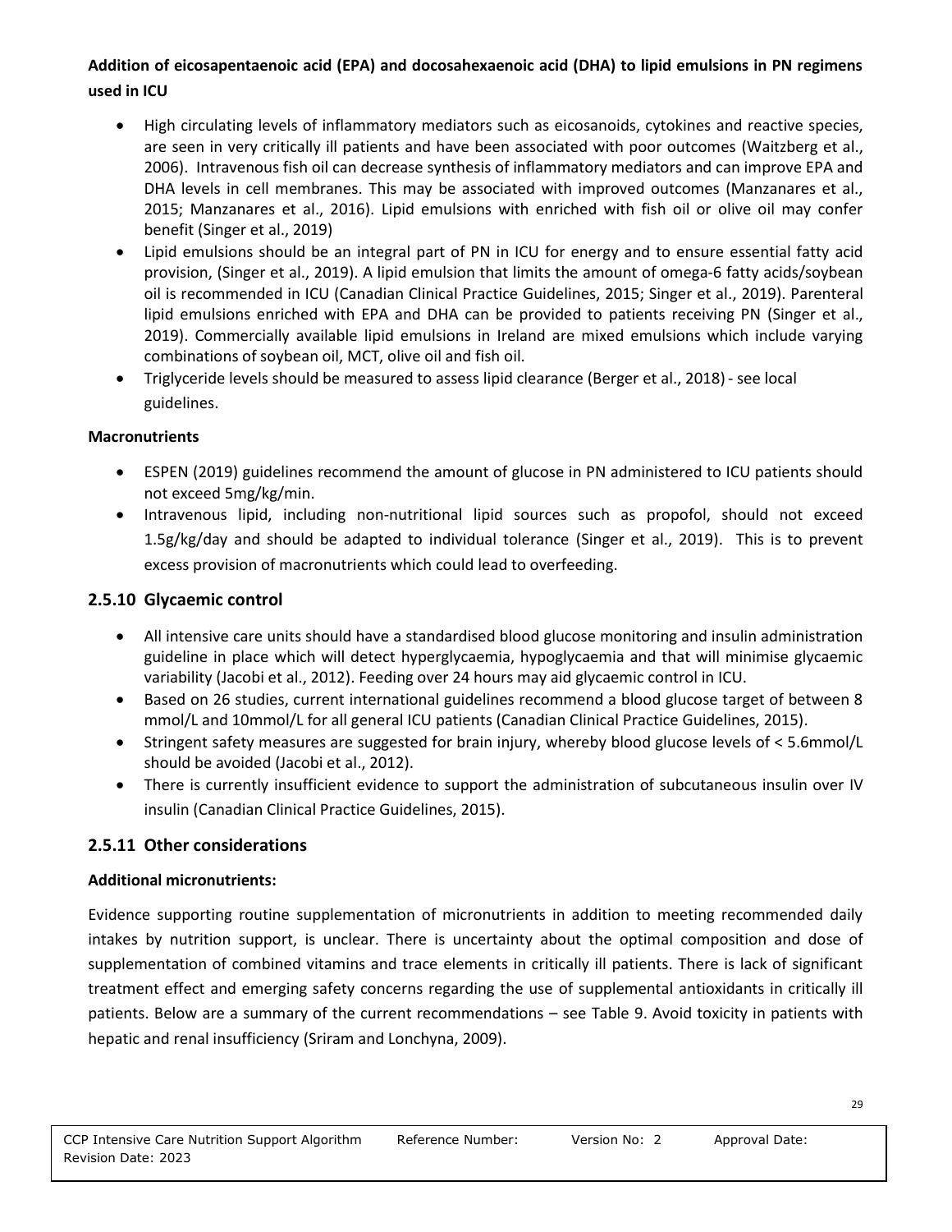**Addition of eicosapentaenoic acid (EPA) and docosahexaenoic acid (DHA) to lipid emulsions in PN regimens used in ICU**

- High circulating levels of inflammatory mediators such as eicosanoids, cytokines and reactive species, are seen in very critically ill patients and have been associated with poor outcomes (Waitzberg et al., 2006). Intravenous fish oil can decrease synthesis of inflammatory mediators and can improve EPA and DHA levels in cell membranes. This may be associated with improved outcomes (Manzanares et al., 2015; Manzanares et al., 2016). Lipid emulsions with enriched with fish oil or olive oil may confer benefit (Singer et al., 2019)
- Lipid emulsions should be an integral part of PN in ICU for energy and to ensure essential fatty acid provision, (Singer et al., 2019). A lipid emulsion that limits the amount of omega-6 fatty acids/soybean oil is recommended in ICU (Canadian Clinical Practice Guidelines, 2015; Singer et al., 2019). Parenteral lipid emulsions enriched with EPA and DHA can be provided to patients receiving PN (Singer et al., 2019). Commercially available lipid emulsions in Ireland are mixed emulsions which include varying combinations of soybean oil, MCT, olive oil and fish oil.
- Triglyceride levels should be measured to assess lipid clearance (Berger et al., 2018) - see local guidelines.

**Macronutrients**

- ESPEN (2019) guidelines recommend the amount of glucose in PN administered to ICU patients should not exceed 5mg/kg/min.
- Intravenous lipid, including non-nutritional lipid sources such as propofol, should not exceed 1.5g/kg/day and should be adapted to individual tolerance (Singer et al., 2019). This is to prevent excess provision of macronutrients which could lead to overfeeding.

## 2.5.10 Glycaemic control

- All intensive care units should have a standardised blood glucose monitoring and insulin administration guideline in place which will detect hyperglycaemia, hypoglycaemia and that will minimise glycaemic variability (Jacobi et al., 2012). Feeding over 24 hours may aid glycaemic control in ICU.
- Based on 26 studies, current international guidelines recommend a blood glucose target of between 8 mmol/L and 10mmol/L for all general ICU patients (Canadian Clinical Practice Guidelines, 2015).
- Stringent safety measures are suggested for brain injury, whereby blood glucose levels of < 5.6mmol/L should be avoided (Jacobi et al., 2012).
- There is currently insufficient evidence to support the administration of subcutaneous insulin over IV insulin (Canadian Clinical Practice Guidelines, 2015).

## 2.5.11 Other considerations

**Additional micronutrients:**

Evidence supporting routine supplementation of micronutrients in addition to meeting recommended daily intakes by nutrition support, is unclear. There is uncertainty about the optimal composition and dose of supplementation of combined vitamins and trace elements in critically ill patients. There is lack of significant treatment effect and emerging safety concerns regarding the use of supplemental antioxidants in critically ill patients. Below are a summary of the current recommendations – see Table 9. Avoid toxicity in patients with hepatic and renal insufficiency (Sriram and Lonchyna, 2009).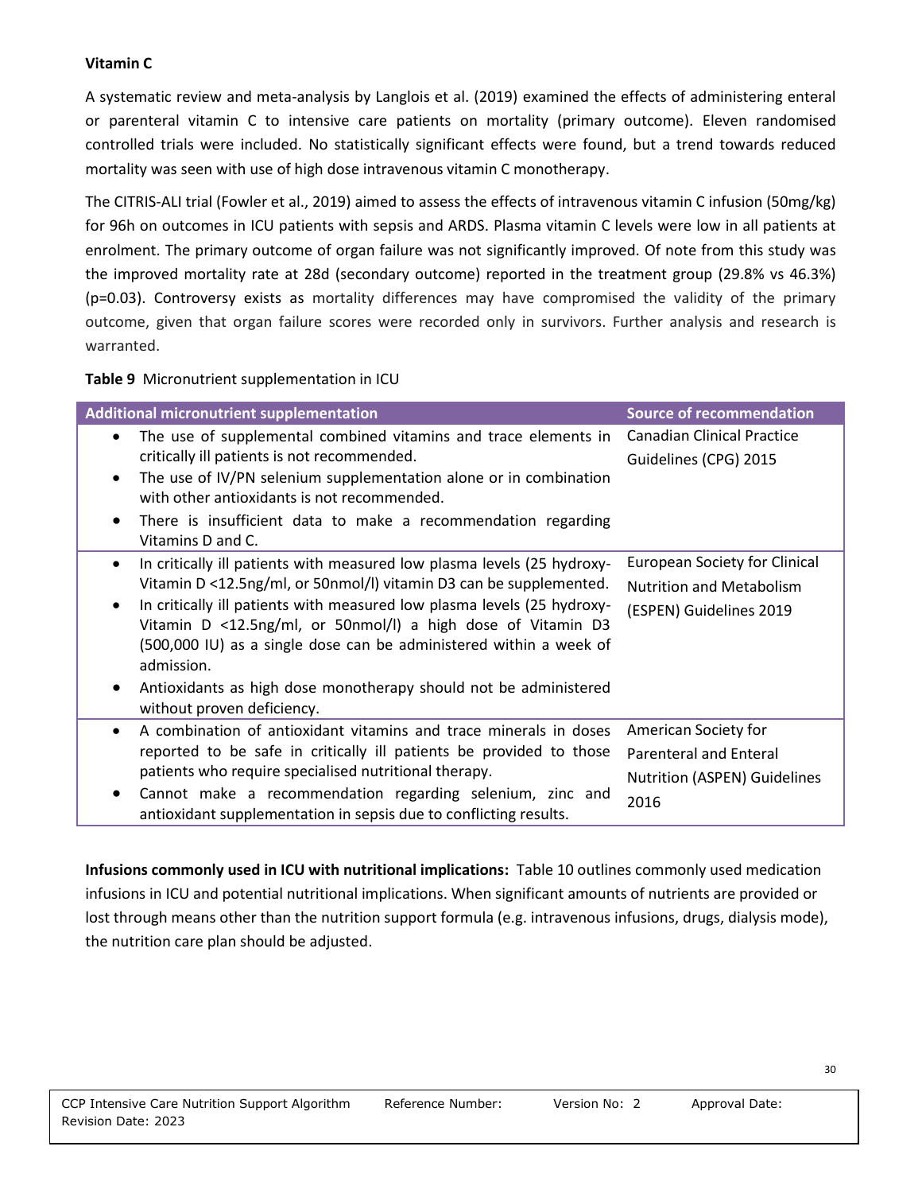### Vitamin C

A systematic review and meta-analysis by Langlois et al. (2019) examined the effects of administering enteral or parenteral vitamin C to intensive care patients on mortality (primary outcome). Eleven randomised controlled trials were included. No statistically significant effects were found, but a trend towards reduced mortality was seen with use of high dose intravenous vitamin C monotherapy.

The CITRIS-ALI trial (Fowler et al., 2019) aimed to assess the effects of intravenous vitamin C infusion (50mg/kg) for 96h on outcomes in ICU patients with sepsis and ARDS. Plasma vitamin C levels were low in all patients at enrolment. The primary outcome of organ failure was not significantly improved. Of note from this study was the improved mortality rate at 28d (secondary outcome) reported in the treatment group (29.8% vs 46.3%) (p=0.03). Controversy exists as mortality differences may have compromised the validity of the primary outcome, given that organ failure scores were recorded only in survivors. Further analysis and research is warranted.

**Table 9** Micronutrient supplementation in ICU

| Additional micronutrient supplementation | Source of recommendation |
|---|---|
| • The use of supplemental combined vitamins and trace elements in critically ill patients is not recommended.<br>• The use of IV/PN selenium supplementation alone or in combination with other antioxidants is not recommended.<br>• There is insufficient data to make a recommendation regarding Vitamins D and C. | Canadian Clinical Practice Guidelines (CPG) 2015 |
| • In critically ill patients with measured low plasma levels (25 hydroxy-Vitamin D <12.5ng/ml, or 50nmol/l) vitamin D3 can be supplemented.<br>• In critically ill patients with measured low plasma levels (25 hydroxy-Vitamin D <12.5ng/ml, or 50nmol/l) a high dose of Vitamin D3 (500,000 IU) as a single dose can be administered within a week of admission.<br>• Antioxidants as high dose monotherapy should not be administered without proven deficiency. | European Society for Clinical Nutrition and Metabolism (ESPEN) Guidelines 2019 |
| • A combination of antioxidant vitamins and trace minerals in doses reported to be safe in critically ill patients be provided to those patients who require specialised nutritional therapy.<br>• Cannot make a recommendation regarding selenium, zinc and antioxidant supplementation in sepsis due to conflicting results. | American Society for Parenteral and Enteral Nutrition (ASPEN) Guidelines 2016 |

**Infusions commonly used in ICU with nutritional implications:** Table 10 outlines commonly used medication infusions in ICU and potential nutritional implications. When significant amounts of nutrients are provided or lost through means other than the nutrition support formula (e.g. intravenous infusions, drugs, dialysis mode), the nutrition care plan should be adjusted.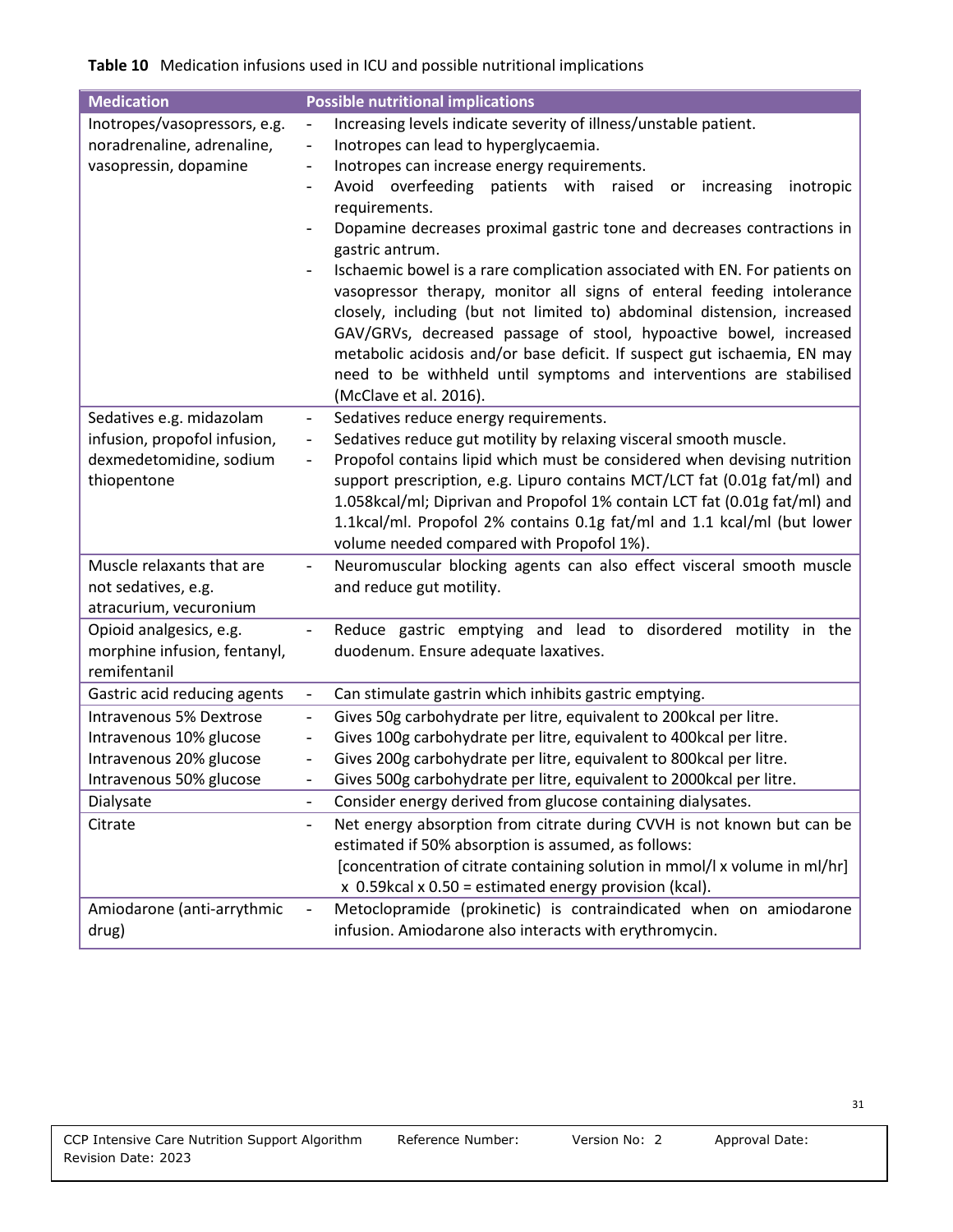**Table 10** Medication infusions used in ICU and possible nutritional implications

| Medication | Possible nutritional implications |
|---|---|
| Inotropes/vasopressors, e.g. noradrenaline, adrenaline, vasopressin, dopamine | - Increasing levels indicate severity of illness/unstable patient.<br>- Inotropes can lead to hyperglycaemia.<br>- Inotropes can increase energy requirements.<br>- Avoid overfeeding patients with raised or increasing inotropic requirements.<br>- Dopamine decreases proximal gastric tone and decreases contractions in gastric antrum.<br>- Ischaemic bowel is a rare complication associated with EN. For patients on vasopressor therapy, monitor all signs of enteral feeding intolerance closely, including (but not limited to) abdominal distension, increased GAV/GRVs, decreased passage of stool, hypoactive bowel, increased metabolic acidosis and/or base deficit. If suspect gut ischaemia, EN may need to be withheld until symptoms and interventions are stabilised (McClave et al. 2016). |
| Sedatives e.g. midazolam infusion, propofol infusion, dexmedetomidine, sodium thiopentone | - Sedatives reduce energy requirements.<br>- Sedatives reduce gut motility by relaxing visceral smooth muscle.<br>- Propofol contains lipid which must be considered when devising nutrition support prescription, e.g. Lipuro contains MCT/LCT fat (0.01g fat/ml) and 1.058kcal/ml; Diprivan and Propofol 1% contain LCT fat (0.01g fat/ml) and 1.1kcal/ml. Propofol 2% contains 0.1g fat/ml and 1.1 kcal/ml (but lower volume needed compared with Propofol 1%). |
| Muscle relaxants that are not sedatives, e.g. atracurium, vecuronium | - Neuromuscular blocking agents can also effect visceral smooth muscle and reduce gut motility. |
| Opioid analgesics, e.g. morphine infusion, fentanyl, remifentanil | - Reduce gastric emptying and lead to disordered motility in the duodenum. Ensure adequate laxatives. |
| Gastric acid reducing agents | - Can stimulate gastrin which inhibits gastric emptying. |
| Intravenous 5% Dextrose<br>Intravenous 10% glucose<br>Intravenous 20% glucose<br>Intravenous 50% glucose | - Gives 50g carbohydrate per litre, equivalent to 200kcal per litre.<br>- Gives 100g carbohydrate per litre, equivalent to 400kcal per litre.<br>- Gives 200g carbohydrate per litre, equivalent to 800kcal per litre.<br>- Gives 500g carbohydrate per litre, equivalent to 2000kcal per litre. |
| Dialysate | - Consider energy derived from glucose containing dialysates. |
| Citrate | - Net energy absorption from citrate during CVVH is not known but can be estimated if 50% absorption is assumed, as follows:<br>[concentration of citrate containing solution in mmol/l x volume in ml/hr] x 0.59kcal x 0.50 = estimated energy provision (kcal). |
| Amiodarone (anti-arrythmic drug) | - Metoclopramide (prokinetic) is contraindicated when on amiodarone infusion. Amiodarone also interacts with erythromycin. |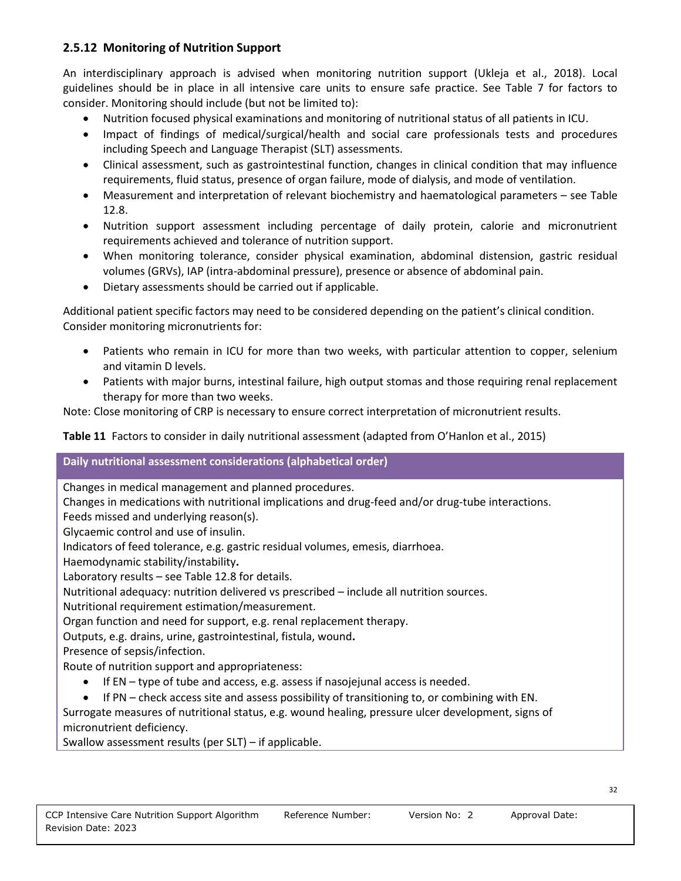### 2.5.12 Monitoring of Nutrition Support

An interdisciplinary approach is advised when monitoring nutrition support (Ukleja et al., 2018). Local guidelines should be in place in all intensive care units to ensure safe practice. See Table 7 for factors to consider. Monitoring should include (but not be limited to):

- Nutrition focused physical examinations and monitoring of nutritional status of all patients in ICU.
- Impact of findings of medical/surgical/health and social care professionals tests and procedures including Speech and Language Therapist (SLT) assessments.
- Clinical assessment, such as gastrointestinal function, changes in clinical condition that may influence requirements, fluid status, presence of organ failure, mode of dialysis, and mode of ventilation.
- Measurement and interpretation of relevant biochemistry and haematological parameters – see Table 12.8.
- Nutrition support assessment including percentage of daily protein, calorie and micronutrient requirements achieved and tolerance of nutrition support.
- When monitoring tolerance, consider physical examination, abdominal distension, gastric residual volumes (GRVs), IAP (intra-abdominal pressure), presence or absence of abdominal pain.
- Dietary assessments should be carried out if applicable.

Additional patient specific factors may need to be considered depending on the patient's clinical condition. Consider monitoring micronutrients for:

- Patients who remain in ICU for more than two weeks, with particular attention to copper, selenium and vitamin D levels.
- Patients with major burns, intestinal failure, high output stomas and those requiring renal replacement therapy for more than two weeks.

Note: Close monitoring of CRP is necessary to ensure correct interpretation of micronutrient results.

**Table 11** Factors to consider in daily nutritional assessment (adapted from O'Hanlon et al., 2015)

| Daily nutritional assessment considerations (alphabetical order) |
|---|
| Changes in medical management and planned procedures.<br>Changes in medications with nutritional implications and drug-feed and/or drug-tube interactions.<br>Feeds missed and underlying reason(s).<br>Glycaemic control and use of insulin.<br>Indicators of feed tolerance, e.g. gastric residual volumes, emesis, diarrhoea.<br>Haemodynamic stability/instability.<br>Laboratory results – see Table 12.8 for details.<br>Nutritional adequacy: nutrition delivered vs prescribed – include all nutrition sources.<br>Nutritional requirement estimation/measurement.<br>Organ function and need for support, e.g. renal replacement therapy.<br>Outputs, e.g. drains, urine, gastrointestinal, fistula, wound.<br>Presence of sepsis/infection.<br>Route of nutrition support and appropriateness:<br>• If EN – type of tube and access, e.g. assess if nasojejunal access is needed.<br>• If PN – check access site and assess possibility of transitioning to, or combining with EN.<br>Surrogate measures of nutritional status, e.g. wound healing, pressure ulcer development, signs of micronutrient deficiency.<br>Swallow assessment results (per SLT) – if applicable. |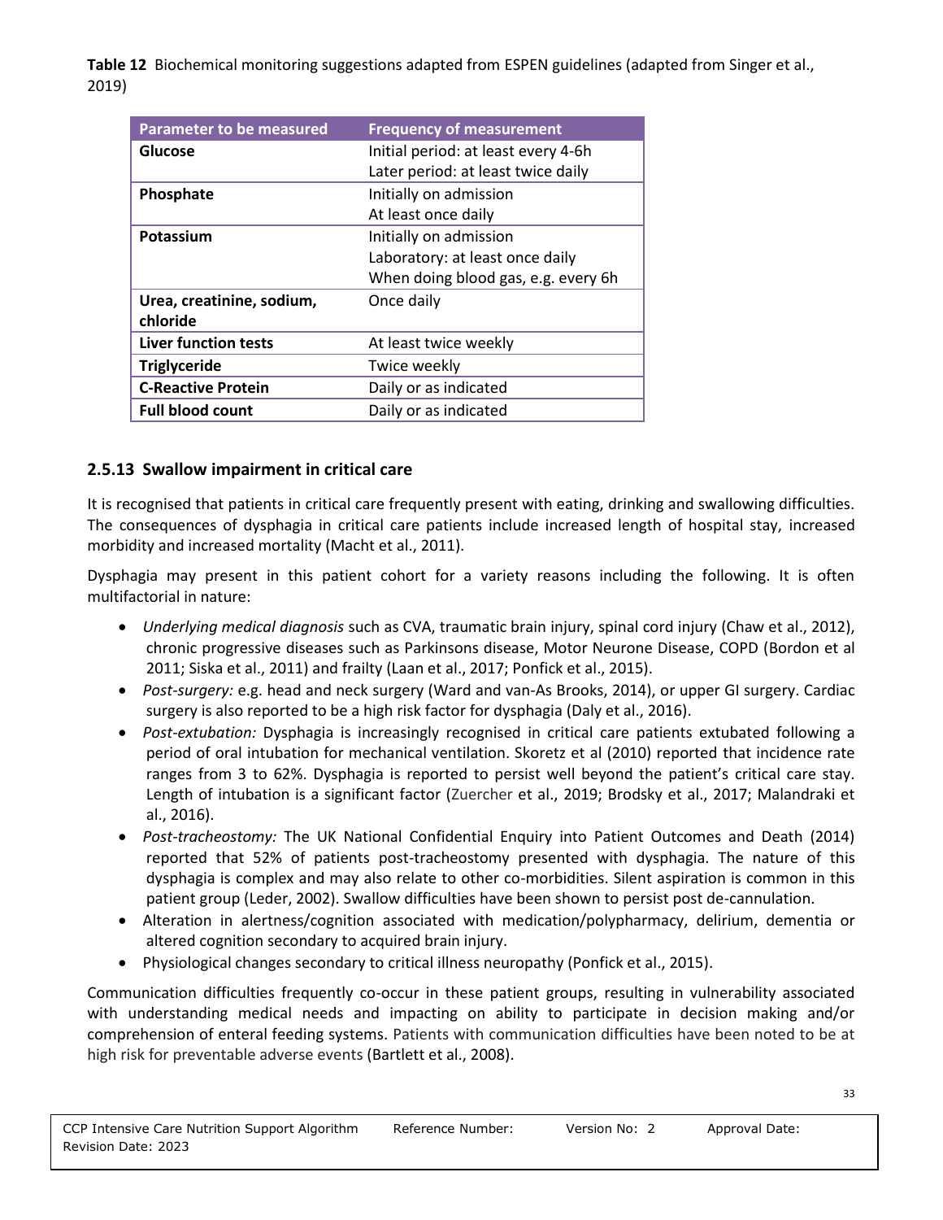**Table 12** Biochemical monitoring suggestions adapted from ESPEN guidelines (adapted from Singer et al., 2019)

| Parameter to be measured | Frequency of measurement |
|---|---|
| **Glucose** | Initial period: at least every 4-6h<br>Later period: at least twice daily |
| **Phosphate** | Initially on admission<br>At least once daily |
| **Potassium** | Initially on admission<br>Laboratory: at least once daily<br>When doing blood gas, e.g. every 6h |
| **Urea, creatinine, sodium, chloride** | Once daily |
| **Liver function tests** | At least twice weekly |
| **Triglyceride** | Twice weekly |
| **C-Reactive Protein** | Daily or as indicated |
| **Full blood count** | Daily or as indicated |

### 2.5.13 Swallow impairment in critical care

It is recognised that patients in critical care frequently present with eating, drinking and swallowing difficulties. The consequences of dysphagia in critical care patients include increased length of hospital stay, increased morbidity and increased mortality (Macht et al., 2011).

Dysphagia may present in this patient cohort for a variety reasons including the following. It is often multifactorial in nature:

- *Underlying medical diagnosis* such as CVA, traumatic brain injury, spinal cord injury (Chaw et al., 2012), chronic progressive diseases such as Parkinsons disease, Motor Neurone Disease, COPD (Bordon et al 2011; Siska et al., 2011) and frailty (Laan et al., 2017; Ponfick et al., 2015).
- *Post-surgery:* e.g. head and neck surgery (Ward and van-As Brooks, 2014), or upper GI surgery. Cardiac surgery is also reported to be a high risk factor for dysphagia (Daly et al., 2016).
- *Post-extubation:* Dysphagia is increasingly recognised in critical care patients extubated following a period of oral intubation for mechanical ventilation. Skoretz et al (2010) reported that incidence rate ranges from 3 to 62%. Dysphagia is reported to persist well beyond the patient's critical care stay. Length of intubation is a significant factor (Zuercher et al., 2019; Brodsky et al., 2017; Malandraki et al., 2016).
- *Post-tracheostomy:* The UK National Confidential Enquiry into Patient Outcomes and Death (2014) reported that 52% of patients post-tracheostomy presented with dysphagia. The nature of this dysphagia is complex and may also relate to other co-morbidities. Silent aspiration is common in this patient group (Leder, 2002). Swallow difficulties have been shown to persist post de-cannulation.
- Alteration in alertness/cognition associated with medication/polypharmacy, delirium, dementia or altered cognition secondary to acquired brain injury.
- Physiological changes secondary to critical illness neuropathy (Ponfick et al., 2015).

Communication difficulties frequently co-occur in these patient groups, resulting in vulnerability associated with understanding medical needs and impacting on ability to participate in decision making and/or comprehension of enteral feeding systems. Patients with communication difficulties have been noted to be at high risk for preventable adverse events (Bartlett et al., 2008).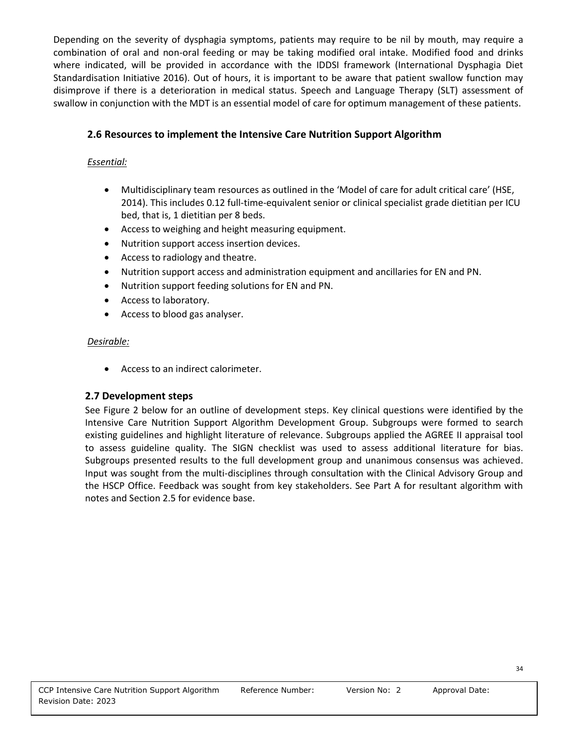Depending on the severity of dysphagia symptoms, patients may require to be nil by mouth, may require a combination of oral and non-oral feeding or may be taking modified oral intake. Modified food and drinks where indicated, will be provided in accordance with the IDDSI framework (International Dysphagia Diet Standardisation Initiative 2016). Out of hours, it is important to be aware that patient swallow function may disimprove if there is a deterioration in medical status. Speech and Language Therapy (SLT) assessment of swallow in conjunction with the MDT is an essential model of care for optimum management of these patients.

### 2.6 Resources to implement the Intensive Care Nutrition Support Algorithm

*Essential:*

- Multidisciplinary team resources as outlined in the 'Model of care for adult critical care' (HSE, 2014). This includes 0.12 full-time-equivalent senior or clinical specialist grade dietitian per ICU bed, that is, 1 dietitian per 8 beds.
- Access to weighing and height measuring equipment.
- Nutrition support access insertion devices.
- Access to radiology and theatre.
- Nutrition support access and administration equipment and ancillaries for EN and PN.
- Nutrition support feeding solutions for EN and PN.
- Access to laboratory.
- Access to blood gas analyser.

*Desirable:*

- Access to an indirect calorimeter.

### 2.7 Development steps

See Figure 2 below for an outline of development steps. Key clinical questions were identified by the Intensive Care Nutrition Support Algorithm Development Group. Subgroups were formed to search existing guidelines and highlight literature of relevance. Subgroups applied the AGREE II appraisal tool to assess guideline quality. The SIGN checklist was used to assess additional literature for bias. Subgroups presented results to the full development group and unanimous consensus was achieved. Input was sought from the multi-disciplines through consultation with the Clinical Advisory Group and the HSCP Office. Feedback was sought from key stakeholders. See Part A for resultant algorithm with notes and Section 2.5 for evidence base.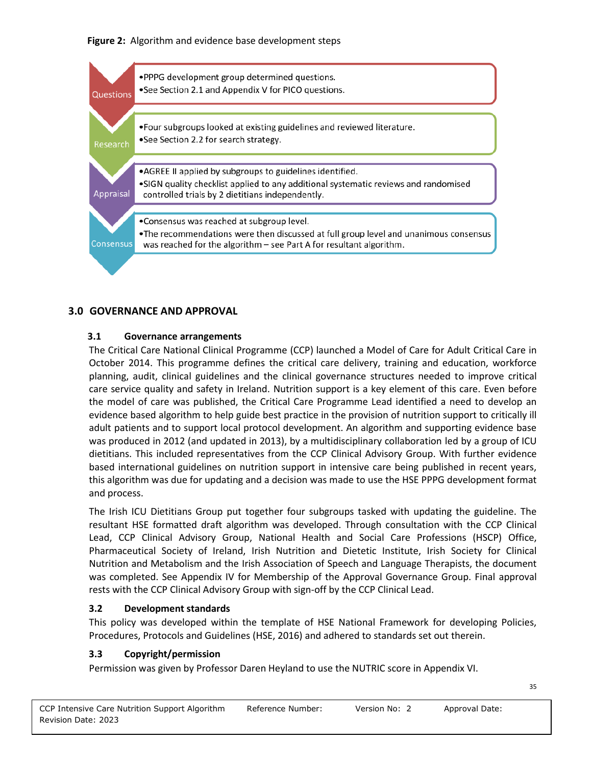**Figure 2:** Algorithm and evidence base development steps

| Step | Description |
| --- | --- |
| Questions | • PPPG development group determined questions.<br>• See Section 2.1 and Appendix V for PICO questions. |
| Research | • Four subgroups looked at existing guidelines and reviewed literature.<br>• See Section 2.2 for search strategy. |
| Appraisal | • AGREE II applied by subgroups to guidelines identified.<br>• SIGN quality checklist applied to any additional systematic reviews and randomised controlled trials by 2 dietitians independently. |
| Consensus | • Consensus was reached at subgroup level.<br>• The recommendations were then discussed at full group level and unanimous consensus was reached for the algorithm – see Part A for resultant algorithm. |

## 3.0 GOVERNANCE AND APPROVAL

### 3.1 Governance arrangements

The Critical Care National Clinical Programme (CCP) launched a Model of Care for Adult Critical Care in October 2014. This programme defines the critical care delivery, training and education, workforce planning, audit, clinical guidelines and the clinical governance structures needed to improve critical care service quality and safety in Ireland. Nutrition support is a key element of this care. Even before the model of care was published, the Critical Care Programme Lead identified a need to develop an evidence based algorithm to help guide best practice in the provision of nutrition support to critically ill adult patients and to support local protocol development. An algorithm and supporting evidence base was produced in 2012 (and updated in 2013), by a multidisciplinary collaboration led by a group of ICU dietitians. This included representatives from the CCP Clinical Advisory Group. With further evidence based international guidelines on nutrition support in intensive care being published in recent years, this algorithm was due for updating and a decision was made to use the HSE PPPG development format and process.

The Irish ICU Dietitians Group put together four subgroups tasked with updating the guideline. The resultant HSE formatted draft algorithm was developed. Through consultation with the CCP Clinical Lead, CCP Clinical Advisory Group, National Health and Social Care Professions (HSCP) Office, Pharmaceutical Society of Ireland, Irish Nutrition and Dietetic Institute, Irish Society for Clinical Nutrition and Metabolism and the Irish Association of Speech and Language Therapists, the document was completed. See Appendix IV for Membership of the Approval Governance Group. Final approval rests with the CCP Clinical Advisory Group with sign-off by the CCP Clinical Lead.

### 3.2 Development standards

This policy was developed within the template of HSE National Framework for developing Policies, Procedures, Protocols and Guidelines (HSE, 2016) and adhered to standards set out therein.

### 3.3 Copyright/permission

Permission was given by Professor Daren Heyland to use the NUTRIC score in Appendix VI.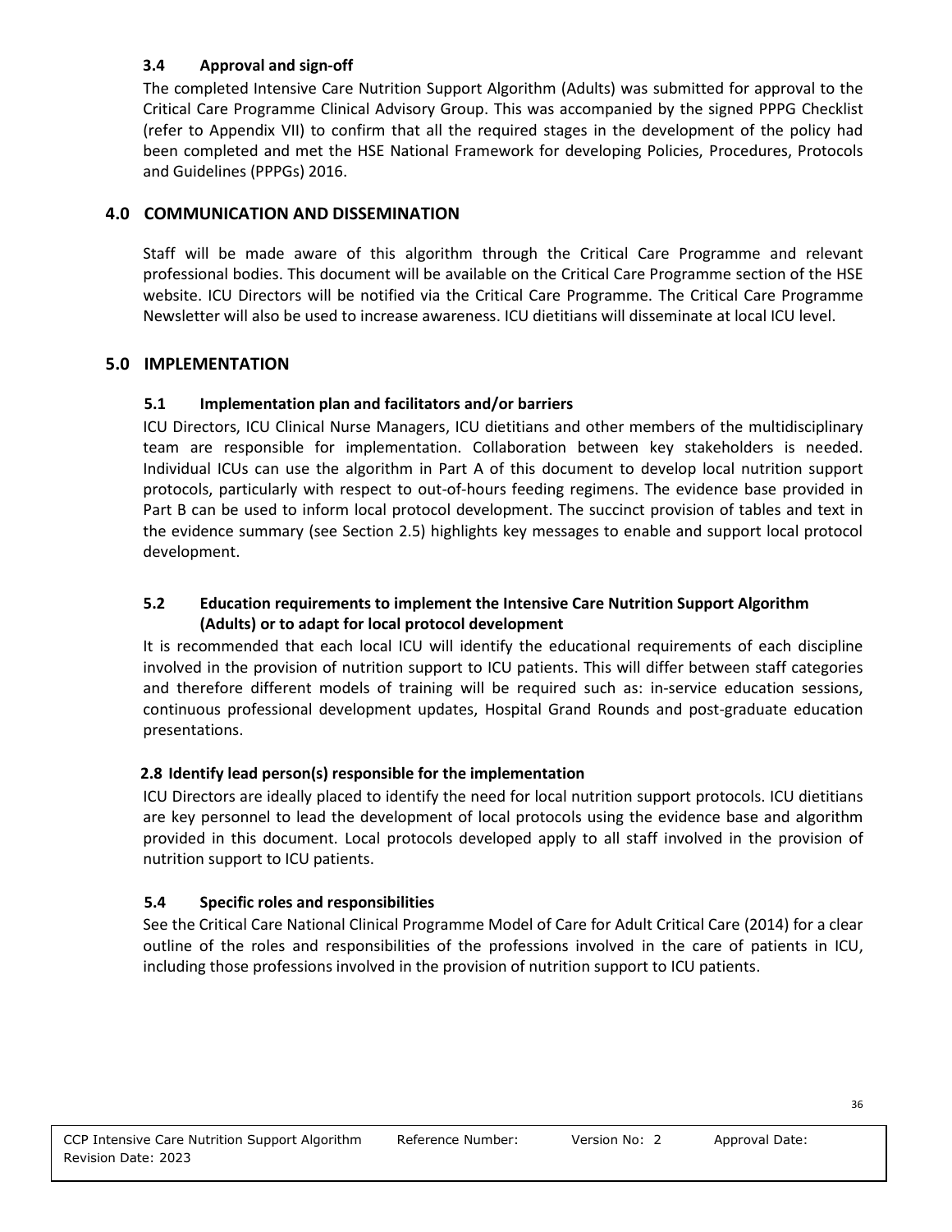### 3.4 Approval and sign-off

The completed Intensive Care Nutrition Support Algorithm (Adults) was submitted for approval to the Critical Care Programme Clinical Advisory Group. This was accompanied by the signed PPPG Checklist (refer to Appendix VII) to confirm that all the required stages in the development of the policy had been completed and met the HSE National Framework for developing Policies, Procedures, Protocols and Guidelines (PPPGs) 2016.

## 4.0 COMMUNICATION AND DISSEMINATION

Staff will be made aware of this algorithm through the Critical Care Programme and relevant professional bodies. This document will be available on the Critical Care Programme section of the HSE website. ICU Directors will be notified via the Critical Care Programme. The Critical Care Programme Newsletter will also be used to increase awareness. ICU dietitians will disseminate at local ICU level.

## 5.0 IMPLEMENTATION

### 5.1 Implementation plan and facilitators and/or barriers

ICU Directors, ICU Clinical Nurse Managers, ICU dietitians and other members of the multidisciplinary team are responsible for implementation. Collaboration between key stakeholders is needed. Individual ICUs can use the algorithm in Part A of this document to develop local nutrition support protocols, particularly with respect to out-of-hours feeding regimens. The evidence base provided in Part B can be used to inform local protocol development. The succinct provision of tables and text in the evidence summary (see Section 2.5) highlights key messages to enable and support local protocol development.

### 5.2 Education requirements to implement the Intensive Care Nutrition Support Algorithm (Adults) or to adapt for local protocol development

It is recommended that each local ICU will identify the educational requirements of each discipline involved in the provision of nutrition support to ICU patients. This will differ between staff categories and therefore different models of training will be required such as: in-service education sessions, continuous professional development updates, Hospital Grand Rounds and post-graduate education presentations.

### 2.8 Identify lead person(s) responsible for the implementation

ICU Directors are ideally placed to identify the need for local nutrition support protocols. ICU dietitians are key personnel to lead the development of local protocols using the evidence base and algorithm provided in this document. Local protocols developed apply to all staff involved in the provision of nutrition support to ICU patients.

### 5.4 Specific roles and responsibilities

See the Critical Care National Clinical Programme Model of Care for Adult Critical Care (2014) for a clear outline of the roles and responsibilities of the professions involved in the care of patients in ICU, including those professions involved in the provision of nutrition support to ICU patients.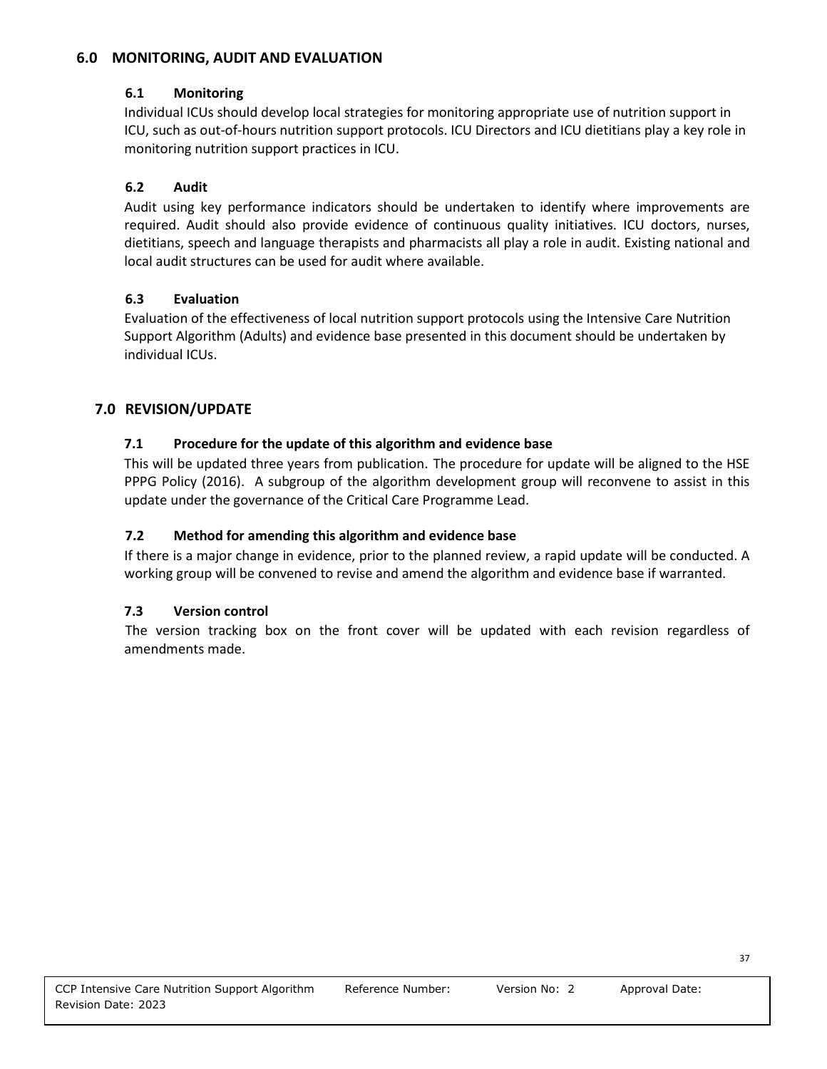## 6.0 MONITORING, AUDIT AND EVALUATION

### 6.1 Monitoring

Individual ICUs should develop local strategies for monitoring appropriate use of nutrition support in ICU, such as out-of-hours nutrition support protocols. ICU Directors and ICU dietitians play a key role in monitoring nutrition support practices in ICU.

### 6.2 Audit

Audit using key performance indicators should be undertaken to identify where improvements are required. Audit should also provide evidence of continuous quality initiatives. ICU doctors, nurses, dietitians, speech and language therapists and pharmacists all play a role in audit. Existing national and local audit structures can be used for audit where available.

### 6.3 Evaluation

Evaluation of the effectiveness of local nutrition support protocols using the Intensive Care Nutrition Support Algorithm (Adults) and evidence base presented in this document should be undertaken by individual ICUs.

## 7.0 REVISION/UPDATE

### 7.1 Procedure for the update of this algorithm and evidence base

This will be updated three years from publication. The procedure for update will be aligned to the HSE PPPG Policy (2016). A subgroup of the algorithm development group will reconvene to assist in this update under the governance of the Critical Care Programme Lead.

### 7.2 Method for amending this algorithm and evidence base

If there is a major change in evidence, prior to the planned review, a rapid update will be conducted. A working group will be convened to revise and amend the algorithm and evidence base if warranted.

### 7.3 Version control

The version tracking box on the front cover will be updated with each revision regardless of amendments made.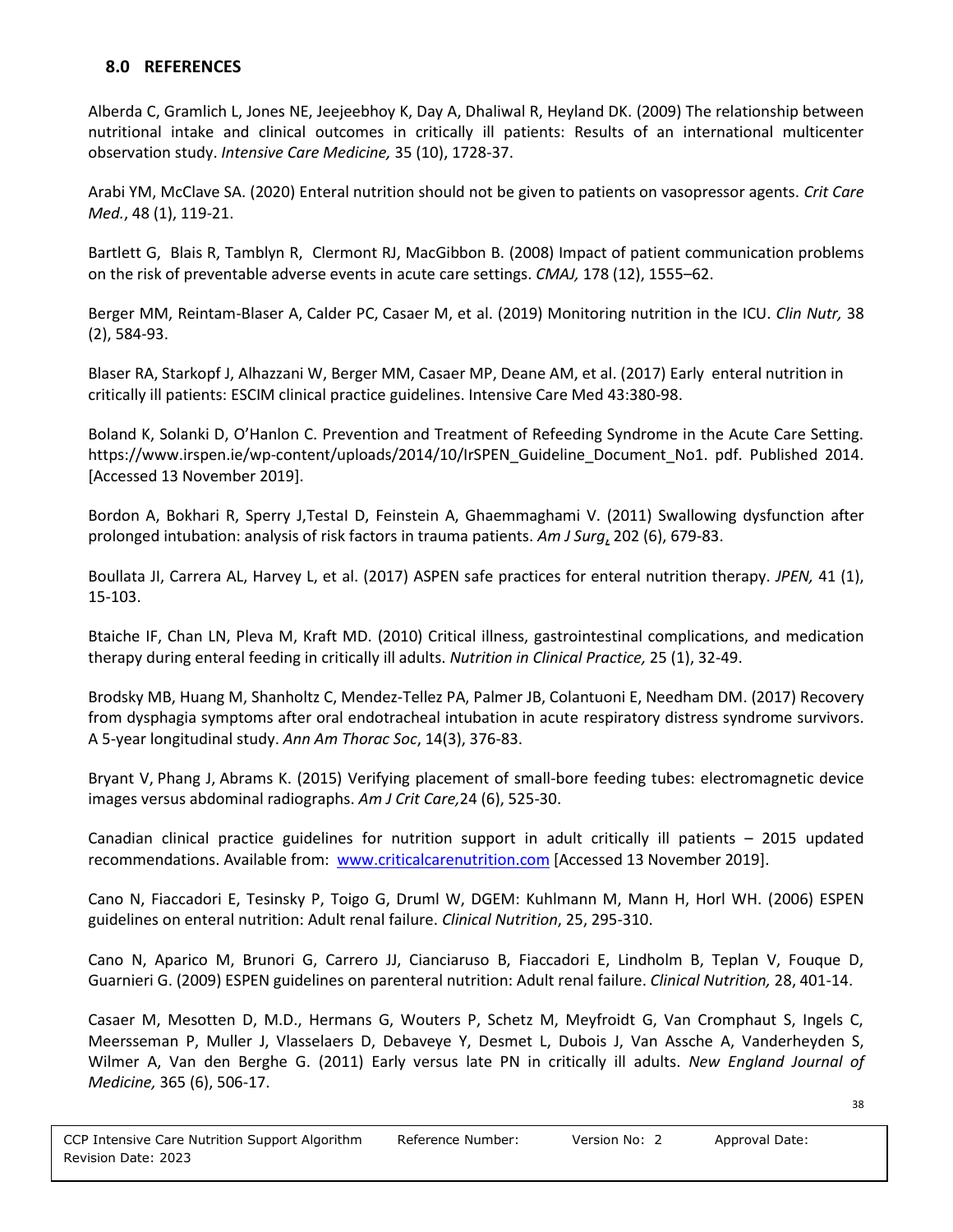## 8.0 REFERENCES

Alberda C, Gramlich L, Jones NE, Jeejeebhoy K, Day A, Dhaliwal R, Heyland DK. (2009) The relationship between nutritional intake and clinical outcomes in critically ill patients: Results of an international multicenter observation study. *Intensive Care Medicine,* 35 (10), 1728-37.

Arabi YM, McClave SA. (2020) Enteral nutrition should not be given to patients on vasopressor agents. *Crit Care Med.*, 48 (1), 119-21.

Bartlett G, Blais R, Tamblyn R, Clermont RJ, MacGibbon B. (2008) Impact of patient communication problems on the risk of preventable adverse events in acute care settings. *CMAJ,* 178 (12), 1555–62.

Berger MM, Reintam-Blaser A, Calder PC, Casaer M, et al. (2019) Monitoring nutrition in the ICU. *Clin Nutr,* 38 (2), 584-93.

Blaser RA, Starkopf J, Alhazzani W, Berger MM, Casaer MP, Deane AM, et al. (2017) Early enteral nutrition in critically ill patients: ESCIM clinical practice guidelines. Intensive Care Med 43:380-98.

Boland K, Solanki D, O'Hanlon C. Prevention and Treatment of Refeeding Syndrome in the Acute Care Setting. https://www.irspen.ie/wp-content/uploads/2014/10/IrSPEN_Guideline_Document_No1. pdf. Published 2014. [Accessed 13 November 2019].

Bordon A, Bokhari R, Sperry J,TestaI D, Feinstein A, Ghaemmaghami V. (2011) Swallowing dysfunction after prolonged intubation: analysis of risk factors in trauma patients. *Am J Surg*, 202 (6), 679-83.

Boullata JI, Carrera AL, Harvey L, et al. (2017) ASPEN safe practices for enteral nutrition therapy. *JPEN,* 41 (1), 15-103.

Btaiche IF, Chan LN, Pleva M, Kraft MD. (2010) Critical illness, gastrointestinal complications, and medication therapy during enteral feeding in critically ill adults. *Nutrition in Clinical Practice,* 25 (1), 32-49.

Brodsky MB, Huang M, Shanholtz C, Mendez-Tellez PA, Palmer JB, Colantuoni E, Needham DM. (2017) Recovery from dysphagia symptoms after oral endotracheal intubation in acute respiratory distress syndrome survivors. A 5-year longitudinal study. *Ann Am Thorac Soc*, 14(3), 376-83.

Bryant V, Phang J, Abrams K. (2015) Verifying placement of small-bore feeding tubes: electromagnetic device images versus abdominal radiographs. *Am J Crit Care,*24 (6), 525-30.

Canadian clinical practice guidelines for nutrition support in adult critically ill patients – 2015 updated recommendations. Available from: www.criticalcarenutrition.com [Accessed 13 November 2019].

Cano N, Fiaccadori E, Tesinsky P, Toigo G, Druml W, DGEM: Kuhlmann M, Mann H, Horl WH. (2006) ESPEN guidelines on enteral nutrition: Adult renal failure. *Clinical Nutrition*, 25, 295-310.

Cano N, Aparico M, Brunori G, Carrero JJ, Cianciaruso B, Fiaccadori E, Lindholm B, Teplan V, Fouque D, Guarnieri G. (2009) ESPEN guidelines on parenteral nutrition: Adult renal failure. *Clinical Nutrition,* 28, 401-14.

Casaer M, Mesotten D, M.D., Hermans G, Wouters P, Schetz M, Meyfroidt G, Van Cromphaut S, Ingels C, Meersseman P, Muller J, Vlasselaers D, Debaveye Y, Desmet L, Dubois J, Van Assche A, Vanderheyden S, Wilmer A, Van den Berghe G. (2011) Early versus late PN in critically ill adults. *New England Journal of Medicine,* 365 (6), 506-17.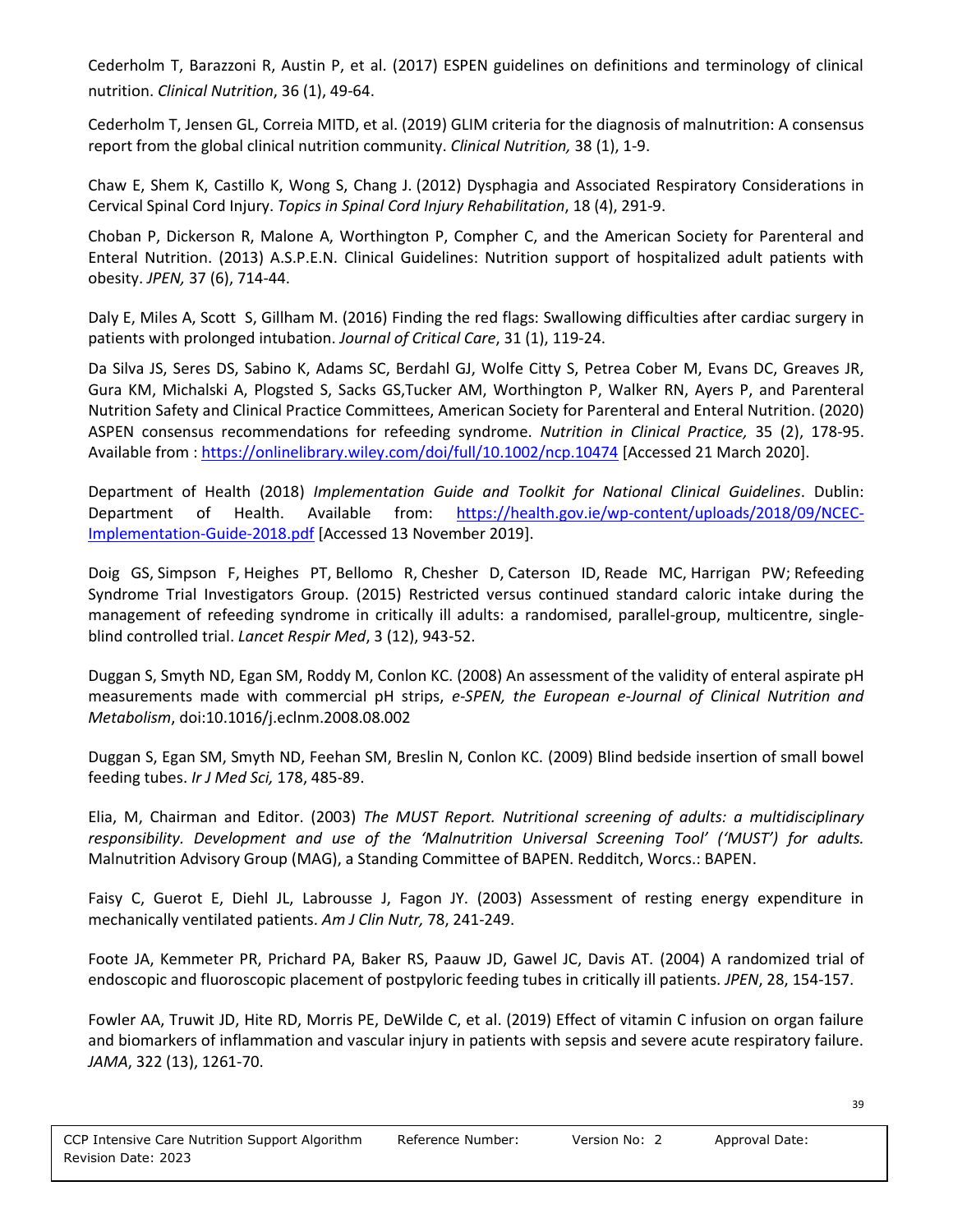Cederholm T, Barazzoni R, Austin P, et al. (2017) ESPEN guidelines on definitions and terminology of clinical nutrition. *Clinical Nutrition*, 36 (1), 49-64.

Cederholm T, Jensen GL, Correia MITD, et al. (2019) GLIM criteria for the diagnosis of malnutrition: A consensus report from the global clinical nutrition community. *Clinical Nutrition,* 38 (1), 1-9.

Chaw E, Shem K, Castillo K, Wong S, Chang J. (2012) Dysphagia and Associated Respiratory Considerations in Cervical Spinal Cord Injury. *Topics in Spinal Cord Injury Rehabilitation*, 18 (4), 291-9.

Choban P, Dickerson R, Malone A, Worthington P, Compher C, and the American Society for Parenteral and Enteral Nutrition. (2013) A.S.P.E.N. Clinical Guidelines: Nutrition support of hospitalized adult patients with obesity. *JPEN,* 37 (6), 714-44.

Daly E, Miles A, Scott S, Gillham M. (2016) Finding the red flags: Swallowing difficulties after cardiac surgery in patients with prolonged intubation. *Journal of Critical Care*, 31 (1), 119-24.

Da Silva JS, Seres DS, Sabino K, Adams SC, Berdahl GJ, Wolfe Citty S, Petrea Cober M, Evans DC, Greaves JR, Gura KM, Michalski A, Plogsted S, Sacks GS,Tucker AM, Worthington P, Walker RN, Ayers P, and Parenteral Nutrition Safety and Clinical Practice Committees, American Society for Parenteral and Enteral Nutrition. (2020) ASPEN consensus recommendations for refeeding syndrome. *Nutrition in Clinical Practice,* 35 (2), 178-95. Available from : https://onlinelibrary.wiley.com/doi/full/10.1002/ncp.10474 [Accessed 21 March 2020].

Department of Health (2018) *Implementation Guide and Toolkit for National Clinical Guidelines*. Dublin: Department of Health. Available from: https://health.gov.ie/wp-content/uploads/2018/09/NCEC-Implementation-Guide-2018.pdf [Accessed 13 November 2019].

Doig GS, Simpson F, Heighes PT, Bellomo R, Chesher D, Caterson ID, Reade MC, Harrigan PW; Refeeding Syndrome Trial Investigators Group. (2015) Restricted versus continued standard caloric intake during the management of refeeding syndrome in critically ill adults: a randomised, parallel-group, multicentre, single-blind controlled trial. *Lancet Respir Med*, 3 (12), 943-52.

Duggan S, Smyth ND, Egan SM, Roddy M, Conlon KC. (2008) An assessment of the validity of enteral aspirate pH measurements made with commercial pH strips, *e-SPEN, the European e-Journal of Clinical Nutrition and Metabolism*, doi:10.1016/j.eclnm.2008.08.002

Duggan S, Egan SM, Smyth ND, Feehan SM, Breslin N, Conlon KC. (2009) Blind bedside insertion of small bowel feeding tubes. *Ir J Med Sci,* 178, 485-89.

Elia, M, Chairman and Editor. (2003) *The MUST Report. Nutritional screening of adults: a multidisciplinary responsibility. Development and use of the 'Malnutrition Universal Screening Tool' ('MUST') for adults.* Malnutrition Advisory Group (MAG), a Standing Committee of BAPEN. Redditch, Worcs.: BAPEN.

Faisy C, Guerot E, Diehl JL, Labrousse J, Fagon JY. (2003) Assessment of resting energy expenditure in mechanically ventilated patients. *Am J Clin Nutr,* 78, 241-249.

Foote JA, Kemmeter PR, Prichard PA, Baker RS, Paauw JD, Gawel JC, Davis AT. (2004) A randomized trial of endoscopic and fluoroscopic placement of postpyloric feeding tubes in critically ill patients. *JPEN*, 28, 154-157.

Fowler AA, Truwit JD, Hite RD, Morris PE, DeWilde C, et al. (2019) Effect of vitamin C infusion on organ failure and biomarkers of inflammation and vascular injury in patients with sepsis and severe acute respiratory failure. *JAMA*, 322 (13), 1261-70.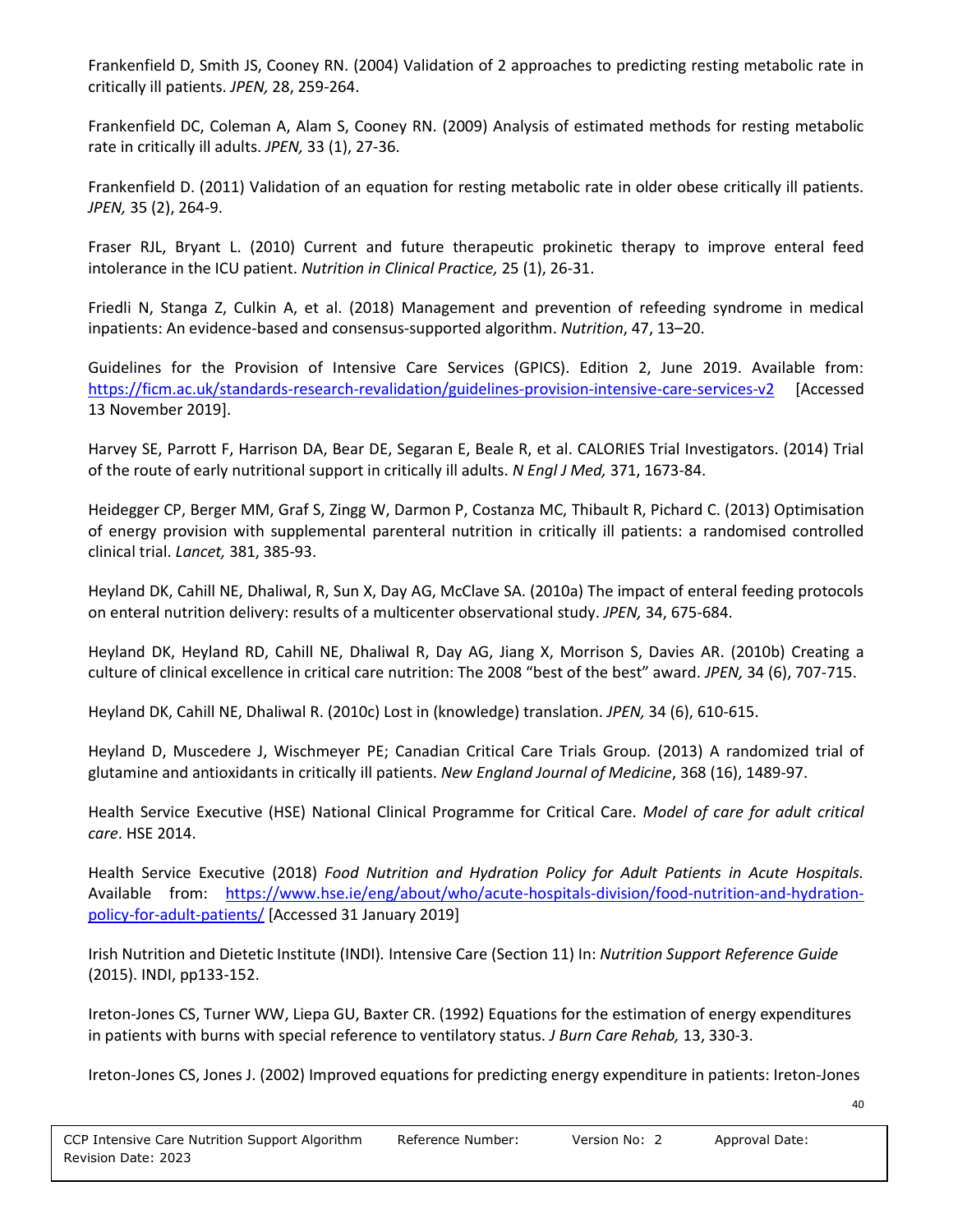Frankenfield D, Smith JS, Cooney RN. (2004) Validation of 2 approaches to predicting resting metabolic rate in critically ill patients. *JPEN,* 28, 259-264.

Frankenfield DC, Coleman A, Alam S, Cooney RN. (2009) Analysis of estimated methods for resting metabolic rate in critically ill adults. *JPEN,* 33 (1), 27-36.

Frankenfield D. (2011) Validation of an equation for resting metabolic rate in older obese critically ill patients. *JPEN,* 35 (2), 264-9.

Fraser RJL, Bryant L. (2010) Current and future therapeutic prokinetic therapy to improve enteral feed intolerance in the ICU patient. *Nutrition in Clinical Practice,* 25 (1), 26-31.

Friedli N, Stanga Z, Culkin A, et al. (2018) Management and prevention of refeeding syndrome in medical inpatients: An evidence-based and consensus-supported algorithm. *Nutrition*, 47, 13–20.

Guidelines for the Provision of Intensive Care Services (GPICS). Edition 2, June 2019. Available from: https://ficm.ac.uk/standards-research-revalidation/guidelines-provision-intensive-care-services-v2 [Accessed 13 November 2019].

Harvey SE, Parrott F, Harrison DA, Bear DE, Segaran E, Beale R, et al. CALORIES Trial Investigators. (2014) Trial of the route of early nutritional support in critically ill adults. *N Engl J Med,* 371, 1673-84.

Heidegger CP, Berger MM, Graf S, Zingg W, Darmon P, Costanza MC, Thibault R, Pichard C. (2013) Optimisation of energy provision with supplemental parenteral nutrition in critically ill patients: a randomised controlled clinical trial. *Lancet,* 381, 385-93.

Heyland DK, Cahill NE, Dhaliwal, R, Sun X, Day AG, McClave SA. (2010a) The impact of enteral feeding protocols on enteral nutrition delivery: results of a multicenter observational study. *JPEN,* 34, 675-684.

Heyland DK, Heyland RD, Cahill NE, Dhaliwal R, Day AG, Jiang X, Morrison S, Davies AR. (2010b) Creating a culture of clinical excellence in critical care nutrition: The 2008 "best of the best" award. *JPEN,* 34 (6), 707-715.

Heyland DK, Cahill NE, Dhaliwal R. (2010c) Lost in (knowledge) translation. *JPEN,* 34 (6), 610-615.

Heyland D, Muscedere J, Wischmeyer PE; Canadian Critical Care Trials Group. (2013) A randomized trial of glutamine and antioxidants in critically ill patients. *New England Journal of Medicine*, 368 (16), 1489-97.

Health Service Executive (HSE) National Clinical Programme for Critical Care. *Model of care for adult critical care*. HSE 2014.

Health Service Executive (2018) *Food Nutrition and Hydration Policy for Adult Patients in Acute Hospitals.* Available from: https://www.hse.ie/eng/about/who/acute-hospitals-division/food-nutrition-and-hydration-policy-for-adult-patients/ [Accessed 31 January 2019]

Irish Nutrition and Dietetic Institute (INDI). Intensive Care (Section 11) In: *Nutrition Support Reference Guide* (2015). INDI, pp133-152.

Ireton-Jones CS, Turner WW, Liepa GU, Baxter CR. (1992) Equations for the estimation of energy expenditures in patients with burns with special reference to ventilatory status. *J Burn Care Rehab,* 13, 330-3.

Ireton-Jones CS, Jones J. (2002) Improved equations for predicting energy expenditure in patients: Ireton-Jones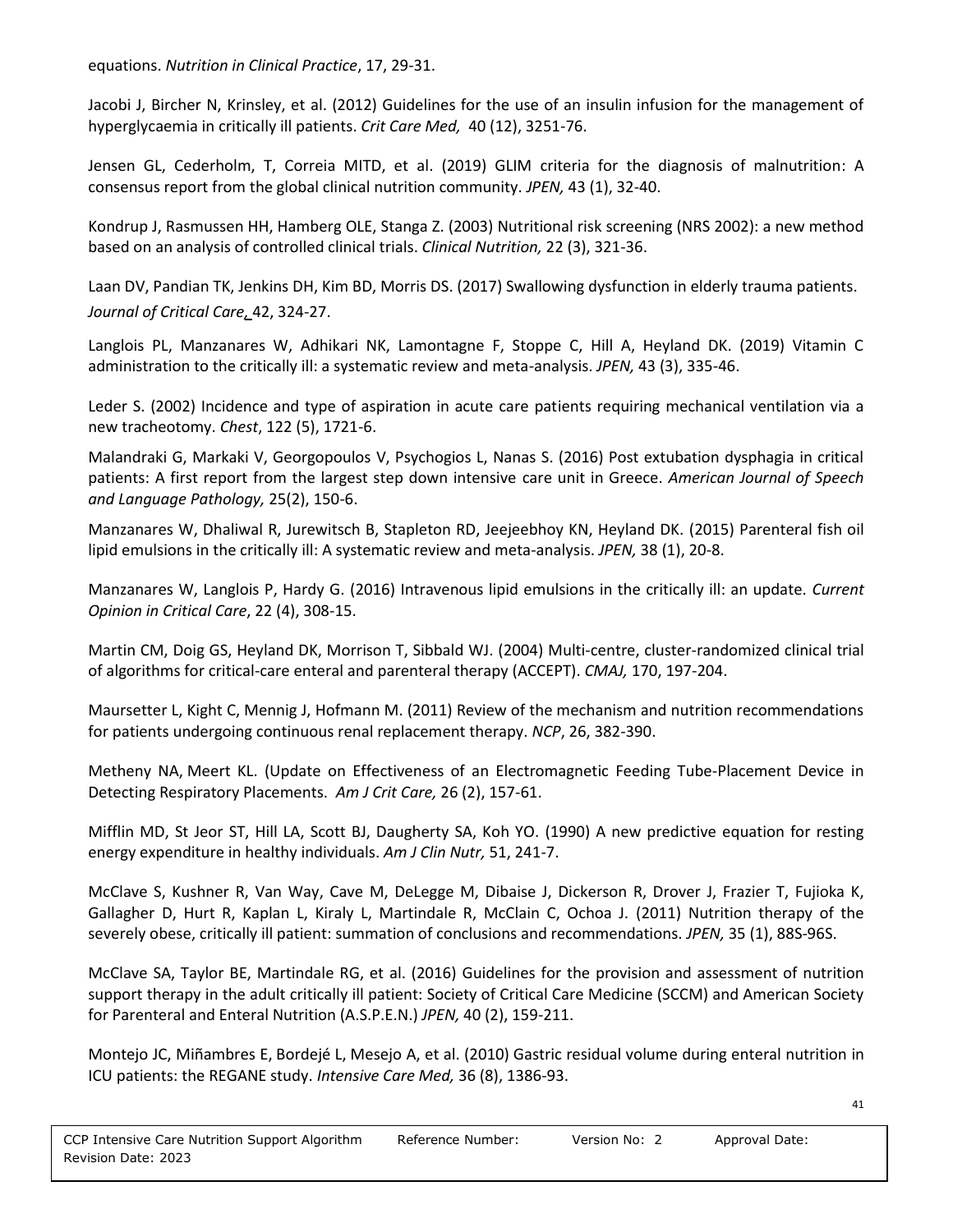equations. *Nutrition in Clinical Practice*, 17, 29-31.

Jacobi J, Bircher N, Krinsley, et al. (2012) Guidelines for the use of an insulin infusion for the management of hyperglycaemia in critically ill patients. *Crit Care Med,* 40 (12), 3251-76.

Jensen GL, Cederholm, T, Correia MITD, et al. (2019) GLIM criteria for the diagnosis of malnutrition: A consensus report from the global clinical nutrition community. *JPEN,* 43 (1), 32-40.

Kondrup J, Rasmussen HH, Hamberg OLE, Stanga Z. (2003) Nutritional risk screening (NRS 2002): a new method based on an analysis of controlled clinical trials. *Clinical Nutrition,* 22 (3), 321-36.

Laan DV, Pandian TK, Jenkins DH, Kim BD, Morris DS. (2017) Swallowing dysfunction in elderly trauma patients. *Journal of Critical Care*, 42, 324-27.

Langlois PL, Manzanares W, Adhikari NK, Lamontagne F, Stoppe C, Hill A, Heyland DK. (2019) Vitamin C administration to the critically ill: a systematic review and meta-analysis. *JPEN,* 43 (3), 335-46.

Leder S. (2002) Incidence and type of aspiration in acute care patients requiring mechanical ventilation via a new tracheotomy. *Chest*, 122 (5), 1721-6.

Malandraki G, Markaki V, Georgopoulos V, Psychogios L, Nanas S. (2016) Post extubation dysphagia in critical patients: A first report from the largest step down intensive care unit in Greece. *American Journal of Speech and Language Pathology,* 25(2), 150-6.

Manzanares W, Dhaliwal R, Jurewitsch B, Stapleton RD, Jeejeebhoy KN, Heyland DK. (2015) Parenteral fish oil lipid emulsions in the critically ill: A systematic review and meta-analysis. *JPEN,* 38 (1), 20-8.

Manzanares W, Langlois P, Hardy G. (2016) Intravenous lipid emulsions in the critically ill: an update. *Current Opinion in Critical Care*, 22 (4), 308-15.

Martin CM, Doig GS, Heyland DK, Morrison T, Sibbald WJ. (2004) Multi-centre, cluster-randomized clinical trial of algorithms for critical-care enteral and parenteral therapy (ACCEPT). *CMAJ,* 170, 197-204.

Maursetter L, Kight C, Mennig J, Hofmann M. (2011) Review of the mechanism and nutrition recommendations for patients undergoing continuous renal replacement therapy. *NCP*, 26, 382-390.

Metheny NA, Meert KL. (Update on Effectiveness of an Electromagnetic Feeding Tube-Placement Device in Detecting Respiratory Placements. *Am J Crit Care,* 26 (2), 157-61.

Mifflin MD, St Jeor ST, Hill LA, Scott BJ, Daugherty SA, Koh YO. (1990) A new predictive equation for resting energy expenditure in healthy individuals. *Am J Clin Nutr,* 51, 241-7.

McClave S, Kushner R, Van Way, Cave M, DeLegge M, Dibaise J, Dickerson R, Drover J, Frazier T, Fujioka K, Gallagher D, Hurt R, Kaplan L, Kiraly L, Martindale R, McClain C, Ochoa J. (2011) Nutrition therapy of the severely obese, critically ill patient: summation of conclusions and recommendations. *JPEN,* 35 (1), 88S-96S.

McClave SA, Taylor BE, Martindale RG, et al. (2016) Guidelines for the provision and assessment of nutrition support therapy in the adult critically ill patient: Society of Critical Care Medicine (SCCM) and American Society for Parenteral and Enteral Nutrition (A.S.P.E.N.) *JPEN,* 40 (2), 159-211.

Montejo JC, Miñambres E, Bordejé L, Mesejo A, et al. (2010) Gastric residual volume during enteral nutrition in ICU patients: the REGANE study. *Intensive Care Med,* 36 (8), 1386-93.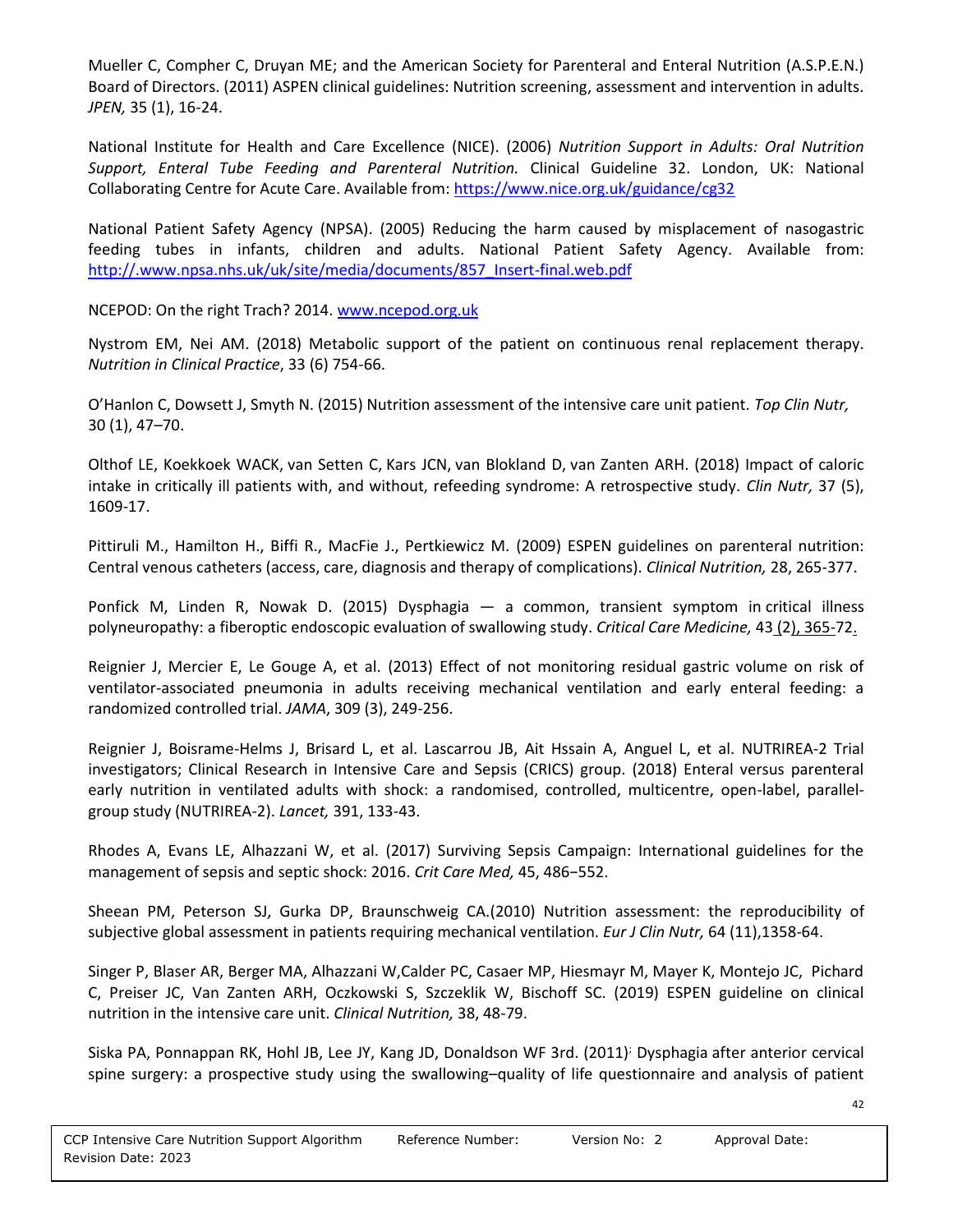Mueller C, Compher C, Druyan ME; and the American Society for Parenteral and Enteral Nutrition (A.S.P.E.N.) Board of Directors. (2011) ASPEN clinical guidelines: Nutrition screening, assessment and intervention in adults. *JPEN,* 35 (1), 16-24.

National Institute for Health and Care Excellence (NICE). (2006) *Nutrition Support in Adults: Oral Nutrition Support, Enteral Tube Feeding and Parenteral Nutrition.* Clinical Guideline 32. London, UK: National Collaborating Centre for Acute Care. Available from: https://www.nice.org.uk/guidance/cg32

National Patient Safety Agency (NPSA). (2005) Reducing the harm caused by misplacement of nasogastric feeding tubes in infants, children and adults. National Patient Safety Agency. Available from: http://.www.npsa.nhs.uk/uk/site/media/documents/857_Insert-final.web.pdf

NCEPOD: On the right Trach? 2014. www.ncepod.org.uk

Nystrom EM, Nei AM. (2018) Metabolic support of the patient on continuous renal replacement therapy. *Nutrition in Clinical Practice*, 33 (6) 754-66.

O'Hanlon C, Dowsett J, Smyth N. (2015) Nutrition assessment of the intensive care unit patient. *Top Clin Nutr,* 30 (1), 47–70.

Olthof LE, Koekkoek WACK, van Setten C, Kars JCN, van Blokland D, van Zanten ARH. (2018) Impact of caloric intake in critically ill patients with, and without, refeeding syndrome: A retrospective study. *Clin Nutr,* 37 (5), 1609-17.

Pittiruli M., Hamilton H., Biffi R., MacFie J., Pertkiewicz M. (2009) ESPEN guidelines on parenteral nutrition: Central venous catheters (access, care, diagnosis and therapy of complications). *Clinical Nutrition,* 28, 265-377.

Ponfick M, Linden R, Nowak D. (2015) Dysphagia — a common, transient symptom in critical illness polyneuropathy: a fiberoptic endoscopic evaluation of swallowing study. *Critical Care Medicine,* 43 (2), 365-72.

Reignier J, Mercier E, Le Gouge A, et al. (2013) Effect of not monitoring residual gastric volume on risk of ventilator-associated pneumonia in adults receiving mechanical ventilation and early enteral feeding: a randomized controlled trial. *JAMA*, 309 (3), 249-256.

Reignier J, Boisrame-Helms J, Brisard L, et al. Lascarrou JB, Ait Hssain A, Anguel L, et al. NUTRIREA-2 Trial investigators; Clinical Research in Intensive Care and Sepsis (CRICS) group. (2018) Enteral versus parenteral early nutrition in ventilated adults with shock: a randomised, controlled, multicentre, open-label, parallel-group study (NUTRIREA-2). *Lancet,* 391, 133-43.

Rhodes A, Evans LE, Alhazzani W, et al. (2017) Surviving Sepsis Campaign: International guidelines for the management of sepsis and septic shock: 2016. *Crit Care Med,* 45, 486−552.

Sheean PM, Peterson SJ, Gurka DP, Braunschweig CA.(2010) Nutrition assessment: the reproducibility of subjective global assessment in patients requiring mechanical ventilation. *Eur J Clin Nutr,* 64 (11),1358-64.

Singer P, Blaser AR, Berger MA, Alhazzani W,Calder PC, Casaer MP, Hiesmayr M, Mayer K, Montejo JC, Pichard C, Preiser JC, Van Zanten ARH, Oczkowski S, Szczeklik W, Bischoff SC. (2019) ESPEN guideline on clinical nutrition in the intensive care unit. *Clinical Nutrition,* 38, 48-79.

Siska PA, Ponnappan RK, Hohl JB, Lee JY, Kang JD, Donaldson WF 3rd. (2011); Dysphagia after anterior cervical spine surgery: a prospective study using the swallowing–quality of life questionnaire and analysis of patient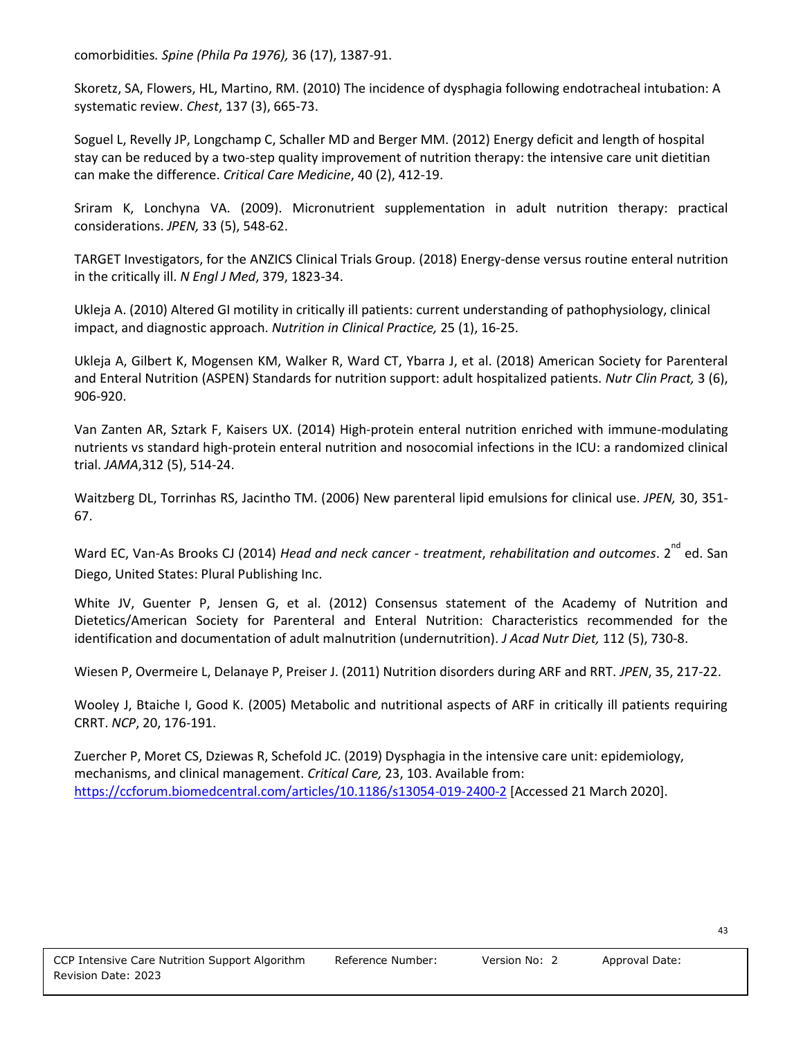comorbidities. *Spine (Phila Pa 1976),* 36 (17), 1387-91.

Skoretz, SA, Flowers, HL, Martino, RM. (2010) The incidence of dysphagia following endotracheal intubation: A systematic review. *Chest*, 137 (3), 665-73.

Soguel L, Revelly JP, Longchamp C, Schaller MD and Berger MM. (2012) Energy deficit and length of hospital stay can be reduced by a two-step quality improvement of nutrition therapy: the intensive care unit dietitian can make the difference. *Critical Care Medicine*, 40 (2), 412-19.

Sriram K, Lonchyna VA. (2009). Micronutrient supplementation in adult nutrition therapy: practical considerations. *JPEN,* 33 (5), 548-62.

TARGET Investigators, for the ANZICS Clinical Trials Group. (2018) Energy-dense versus routine enteral nutrition in the critically ill. *N Engl J Med*, 379, 1823-34.

Ukleja A. (2010) Altered GI motility in critically ill patients: current understanding of pathophysiology, clinical impact, and diagnostic approach. *Nutrition in Clinical Practice,* 25 (1), 16-25.

Ukleja A, Gilbert K, Mogensen KM, Walker R, Ward CT, Ybarra J, et al. (2018) American Society for Parenteral and Enteral Nutrition (ASPEN) Standards for nutrition support: adult hospitalized patients. *Nutr Clin Pract,* 3 (6), 906-920.

Van Zanten AR, Sztark F, Kaisers UX. (2014) High-protein enteral nutrition enriched with immune-modulating nutrients vs standard high-protein enteral nutrition and nosocomial infections in the ICU: a randomized clinical trial. *JAMA*,312 (5), 514-24.

Waitzberg DL, Torrinhas RS, Jacintho TM. (2006) New parenteral lipid emulsions for clinical use. *JPEN,* 30, 351-67.

Ward EC, Van-As Brooks CJ (2014) *Head and neck cancer - treatment*, *rehabilitation and outcomes*. 2nd ed. San Diego, United States: Plural Publishing Inc.

White JV, Guenter P, Jensen G, et al. (2012) Consensus statement of the Academy of Nutrition and Dietetics/American Society for Parenteral and Enteral Nutrition: Characteristics recommended for the identification and documentation of adult malnutrition (undernutrition). *J Acad Nutr Diet,* 112 (5), 730-8.

Wiesen P, Overmeire L, Delanaye P, Preiser J. (2011) Nutrition disorders during ARF and RRT. *JPEN*, 35, 217-22.

Wooley J, Btaiche I, Good K. (2005) Metabolic and nutritional aspects of ARF in critically ill patients requiring CRRT. *NCP*, 20, 176-191.

Zuercher P, Moret CS, Dziewas R, Schefold JC. (2019) Dysphagia in the intensive care unit: epidemiology, mechanisms, and clinical management. *Critical Care,* 23, 103. Available from: https://ccforum.biomedcentral.com/articles/10.1186/s13054-019-2400-2 [Accessed 21 March 2020].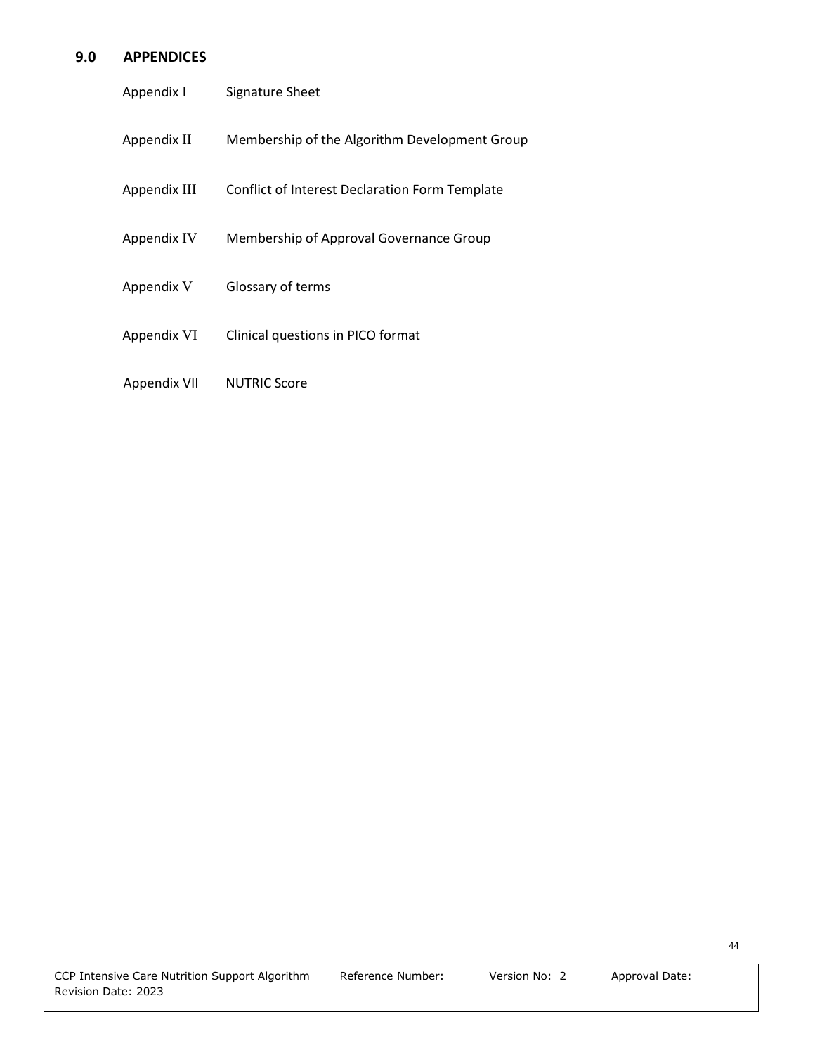## 9.0 APPENDICES

| | |
|---|---|
| Appendix I | Signature Sheet |
| Appendix II | Membership of the Algorithm Development Group |
| Appendix III | Conflict of Interest Declaration Form Template |
| Appendix IV | Membership of Approval Governance Group |
| Appendix V | Glossary of terms |
| Appendix VI | Clinical questions in PICO format |
| Appendix VII | NUTRIC Score |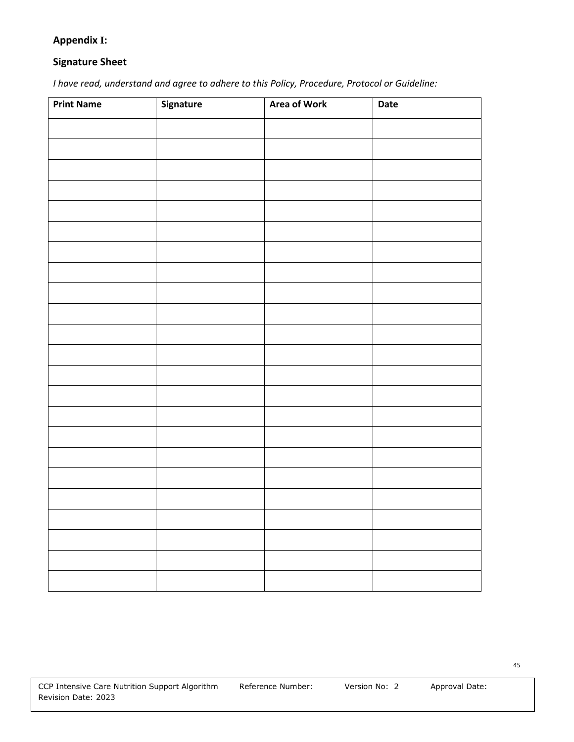**Appendix I:**

**Signature Sheet**

*I have read, understand and agree to adhere to this Policy, Procedure, Protocol or Guideline:*

| Print Name | Signature | Area of Work | Date |
|---|---|---|---|
| | | | |
| | | | |
| | | | |
| | | | |
| | | | |
| | | | |
| | | | |
| | | | |
| | | | |
| | | | |
| | | | |
| | | | |
| | | | |
| | | | |
| | | | |
| | | | |
| | | | |
| | | | |
| | | | |
| | | | |
| | | | |
| | | | |
| | | | |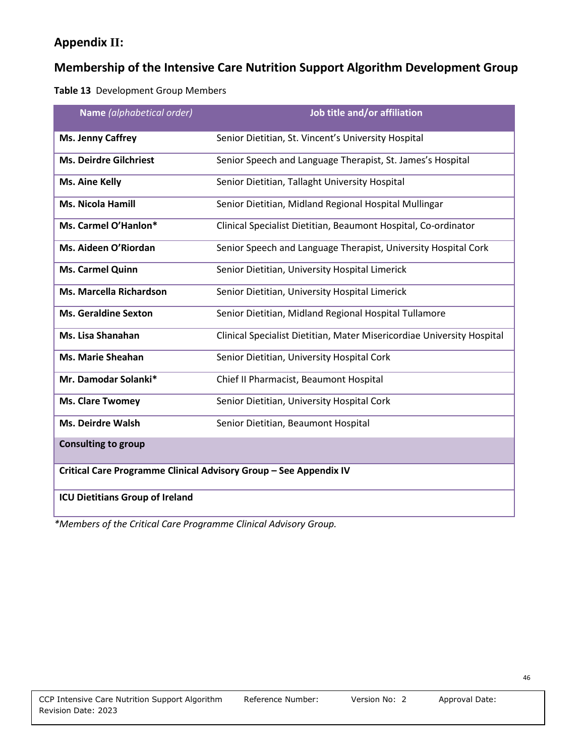## Appendix II:

## Membership of the Intensive Care Nutrition Support Algorithm Development Group

**Table 13** Development Group Members

| **Name** *(alphabetical order)* | **Job title and/or affiliation** |
|---|---|
| **Ms. Jenny Caffrey** | Senior Dietitian, St. Vincent's University Hospital |
| **Ms. Deirdre Gilchriest** | Senior Speech and Language Therapist, St. James's Hospital |
| **Ms. Aine Kelly** | Senior Dietitian, Tallaght University Hospital |
| **Ms. Nicola Hamill** | Senior Dietitian, Midland Regional Hospital Mullingar |
| **Ms. Carmel O'Hanlon*** | Clinical Specialist Dietitian, Beaumont Hospital, Co-ordinator |
| **Ms. Aideen O'Riordan** | Senior Speech and Language Therapist, University Hospital Cork |
| **Ms. Carmel Quinn** | Senior Dietitian, University Hospital Limerick |
| **Ms. Marcella Richardson** | Senior Dietitian, University Hospital Limerick |
| **Ms. Geraldine Sexton** | Senior Dietitian, Midland Regional Hospital Tullamore |
| **Ms. Lisa Shanahan** | Clinical Specialist Dietitian, Mater Misericordiae University Hospital |
| **Ms. Marie Sheahan** | Senior Dietitian, University Hospital Cork |
| **Mr. Damodar Solanki*** | Chief II Pharmacist, Beaumont Hospital |
| **Ms. Clare Twomey** | Senior Dietitian, University Hospital Cork |
| **Ms. Deirdre Walsh** | Senior Dietitian, Beaumont Hospital |
| **Consulting to group** | |
| **Critical Care Programme Clinical Advisory Group – See Appendix IV** | |
| **ICU Dietitians Group of Ireland** | |

*\*Members of the Critical Care Programme Clinical Advisory Group.*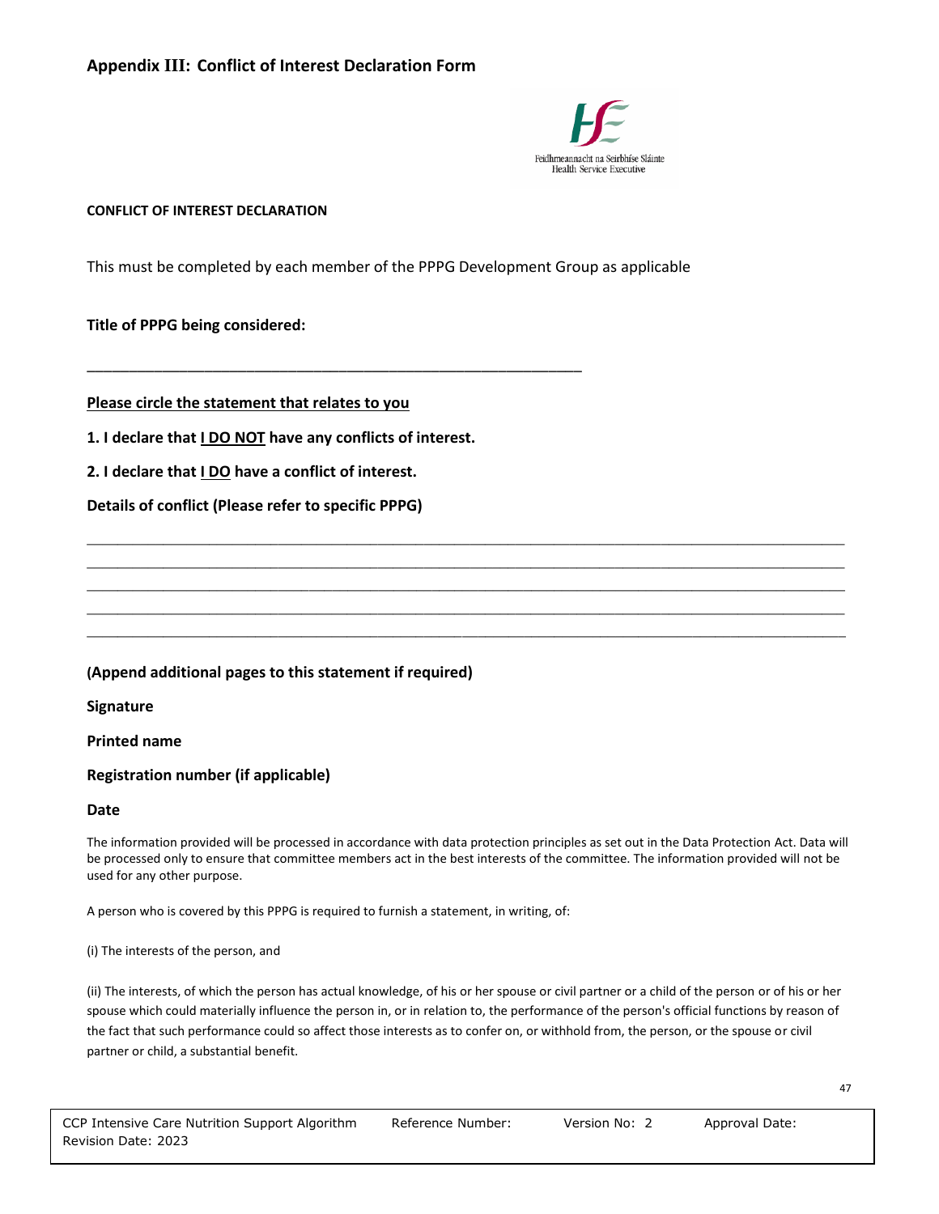## Appendix III: Conflict of Interest Declaration Form

Feidhmeannacht na Seirbhíse Sláinte
Health Service Executive

**CONFLICT OF INTEREST DECLARATION**

This must be completed by each member of the PPPG Development Group as applicable

**Title of PPPG being considered:**

_______________________________________________________________

**Please circle the statement that relates to you**

**1. I declare that I DO NOT have any conflicts of interest.**

**2. I declare that I DO have a conflict of interest.**

**Details of conflict (Please refer to specific PPPG)**

_______________________________________________________________________________________________

_______________________________________________________________________________________________

_______________________________________________________________________________________________

_______________________________________________________________________________________________

_______________________________________________________________________________________________

**(Append additional pages to this statement if required)**

**Signature**

**Printed name**

**Registration number (if applicable)**

**Date**

The information provided will be processed in accordance with data protection principles as set out in the Data Protection Act. Data will be processed only to ensure that committee members act in the best interests of the committee. The information provided will not be used for any other purpose.

A person who is covered by this PPPG is required to furnish a statement, in writing, of:

(i) The interests of the person, and

(ii) The interests, of which the person has actual knowledge, of his or her spouse or civil partner or a child of the person or of his or her spouse which could materially influence the person in, or in relation to, the performance of the person's official functions by reason of the fact that such performance could so affect those interests as to confer on, or withhold from, the person, or the spouse or civil partner or child, a substantial benefit.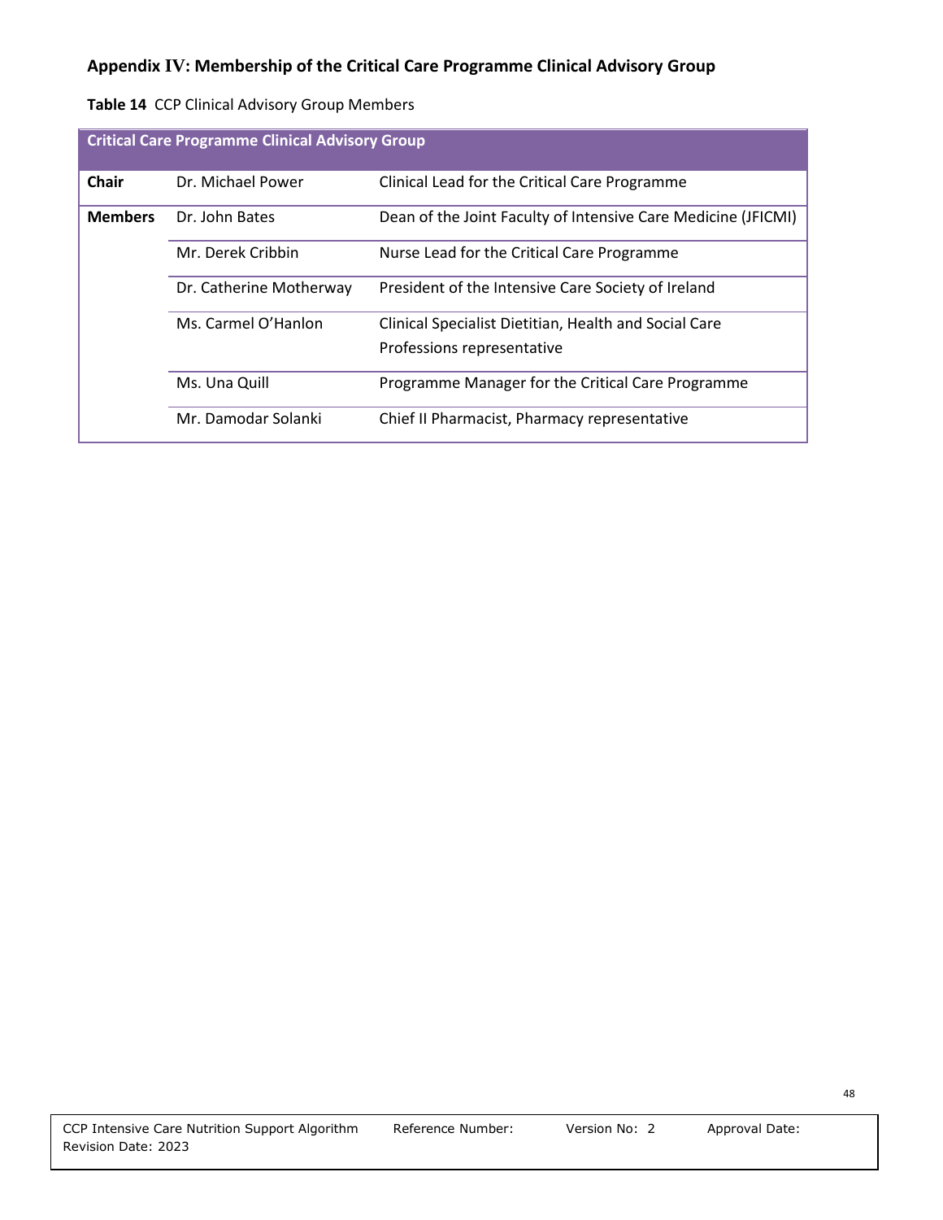## Appendix IV: Membership of the Critical Care Programme Clinical Advisory Group

**Table 14** CCP Clinical Advisory Group Members

| Critical Care Programme Clinical Advisory Group | | |
|---|---|---|
| **Chair** | Dr. Michael Power | Clinical Lead for the Critical Care Programme |
| **Members** | Dr. John Bates | Dean of the Joint Faculty of Intensive Care Medicine (JFICMI) |
| | Mr. Derek Cribbin | Nurse Lead for the Critical Care Programme |
| | Dr. Catherine Motherway | President of the Intensive Care Society of Ireland |
| | Ms. Carmel O'Hanlon | Clinical Specialist Dietitian, Health and Social Care Professions representative |
| | Ms. Una Quill | Programme Manager for the Critical Care Programme |
| | Mr. Damodar Solanki | Chief II Pharmacist, Pharmacy representative |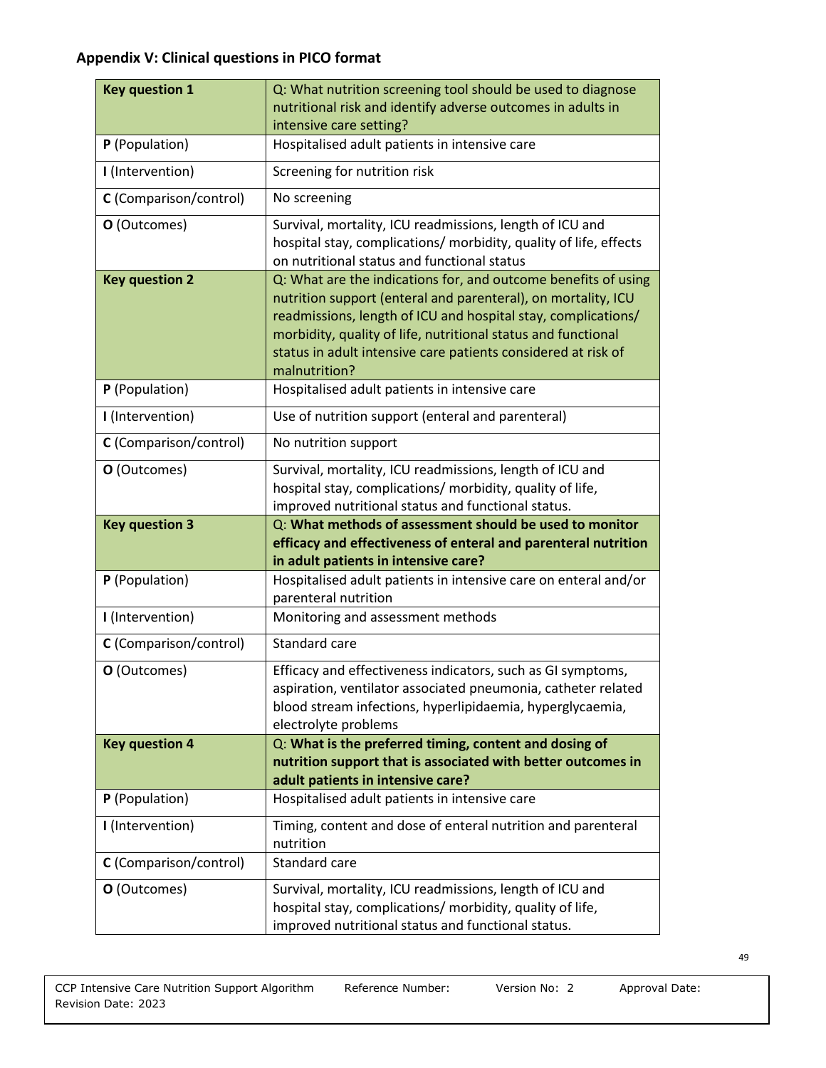## Appendix V: Clinical questions in PICO format

| **Key question 1** | Q: What nutrition screening tool should be used to diagnose nutritional risk and identify adverse outcomes in adults in intensive care setting? |
|---|---|
| **P** (Population) | Hospitalised adult patients in intensive care |
| **I** (Intervention) | Screening for nutrition risk |
| **C** (Comparison/control) | No screening |
| **O** (Outcomes) | Survival, mortality, ICU readmissions, length of ICU and hospital stay, complications/ morbidity, quality of life, effects on nutritional status and functional status |
| **Key question 2** | Q: What are the indications for, and outcome benefits of using nutrition support (enteral and parenteral), on mortality, ICU readmissions, length of ICU and hospital stay, complications/ morbidity, quality of life, nutritional status and functional status in adult intensive care patients considered at risk of malnutrition? |
| **P** (Population) | Hospitalised adult patients in intensive care |
| **I** (Intervention) | Use of nutrition support (enteral and parenteral) |
| **C** (Comparison/control) | No nutrition support |
| **O** (Outcomes) | Survival, mortality, ICU readmissions, length of ICU and hospital stay, complications/ morbidity, quality of life, improved nutritional status and functional status. |
| **Key question 3** | Q: **What methods of assessment should be used to monitor efficacy and effectiveness of enteral and parenteral nutrition in adult patients in intensive care?** |
| **P** (Population) | Hospitalised adult patients in intensive care on enteral and/or parenteral nutrition |
| **I** (Intervention) | Monitoring and assessment methods |
| **C** (Comparison/control) | Standard care |
| **O** (Outcomes) | Efficacy and effectiveness indicators, such as GI symptoms, aspiration, ventilator associated pneumonia, catheter related blood stream infections, hyperlipidaemia, hyperglycaemia, electrolyte problems |
| **Key question 4** | Q: **What is the preferred timing, content and dosing of nutrition support that is associated with better outcomes in adult patients in intensive care?** |
| **P** (Population) | Hospitalised adult patients in intensive care |
| **I** (Intervention) | Timing, content and dose of enteral nutrition and parenteral nutrition |
| **C** (Comparison/control) | Standard care |
| **O** (Outcomes) | Survival, mortality, ICU readmissions, length of ICU and hospital stay, complications/ morbidity, quality of life, improved nutritional status and functional status. |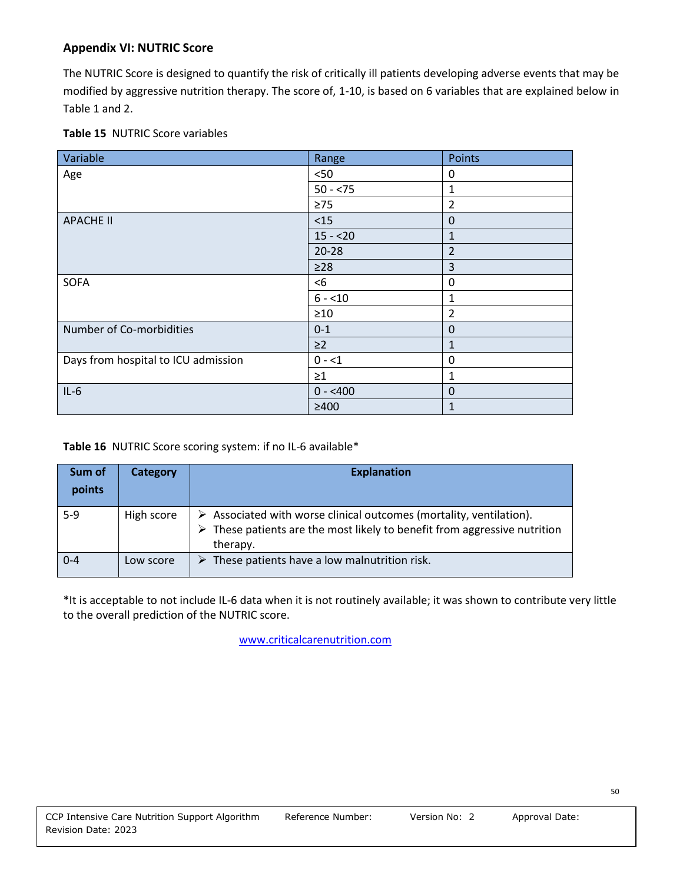### Appendix VI: NUTRIC Score

The NUTRIC Score is designed to quantify the risk of critically ill patients developing adverse events that may be modified by aggressive nutrition therapy. The score of, 1-10, is based on 6 variables that are explained below in Table 1 and 2.

**Table 15** NUTRIC Score variables

| Variable | Range | Points |
|---|---|---|
| Age | <50 | 0 |
| | 50 - <75 | 1 |
| | ≥75 | 2 |
| APACHE II | <15 | 0 |
| | 15 - <20 | 1 |
| | 20-28 | 2 |
| | ≥28 | 3 |
| SOFA | <6 | 0 |
| | 6 - <10 | 1 |
| | ≥10 | 2 |
| Number of Co-morbidities | 0-1 | 0 |
| | ≥2 | 1 |
| Days from hospital to ICU admission | 0 - <1 | 0 |
| | ≥1 | 1 |
| IL-6 | 0 - <400 | 0 |
| | ≥400 | 1 |

**Table 16** NUTRIC Score scoring system: if no IL-6 available*

| Sum of points | Category | Explanation |
|---|---|---|
| 5-9 | High score | ➢ Associated with worse clinical outcomes (mortality, ventilation).<br>➢ These patients are the most likely to benefit from aggressive nutrition therapy. |
| 0-4 | Low score | ➢ These patients have a low malnutrition risk. |

*It is acceptable to not include IL-6 data when it is not routinely available; it was shown to contribute very little to the overall prediction of the NUTRIC score.

www.criticalcarenutrition.com